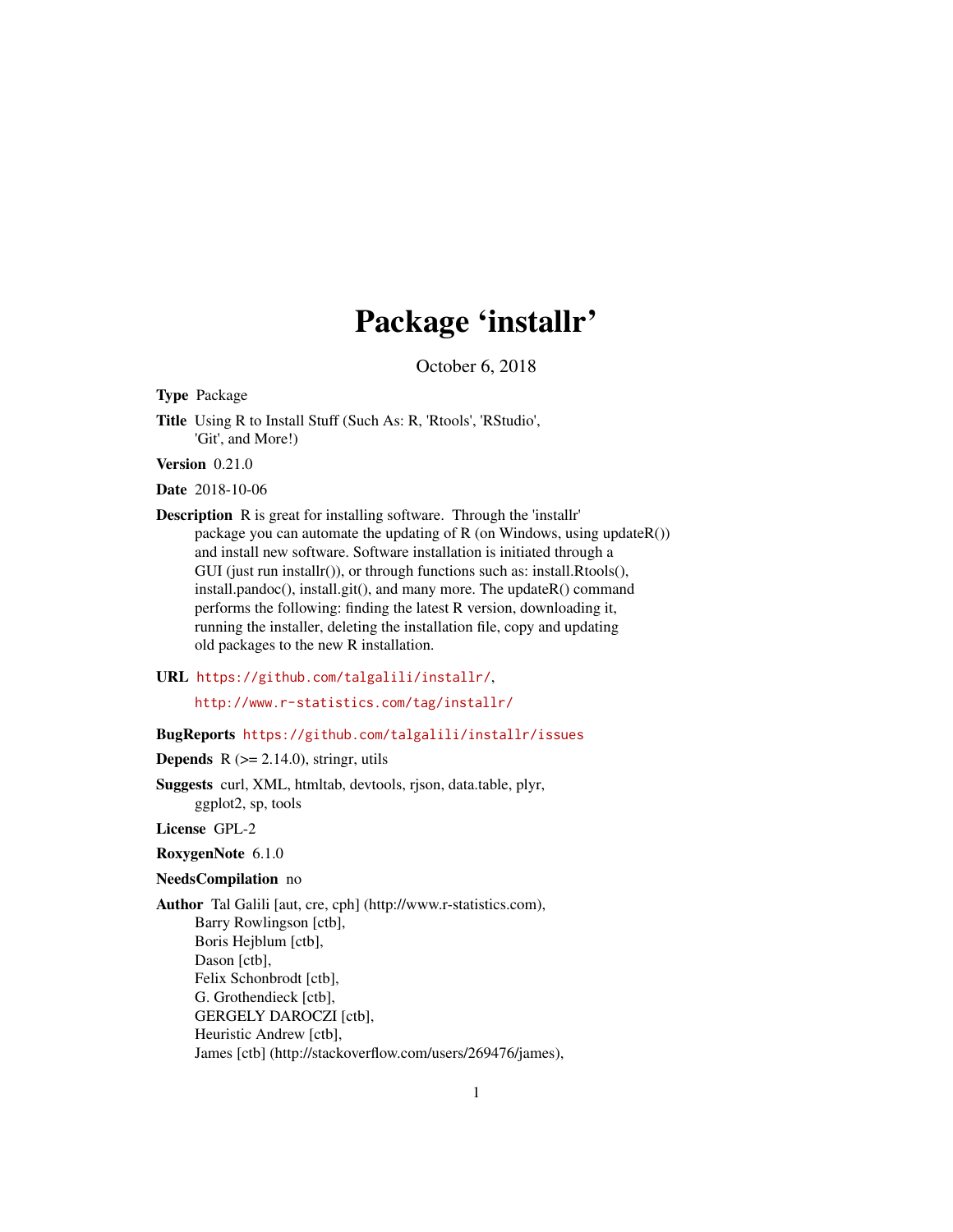# Package 'installr'

October 6, 2018

**Type** Package

**Title** Using R to Install Stuff (Such As: R, 'Rtools', 'RStudio', 'Git', and More!)

**Version** 0.21.0

**Date** 2018-10-06

**Description** R is great for installing software. Through the 'installr' package you can automate the updating of R (on Windows, using updateR()) and install new software. Software installation is initiated through a GUI (just run installr()), or through functions such as: install.Rtools(), install.pandoc(), install.git(), and many more. The updateR() command performs the following: finding the latest R version, downloading it, running the installer, deleting the installation file, copy and updating old packages to the new R installation.

**URL** https://github.com/talgalili/installr/,

http://www.r-statistics.com/tag/installr/

**BugReports** https://github.com/talgalili/installr/issues

**Depends** R (>= 2.14.0), stringr, utils

**Suggests** curl, XML, htmltab, devtools, rjson, data.table, plyr, ggplot2, sp, tools

**License** GPL-2

**RoxygenNote** 6.1.0

**NeedsCompilation** no

**Author** Tal Galili [aut, cre, cph] (http://www.r-statistics.com),
Barry Rowlingson [ctb],
Boris Hejblum [ctb],
Dason [ctb],
Felix Schonbrodt [ctb],
G. Grothendieck [ctb],
GERGELY DAROCZI [ctb],
Heuristic Andrew [ctb],
James [ctb] (http://stackoverflow.com/users/269476/james),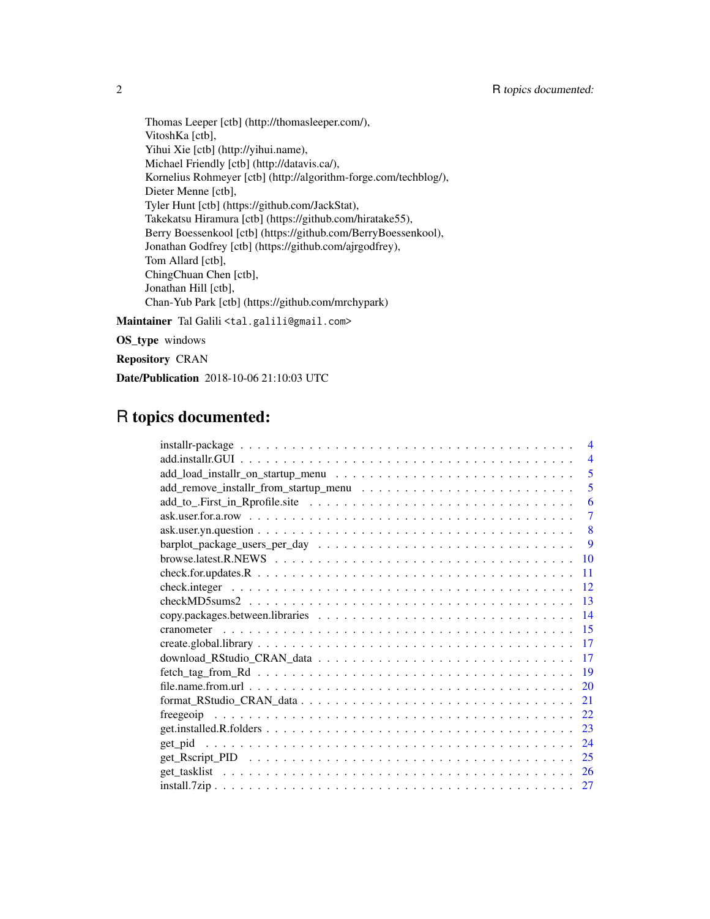Thomas Leeper [ctb] (http://thomasleeper.com/),
VitoshKa [ctb],
Yihui Xie [ctb] (http://yihui.name),
Michael Friendly [ctb] (http://datavis.ca/),
Kornelius Rohmeyer [ctb] (http://algorithm-forge.com/techblog/),
Dieter Menne [ctb],
Tyler Hunt [ctb] (https://github.com/JackStat),
Takekatsu Hiramura [ctb] (https://github.com/hiratake55),
Berry Boessenkool [ctb] (https://github.com/BerryBoessenkool),
Jonathan Godfrey [ctb] (https://github.com/ajrgodfrey),
Tom Allard [ctb],
ChingChuan Chen [ctb],
Jonathan Hill [ctb],
Chan-Yub Park [ctb] (https://github.com/mrchypark)

**Maintainer** Tal Galili <tal.galili@gmail.com>

**OS_type** windows

**Repository** CRAN

**Date/Publication** 2018-10-06 21:10:03 UTC

# R topics documented:

- installr-package . . . . . . . . . . . . . . . . . . . . . . . . . . . . . . . . . . . . . . 4
- add.installr.GUI . . . . . . . . . . . . . . . . . . . . . . . . . . . . . . . . . . . . . . 4
- add_load_installr_on_startup_menu . . . . . . . . . . . . . . . . . . . . . . . . . . . 5
- add_remove_installr_from_startup_menu . . . . . . . . . . . . . . . . . . . . . . . . . 5
- add_to_.First_in_Rprofile.site . . . . . . . . . . . . . . . . . . . . . . . . . . . . . . 6
- ask.user.for.a.row . . . . . . . . . . . . . . . . . . . . . . . . . . . . . . . . . . . . . 7
- ask.user.yn.question . . . . . . . . . . . . . . . . . . . . . . . . . . . . . . . . . . . . 8
- barplot_package_users_per_day . . . . . . . . . . . . . . . . . . . . . . . . . . . . . 9
- browse.latest.R.NEWS . . . . . . . . . . . . . . . . . . . . . . . . . . . . . . . . . . 10
- check.for.updates.R . . . . . . . . . . . . . . . . . . . . . . . . . . . . . . . . . . . 11
- check.integer . . . . . . . . . . . . . . . . . . . . . . . . . . . . . . . . . . . . . . . 12
- checkMD5sums2 . . . . . . . . . . . . . . . . . . . . . . . . . . . . . . . . . . . . . 13
- copy.packages.between.libraries . . . . . . . . . . . . . . . . . . . . . . . . . . . . 14
- cranometer . . . . . . . . . . . . . . . . . . . . . . . . . . . . . . . . . . . . . . . . 15
- create.global.library . . . . . . . . . . . . . . . . . . . . . . . . . . . . . . . . . . . 17
- download_RStudio_CRAN_data . . . . . . . . . . . . . . . . . . . . . . . . . . . . 17
- fetch_tag_from_Rd . . . . . . . . . . . . . . . . . . . . . . . . . . . . . . . . . . . 19
- file.name.from.url . . . . . . . . . . . . . . . . . . . . . . . . . . . . . . . . . . . . 20
- format_RStudio_CRAN_data . . . . . . . . . . . . . . . . . . . . . . . . . . . . . . 21
- freegeoip . . . . . . . . . . . . . . . . . . . . . . . . . . . . . . . . . . . . . . . . . 22
- get.installed.R.folders . . . . . . . . . . . . . . . . . . . . . . . . . . . . . . . . . 23
- get_pid . . . . . . . . . . . . . . . . . . . . . . . . . . . . . . . . . . . . . . . . . . 24
- get_Rscript_PID . . . . . . . . . . . . . . . . . . . . . . . . . . . . . . . . . . . . . 25
- get_tasklist . . . . . . . . . . . . . . . . . . . . . . . . . . . . . . . . . . . . . . . . 26
- install.7zip . . . . . . . . . . . . . . . . . . . . . . . . . . . . . . . . . . . . . . . . 27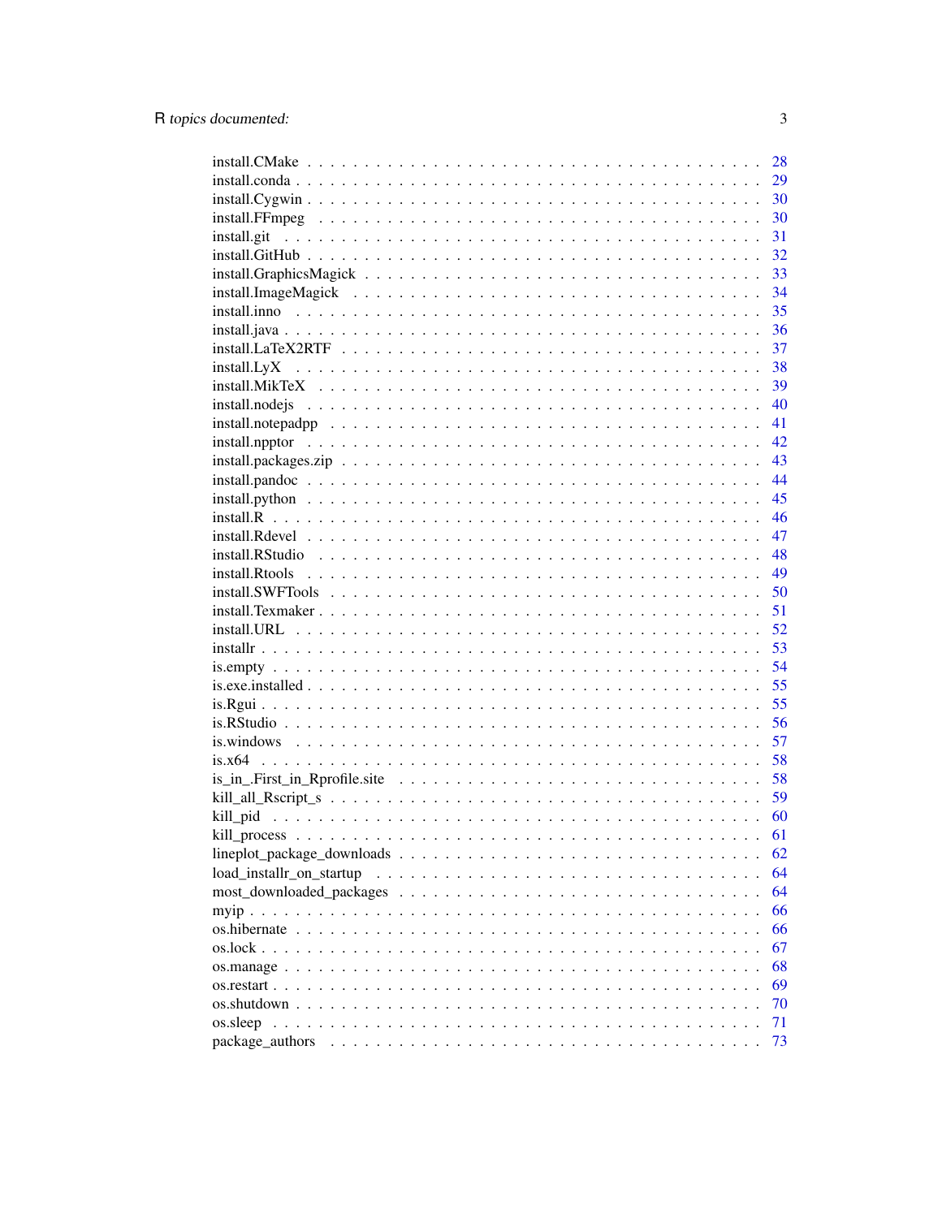install.CMake . . . . . . . . . . . . . . . . . . . . . . . . . . . . . . . . . . . . . 28
install.conda . . . . . . . . . . . . . . . . . . . . . . . . . . . . . . . . . . . . . 29
install.Cygwin . . . . . . . . . . . . . . . . . . . . . . . . . . . . . . . . . . . . 30
install.FFmpeg . . . . . . . . . . . . . . . . . . . . . . . . . . . . . . . . . . . . 30
install.git . . . . . . . . . . . . . . . . . . . . . . . . . . . . . . . . . . . . . . 31
install.GitHub . . . . . . . . . . . . . . . . . . . . . . . . . . . . . . . . . . . . 32
install.GraphicsMagick . . . . . . . . . . . . . . . . . . . . . . . . . . . . . . . . 33
install.ImageMagick . . . . . . . . . . . . . . . . . . . . . . . . . . . . . . . . . 34
install.inno . . . . . . . . . . . . . . . . . . . . . . . . . . . . . . . . . . . . . 35
install.java . . . . . . . . . . . . . . . . . . . . . . . . . . . . . . . . . . . . . 36
install.LaTeX2RTF . . . . . . . . . . . . . . . . . . . . . . . . . . . . . . . . . . 37
install.LyX . . . . . . . . . . . . . . . . . . . . . . . . . . . . . . . . . . . . . 38
install.MikTeX . . . . . . . . . . . . . . . . . . . . . . . . . . . . . . . . . . . . 39
install.nodejs . . . . . . . . . . . . . . . . . . . . . . . . . . . . . . . . . . . . 40
install.notepadpp . . . . . . . . . . . . . . . . . . . . . . . . . . . . . . . . . . 41
install.npptor . . . . . . . . . . . . . . . . . . . . . . . . . . . . . . . . . . . . 42
install.packages.zip . . . . . . . . . . . . . . . . . . . . . . . . . . . . . . . . . 43
install.pandoc . . . . . . . . . . . . . . . . . . . . . . . . . . . . . . . . . . . . 44
install.python . . . . . . . . . . . . . . . . . . . . . . . . . . . . . . . . . . . . 45
install.R . . . . . . . . . . . . . . . . . . . . . . . . . . . . . . . . . . . . . . . 46
install.Rdevel . . . . . . . . . . . . . . . . . . . . . . . . . . . . . . . . . . . . 47
install.RStudio . . . . . . . . . . . . . . . . . . . . . . . . . . . . . . . . . . . . 48
install.Rtools . . . . . . . . . . . . . . . . . . . . . . . . . . . . . . . . . . . . 49
install.SWFTools . . . . . . . . . . . . . . . . . . . . . . . . . . . . . . . . . . . 50
install.Texmaker . . . . . . . . . . . . . . . . . . . . . . . . . . . . . . . . . . . 51
install.URL . . . . . . . . . . . . . . . . . . . . . . . . . . . . . . . . . . . . . 52
installr . . . . . . . . . . . . . . . . . . . . . . . . . . . . . . . . . . . . . . . 53
is.empty . . . . . . . . . . . . . . . . . . . . . . . . . . . . . . . . . . . . . . 54
is.exe.installed . . . . . . . . . . . . . . . . . . . . . . . . . . . . . . . . . . . 55
is.Rgui . . . . . . . . . . . . . . . . . . . . . . . . . . . . . . . . . . . . . . . 55
is.RStudio . . . . . . . . . . . . . . . . . . . . . . . . . . . . . . . . . . . . . . 56
is.windows . . . . . . . . . . . . . . . . . . . . . . . . . . . . . . . . . . . . . . 57
is.x64 . . . . . . . . . . . . . . . . . . . . . . . . . . . . . . . . . . . . . . . . 58
is_in_.First_in_Rprofile.site . . . . . . . . . . . . . . . . . . . . . . . . . . . . . 58
kill_all_Rscript_s . . . . . . . . . . . . . . . . . . . . . . . . . . . . . . . . . . 59
kill_pid . . . . . . . . . . . . . . . . . . . . . . . . . . . . . . . . . . . . . . . 60
kill_process . . . . . . . . . . . . . . . . . . . . . . . . . . . . . . . . . . . . . 61
lineplot_package_downloads . . . . . . . . . . . . . . . . . . . . . . . . . . . . . . 62
load_installr_on_startup . . . . . . . . . . . . . . . . . . . . . . . . . . . . . . . 64
most_downloaded_packages . . . . . . . . . . . . . . . . . . . . . . . . . . . . . . . 64
myip . . . . . . . . . . . . . . . . . . . . . . . . . . . . . . . . . . . . . . . . . 66
os.hibernate . . . . . . . . . . . . . . . . . . . . . . . . . . . . . . . . . . . . . 66
os.lock . . . . . . . . . . . . . . . . . . . . . . . . . . . . . . . . . . . . . . . . 67
os.manage . . . . . . . . . . . . . . . . . . . . . . . . . . . . . . . . . . . . . . 68
os.restart . . . . . . . . . . . . . . . . . . . . . . . . . . . . . . . . . . . . . . 69
os.shutdown . . . . . . . . . . . . . . . . . . . . . . . . . . . . . . . . . . . . . 70
os.sleep . . . . . . . . . . . . . . . . . . . . . . . . . . . . . . . . . . . . . . . 71
package_authors . . . . . . . . . . . . . . . . . . . . . . . . . . . . . . . . . . . 73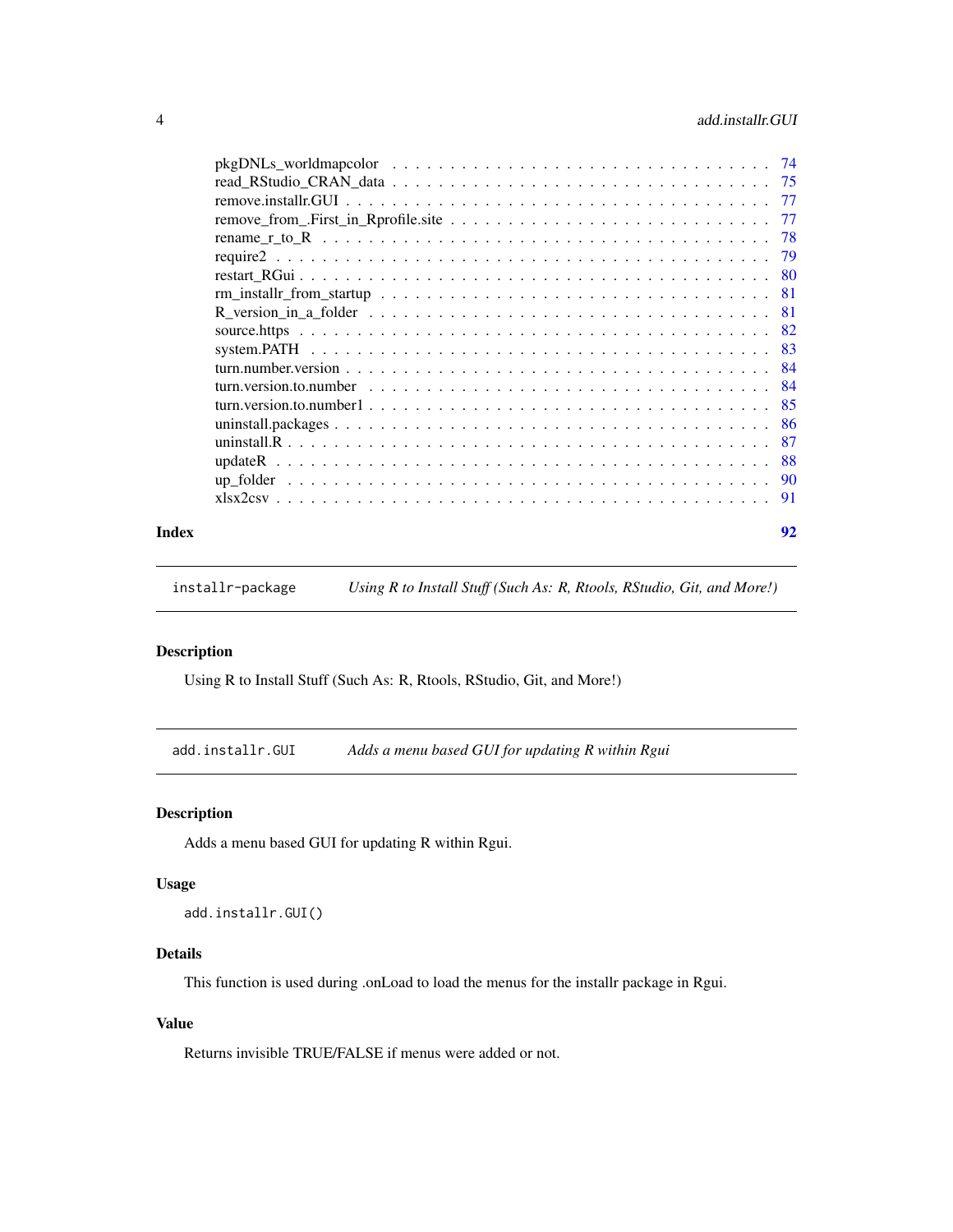pkgDNLs_worldmapcolor . . . . . . . . . . . . . . . . . . . . . . . . . . . . . . 74
read_RStudio_CRAN_data . . . . . . . . . . . . . . . . . . . . . . . . . . . . . . 75
remove.installr.GUI . . . . . . . . . . . . . . . . . . . . . . . . . . . . . . 77
remove_from_.First_in_Rprofile.site . . . . . . . . . . . . . . . . . . . . . . . . . . 77
rename_r_to_R . . . . . . . . . . . . . . . . . . . . . . . . . . . . . . 78
require2 . . . . . . . . . . . . . . . . . . . . . . . . . . . . . . 79
restart_RGui . . . . . . . . . . . . . . . . . . . . . . . . . . . . . . 80
rm_installr_from_startup . . . . . . . . . . . . . . . . . . . . . . . . . . . . . . 81
R_version_in_a_folder . . . . . . . . . . . . . . . . . . . . . . . . . . . . . . 81
source.https . . . . . . . . . . . . . . . . . . . . . . . . . . . . . . 82
system.PATH . . . . . . . . . . . . . . . . . . . . . . . . . . . . . . 83
turn.number.version . . . . . . . . . . . . . . . . . . . . . . . . . . . . . . 84
turn.version.to.number . . . . . . . . . . . . . . . . . . . . . . . . . . . . . . 84
turn.version.to.number1 . . . . . . . . . . . . . . . . . . . . . . . . . . . . . . 85
uninstall.packages . . . . . . . . . . . . . . . . . . . . . . . . . . . . . . 86
uninstall.R . . . . . . . . . . . . . . . . . . . . . . . . . . . . . . 87
updateR . . . . . . . . . . . . . . . . . . . . . . . . . . . . . . 88
up_folder . . . . . . . . . . . . . . . . . . . . . . . . . . . . . . 90
xlsx2csv . . . . . . . . . . . . . . . . . . . . . . . . . . . . . . 91

**Index** **92**

---

`installr-package` *Using R to Install Stuff (Such As: R, Rtools, RStudio, Git, and More!)*

---

## Description

Using R to Install Stuff (Such As: R, Rtools, RStudio, Git, and More!)

---

`add.installr.GUI` *Adds a menu based GUI for updating R within Rgui*

---

## Description

Adds a menu based GUI for updating R within Rgui.

## Usage

```
add.installr.GUI()
```

## Details

This function is used during .onLoad to load the menus for the installr package in Rgui.

## Value

Returns invisible TRUE/FALSE if menus were added or not.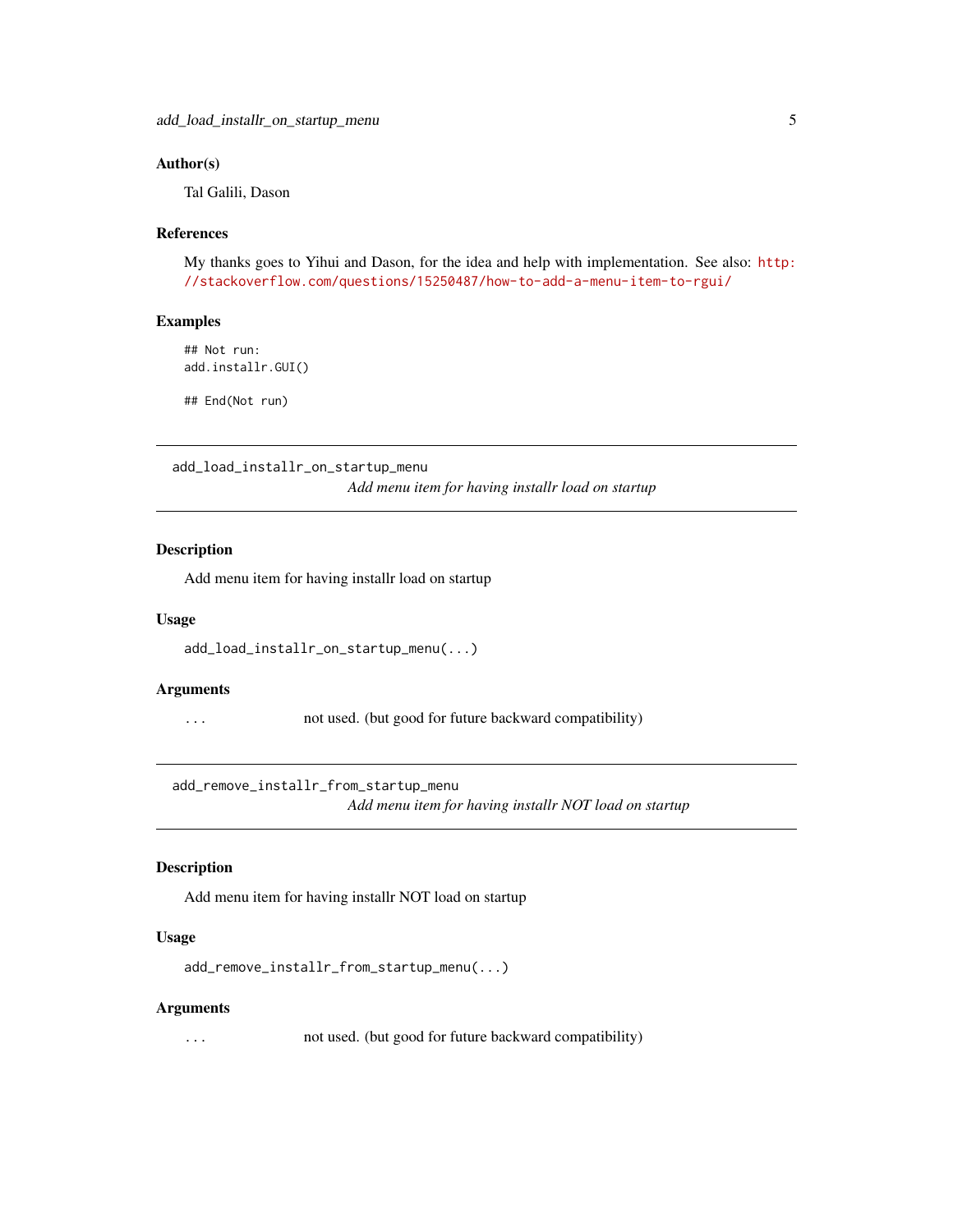### Author(s)

Tal Galili, Dason

### References

My thanks goes to Yihui and Dason, for the idea and help with implementation. See also: http://stackoverflow.com/questions/15250487/how-to-add-a-menu-item-to-rgui/

### Examples

```
## Not run:
add.installr.GUI()

## End(Not run)
```

---

## add_load_installr_on_startup_menu

*Add menu item for having installr load on startup*

---

### Description

Add menu item for having installr load on startup

### Usage

```
add_load_installr_on_startup_menu(...)
```

### Arguments

| | |
|---|---|
| ... | not used. (but good for future backward compatibility) |

---

## add_remove_installr_from_startup_menu

*Add menu item for having installr NOT load on startup*

---

### Description

Add menu item for having installr NOT load on startup

### Usage

```
add_remove_installr_from_startup_menu(...)
```

### Arguments

| | |
|---|---|
| ... | not used. (but good for future backward compatibility) |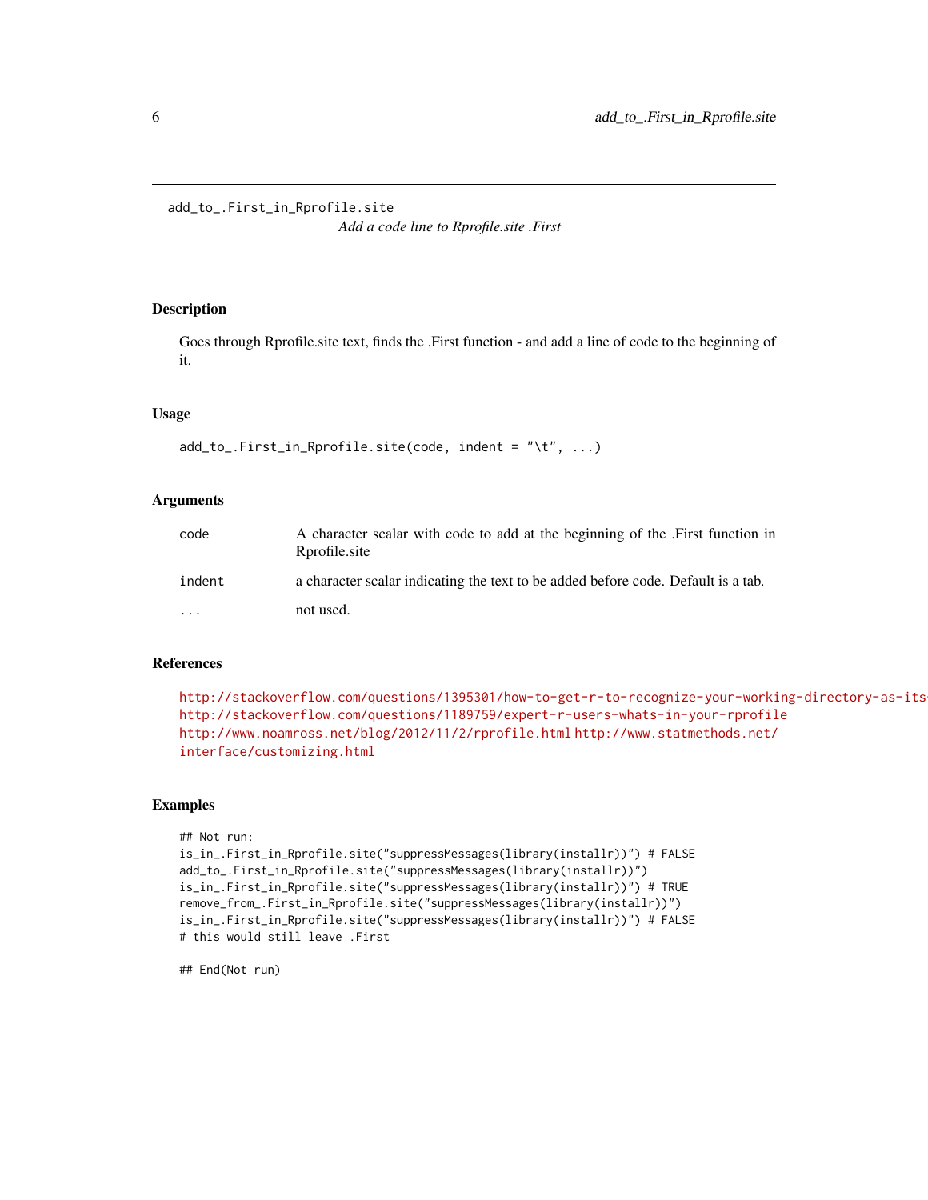add_to_.First_in_Rprofile.site *Add a code line to Rprofile.site .First*

### Description

Goes through Rprofile.site text, finds the .First function - and add a line of code to the beginning of it.

### Usage

```
add_to_.First_in_Rprofile.site(code, indent = "\t", ...)
```

### Arguments

| | |
|---|---|
| code | A character scalar with code to add at the beginning of the .First function in Rprofile.site |
| indent | a character scalar indicating the text to be added before code. Default is a tab. |
| ... | not used. |

### References

http://stackoverflow.com/questions/1395301/how-to-get-r-to-recognize-your-working-directory-as-its
http://stackoverflow.com/questions/1189759/expert-r-users-whats-in-your-rprofile
http://www.noamross.net/blog/2012/11/2/rprofile.html http://www.statmethods.net/interface/customizing.html

### Examples

```
## Not run:
is_in_.First_in_Rprofile.site("suppressMessages(library(installr))") # FALSE
add_to_.First_in_Rprofile.site("suppressMessages(library(installr))")
is_in_.First_in_Rprofile.site("suppressMessages(library(installr))") # TRUE
remove_from_.First_in_Rprofile.site("suppressMessages(library(installr))")
is_in_.First_in_Rprofile.site("suppressMessages(library(installr))") # FALSE
# this would still leave .First

## End(Not run)
```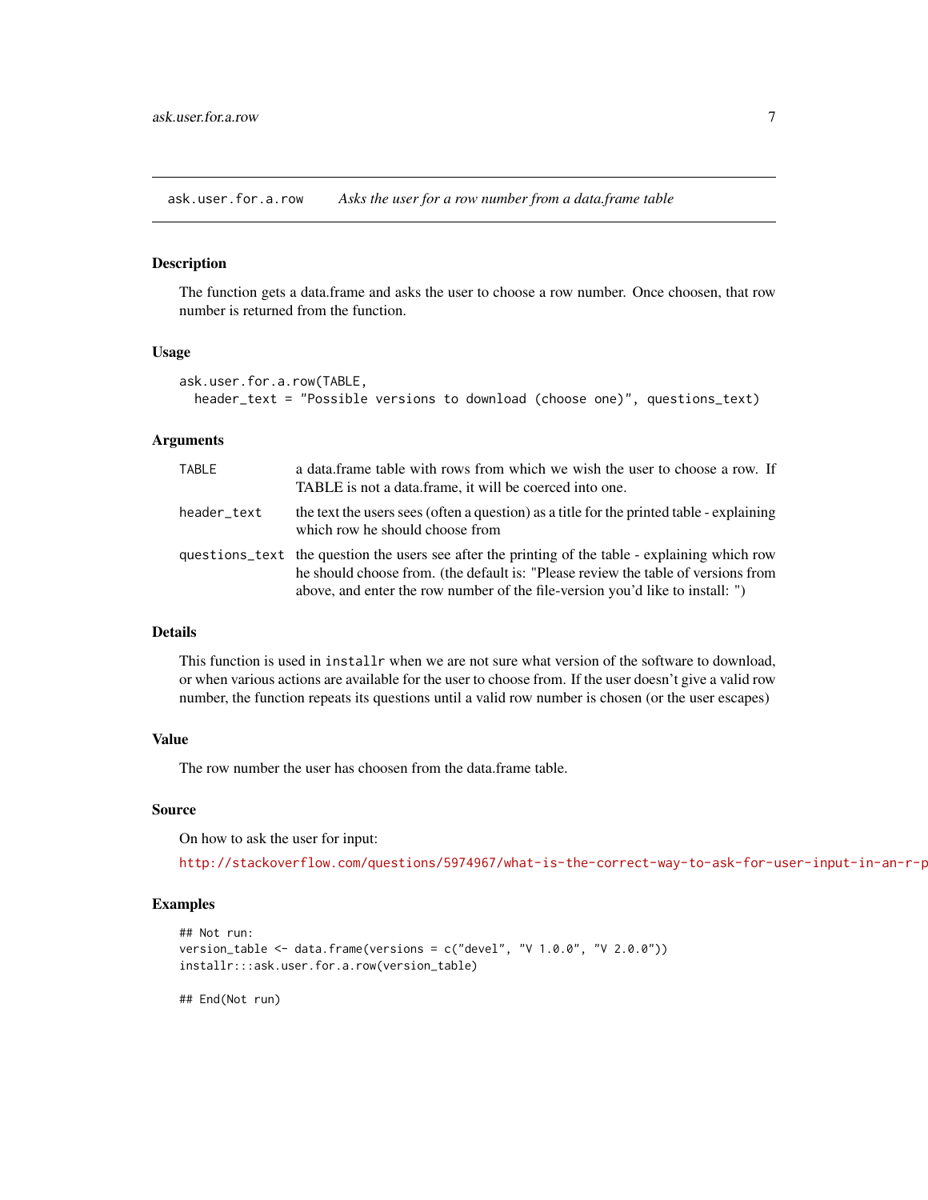ask.user.for.a.row *Asks the user for a row number from a data.frame table*

## Description

The function gets a data.frame and asks the user to choose a row number. Once choosen, that row number is returned from the function.

## Usage

```
ask.user.for.a.row(TABLE,
  header_text = "Possible versions to download (choose one)", questions_text)
```

## Arguments

| | |
|---|---|
| TABLE | a data.frame table with rows from which we wish the user to choose a row. If TABLE is not a data.frame, it will be coerced into one. |
| header_text | the text the users sees (often a question) as a title for the printed table - explaining which row he should choose from |
| questions_text | the question the users see after the printing of the table - explaining which row he should choose from. (the default is: "Please review the table of versions from above, and enter the row number of the file-version you'd like to install: ") |

## Details

This function is used in `installr` when we are not sure what version of the software to download, or when various actions are available for the user to choose from. If the user doesn't give a valid row number, the function repeats its questions until a valid row number is chosen (or the user escapes)

## Value

The row number the user has choosen from the data.frame table.

## Source

On how to ask the user for input:

http://stackoverflow.com/questions/5974967/what-is-the-correct-way-to-ask-for-user-input-in-an-r-p

## Examples

```
## Not run:
version_table <- data.frame(versions = c("devel", "V 1.0.0", "V 2.0.0"))
installr:::ask.user.for.a.row(version_table)

## End(Not run)
```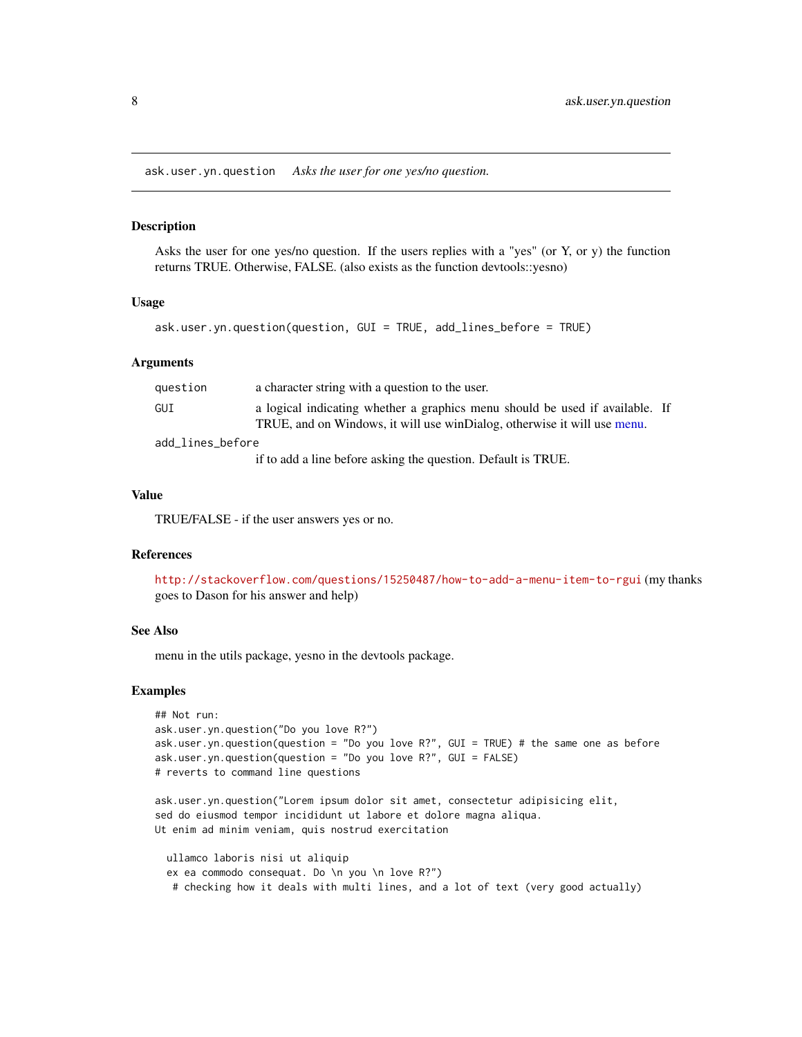ask.user.yn.question     *Asks the user for one yes/no question.*

## Description

Asks the user for one yes/no question. If the users replies with a "yes" (or Y, or y) the function returns TRUE. Otherwise, FALSE. (also exists as the function devtools::yesno)

## Usage

```
ask.user.yn.question(question, GUI = TRUE, add_lines_before = TRUE)
```

## Arguments

| | |
|---|---|
| question | a character string with a question to the user. |
| GUI | a logical indicating whether a graphics menu should be used if available. If TRUE, and on Windows, it will use winDialog, otherwise it will use menu. |
| add_lines_before | if to add a line before asking the question. Default is TRUE. |

## Value

TRUE/FALSE - if the user answers yes or no.

## References

http://stackoverflow.com/questions/15250487/how-to-add-a-menu-item-to-rgui (my thanks goes to Dason for his answer and help)

## See Also

menu in the utils package, yesno in the devtools package.

## Examples

```
## Not run:
ask.user.yn.question("Do you love R?")
ask.user.yn.question(question = "Do you love R?", GUI = TRUE) # the same one as before
ask.user.yn.question(question = "Do you love R?", GUI = FALSE)
# reverts to command line questions

ask.user.yn.question("Lorem ipsum dolor sit amet, consectetur adipisicing elit,
sed do eiusmod tempor incididunt ut labore et dolore magna aliqua.
Ut enim ad minim veniam, quis nostrud exercitation

  ullamco laboris nisi ut aliquip
  ex ea commodo consequat. Do \n you \n love R?")
   # checking how it deals with multi lines, and a lot of text (very good actually)
```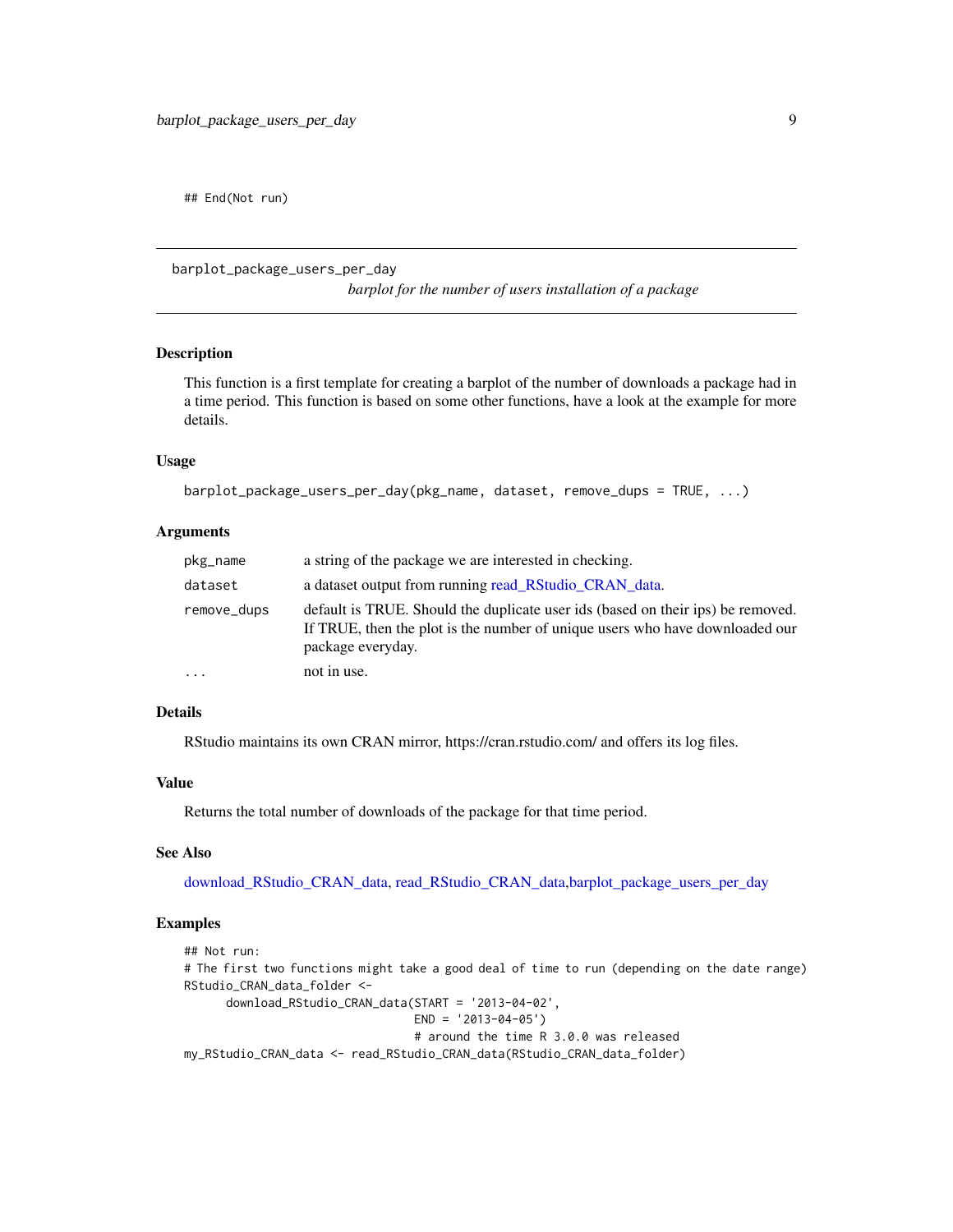```
## End(Not run)
```

---

`barplot_package_users_per_day` *barplot for the number of users installation of a package*

---

### Description

This function is a first template for creating a barplot of the number of downloads a package had in a time period. This function is based on some other functions, have a look at the example for more details.

### Usage

```
barplot_package_users_per_day(pkg_name, dataset, remove_dups = TRUE, ...)
```

### Arguments

| | |
|---|---|
| `pkg_name` | a string of the package we are interested in checking. |
| `dataset` | a dataset output from running read_RStudio_CRAN_data. |
| `remove_dups` | default is TRUE. Should the duplicate user ids (based on their ips) be removed. If TRUE, then the plot is the number of unique users who have downloaded our package everyday. |
| `...` | not in use. |

### Details

RStudio maintains its own CRAN mirror, https://cran.rstudio.com/ and offers its log files.

### Value

Returns the total number of downloads of the package for that time period.

### See Also

download_RStudio_CRAN_data, read_RStudio_CRAN_data,barplot_package_users_per_day

### Examples

```
## Not run:
# The first two functions might take a good deal of time to run (depending on the date range)
RStudio_CRAN_data_folder <-
      download_RStudio_CRAN_data(START = '2013-04-02',
                                 END = '2013-04-05')
                                 # around the time R 3.0.0 was released
my_RStudio_CRAN_data <- read_RStudio_CRAN_data(RStudio_CRAN_data_folder)
```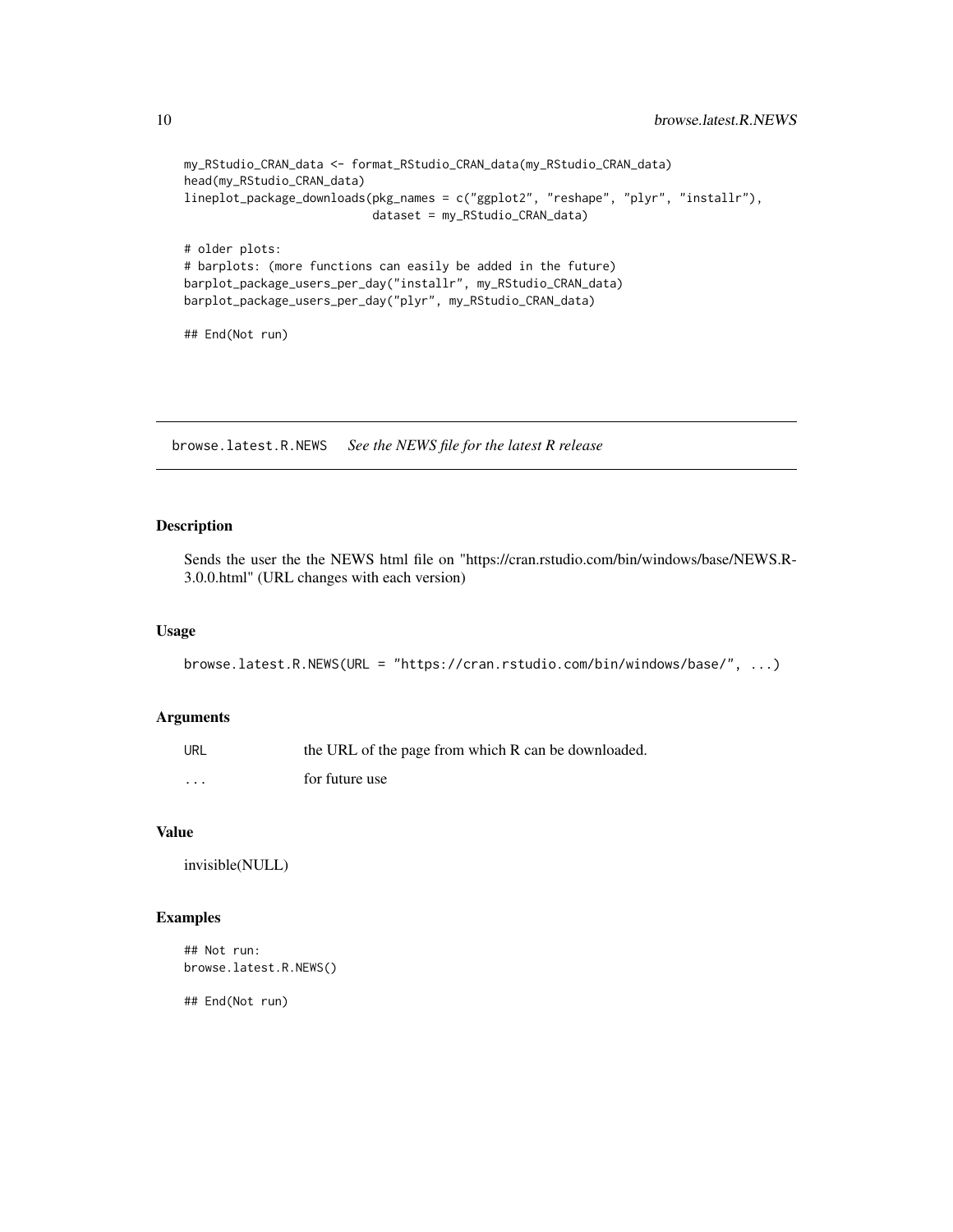```
my_RStudio_CRAN_data <- format_RStudio_CRAN_data(my_RStudio_CRAN_data)
head(my_RStudio_CRAN_data)
lineplot_package_downloads(pkg_names = c("ggplot2", "reshape", "plyr", "installr"),
                           dataset = my_RStudio_CRAN_data)

# older plots:
# barplots: (more functions can easily be added in the future)
barplot_package_users_per_day("installr", my_RStudio_CRAN_data)
barplot_package_users_per_day("plyr", my_RStudio_CRAN_data)

## End(Not run)
```

---

## browse.latest.R.NEWS    *See the NEWS file for the latest R release*

---

### Description

Sends the user the the NEWS html file on "https://cran.rstudio.com/bin/windows/base/NEWS.R-3.0.0.html" (URL changes with each version)

### Usage

```
browse.latest.R.NEWS(URL = "https://cran.rstudio.com/bin/windows/base/", ...)
```

### Arguments

| | |
|---|---|
| `URL` | the URL of the page from which R can be downloaded. |
| `...` | for future use |

### Value

invisible(NULL)

### Examples

```
## Not run:
browse.latest.R.NEWS()

## End(Not run)
```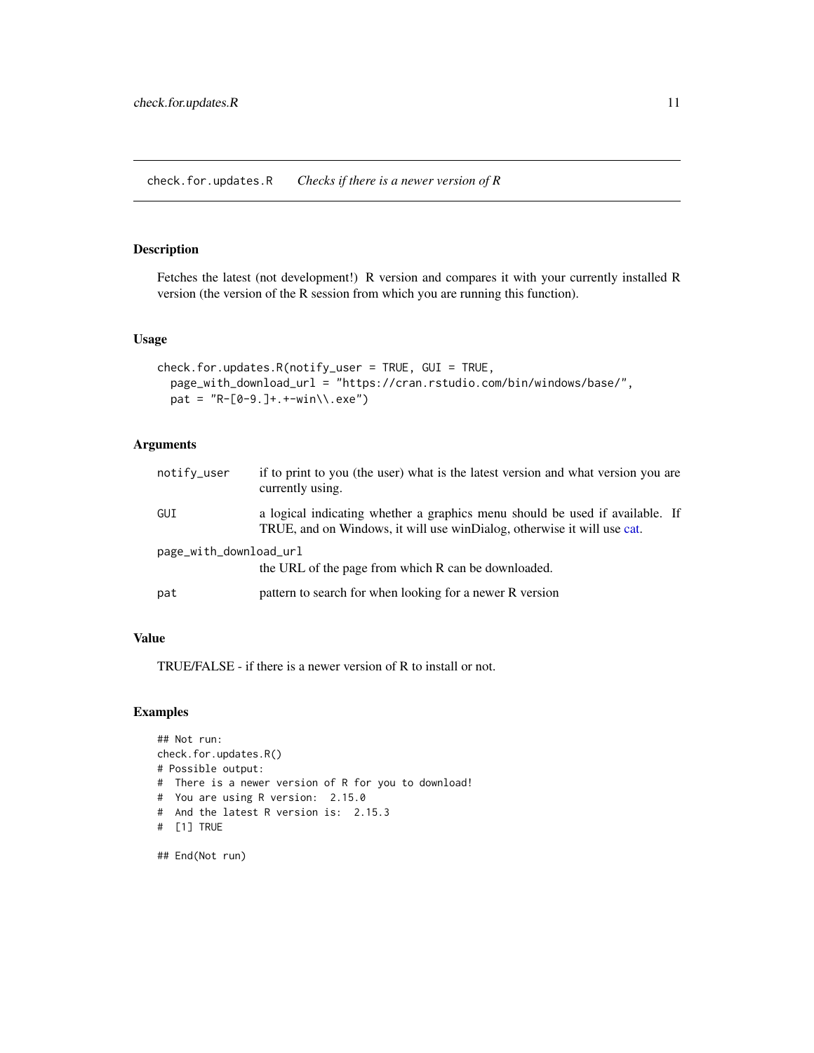## check.for.updates.R    *Checks if there is a newer version of R*

### Description

Fetches the latest (not development!) R version and compares it with your currently installed R version (the version of the R session from which you are running this function).

### Usage

```
check.for.updates.R(notify_user = TRUE, GUI = TRUE,
  page_with_download_url = "https://cran.rstudio.com/bin/windows/base/",
  pat = "R-[0-9.]+.+-win\\.exe")
```

### Arguments

| | |
|---|---|
| `notify_user` | if to print to you (the user) what is the latest version and what version you are currently using. |
| `GUI` | a logical indicating whether a graphics menu should be used if available. If TRUE, and on Windows, it will use winDialog, otherwise it will use cat. |
| `page_with_download_url` | the URL of the page from which R can be downloaded. |
| `pat` | pattern to search for when looking for a newer R version |

### Value

TRUE/FALSE - if there is a newer version of R to install or not.

### Examples

```
## Not run:
check.for.updates.R()
# Possible output:
#  There is a newer version of R for you to download!
#  You are using R version:  2.15.0
#  And the latest R version is:  2.15.3
#  [1] TRUE

## End(Not run)
```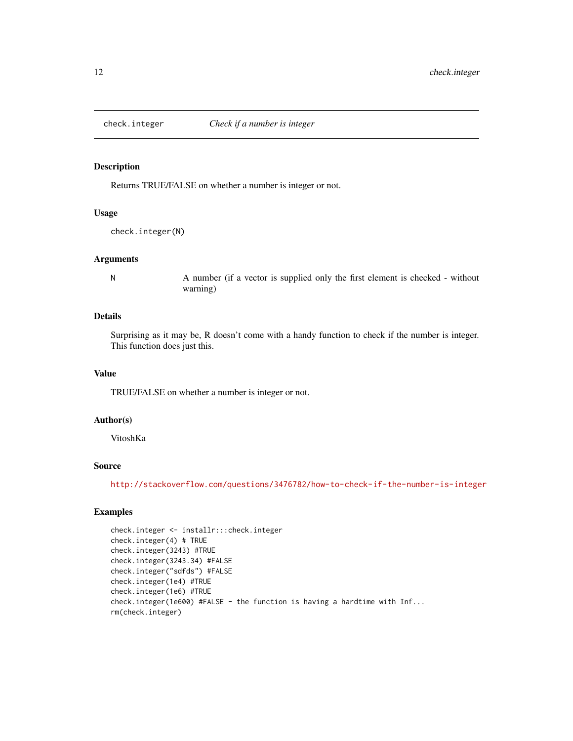# check.integer *Check if a number is integer*

## Description

Returns TRUE/FALSE on whether a number is integer or not.

## Usage

```
check.integer(N)
```

## Arguments

| | |
|---|---|
| N | A number (if a vector is supplied only the first element is checked - without warning) |

## Details

Surprising as it may be, R doesn't come with a handy function to check if the number is integer. This function does just this.

## Value

TRUE/FALSE on whether a number is integer or not.

## Author(s)

VitoshKa

## Source

http://stackoverflow.com/questions/3476782/how-to-check-if-the-number-is-integer

## Examples

```
check.integer <- installr:::check.integer
check.integer(4) # TRUE
check.integer(3243) #TRUE
check.integer(3243.34) #FALSE
check.integer("sdfds") #FALSE
check.integer(1e4) #TRUE
check.integer(1e6) #TRUE
check.integer(1e600) #FALSE - the function is having a hardtime with Inf...
rm(check.integer)
```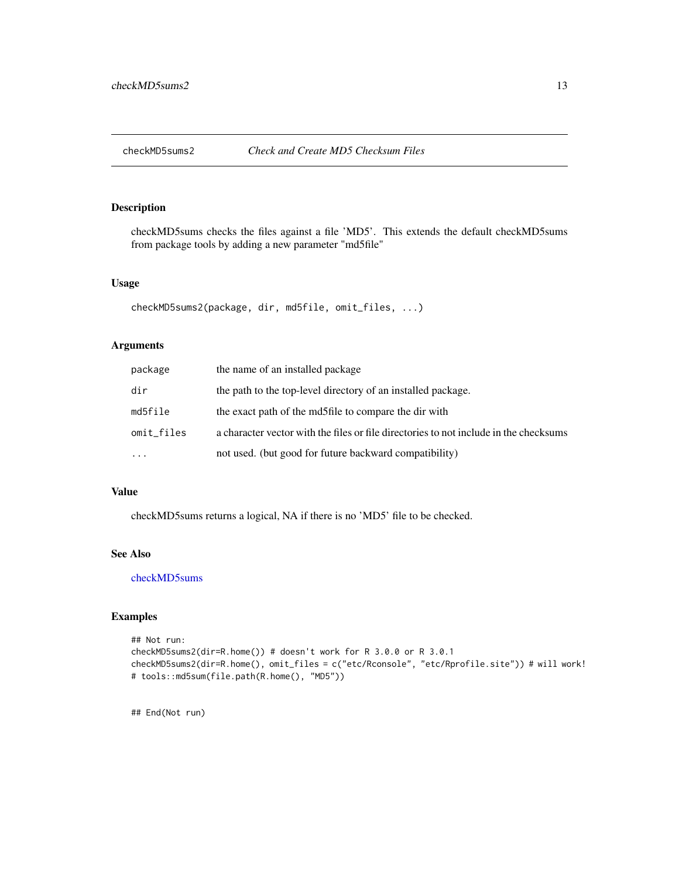# checkMD5sums2 *Check and Create MD5 Checksum Files*

## Description

checkMD5sums checks the files against a file 'MD5'. This extends the default checkMD5sums from package tools by adding a new parameter "md5file"

## Usage

```
checkMD5sums2(package, dir, md5file, omit_files, ...)
```

## Arguments

| | |
|---|---|
| package | the name of an installed package |
| dir | the path to the top-level directory of an installed package. |
| md5file | the exact path of the md5file to compare the dir with |
| omit_files | a character vector with the files or file directories to not include in the checksums |
| ... | not used. (but good for future backward compatibility) |

## Value

checkMD5sums returns a logical, NA if there is no 'MD5' file to be checked.

## See Also

checkMD5sums

## Examples

```
## Not run:
checkMD5sums2(dir=R.home()) # doesn't work for R 3.0.0 or R 3.0.1
checkMD5sums2(dir=R.home(), omit_files = c("etc/Rconsole", "etc/Rprofile.site")) # will work!
# tools::md5sum(file.path(R.home(), "MD5"))


## End(Not run)
```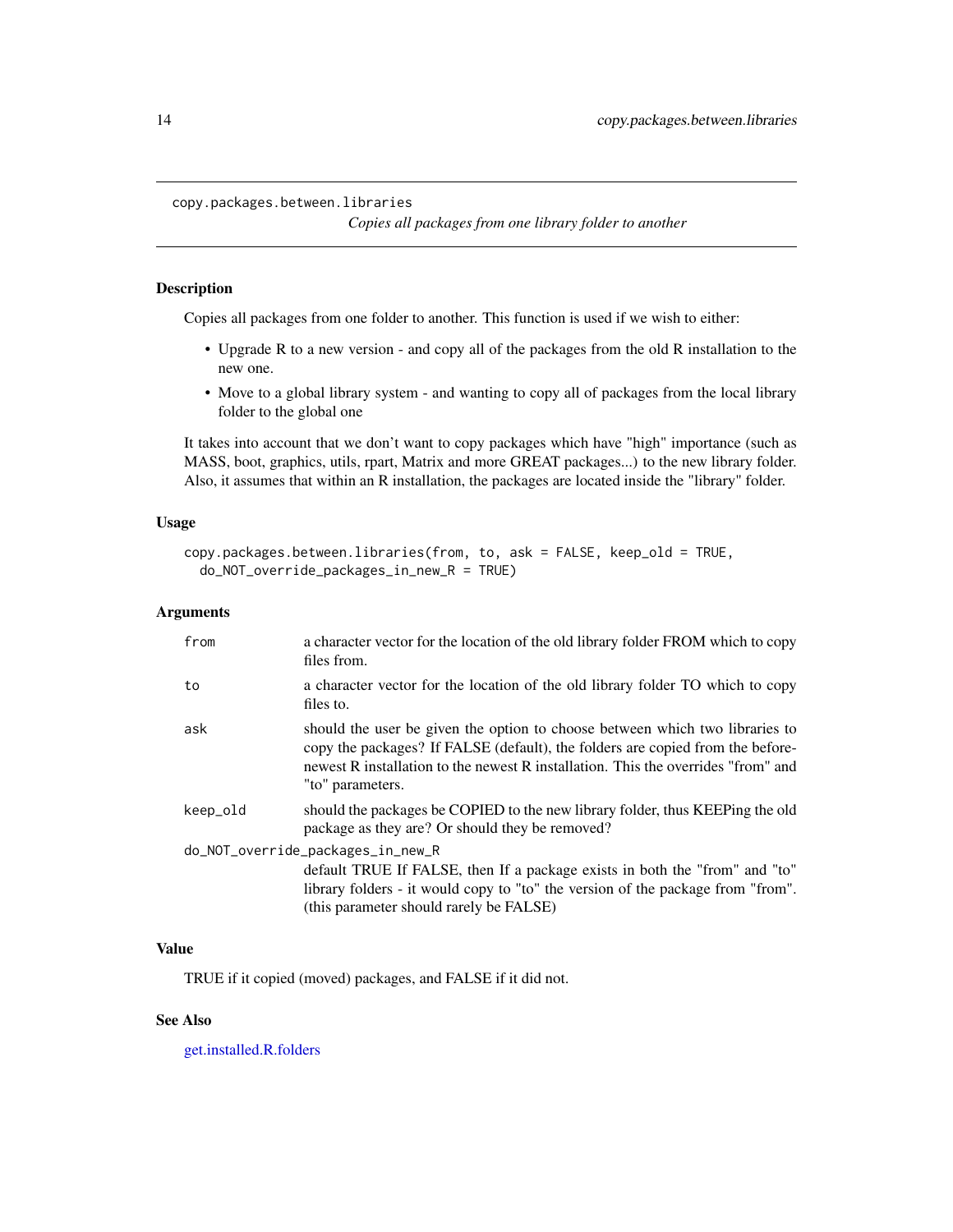## copy.packages.between.libraries

*Copies all packages from one library folder to another*

### Description

Copies all packages from one folder to another. This function is used if we wish to either:

- Upgrade R to a new version - and copy all of the packages from the old R installation to the new one.
- Move to a global library system - and wanting to copy all of packages from the local library folder to the global one

It takes into account that we don't want to copy packages which have "high" importance (such as MASS, boot, graphics, utils, rpart, Matrix and more GREAT packages...) to the new library folder. Also, it assumes that within an R installation, the packages are located inside the "library" folder.

### Usage

```
copy.packages.between.libraries(from, to, ask = FALSE, keep_old = TRUE,
  do_NOT_override_packages_in_new_R = TRUE)
```

### Arguments

| | |
|---|---|
| `from` | a character vector for the location of the old library folder FROM which to copy files from. |
| `to` | a character vector for the location of the old library folder TO which to copy files to. |
| `ask` | should the user be given the option to choose between which two libraries to copy the packages? If FALSE (default), the folders are copied from the before-newest R installation to the newest R installation. This the overrides "from" and "to" parameters. |
| `keep_old` | should the packages be COPIED to the new library folder, thus KEEPing the old package as they are? Or should they be removed? |
| `do_NOT_override_packages_in_new_R` | default TRUE If FALSE, then If a package exists in both the "from" and "to" library folders - it would copy to "to" the version of the package from "from". (this parameter should rarely be FALSE) |

### Value

TRUE if it copied (moved) packages, and FALSE if it did not.

### See Also

get.installed.R.folders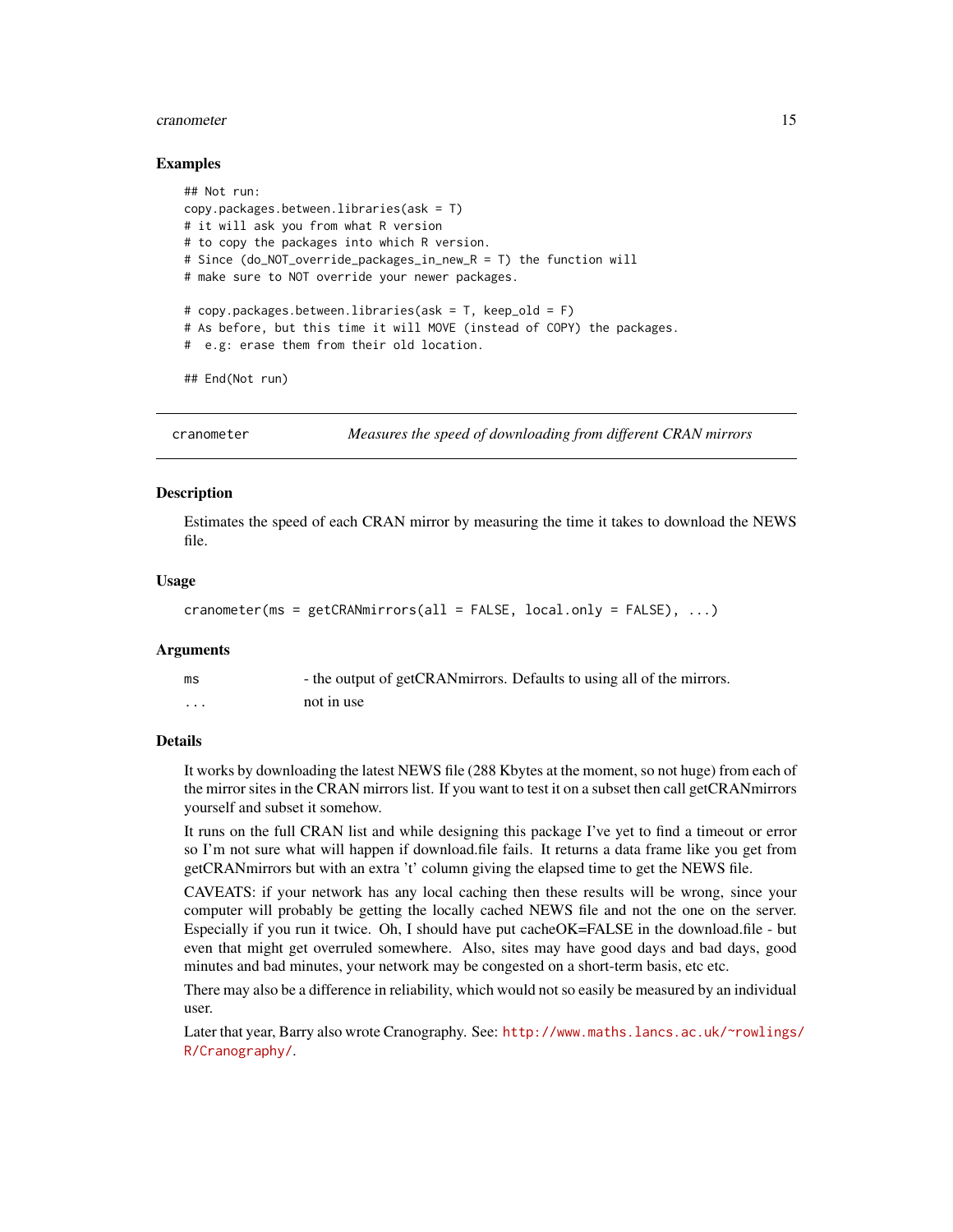## Examples

```
## Not run:
copy.packages.between.libraries(ask = T)
# it will ask you from what R version
# to copy the packages into which R version.
# Since (do_NOT_override_packages_in_new_R = T) the function will
# make sure to NOT override your newer packages.

# copy.packages.between.libraries(ask = T, keep_old = F)
# As before, but this time it will MOVE (instead of COPY) the packages.
#  e.g: erase them from their old location.

## End(Not run)
```

---

`cranometer` *Measures the speed of downloading from different CRAN mirrors*

---

## Description

Estimates the speed of each CRAN mirror by measuring the time it takes to download the NEWS file.

## Usage

```
cranometer(ms = getCRANmirrors(all = FALSE, local.only = FALSE), ...)
```

## Arguments

| | |
|---|---|
| `ms` | - the output of getCRANmirrors. Defaults to using all of the mirrors. |
| `...` | not in use |

## Details

It works by downloading the latest NEWS file (288 Kbytes at the moment, so not huge) from each of the mirror sites in the CRAN mirrors list. If you want to test it on a subset then call getCRANmirrors yourself and subset it somehow.

It runs on the full CRAN list and while designing this package I've yet to find a timeout or error so I'm not sure what will happen if download.file fails. It returns a data frame like you get from getCRANmirrors but with an extra 't' column giving the elapsed time to get the NEWS file.

CAVEATS: if your network has any local caching then these results will be wrong, since your computer will probably be getting the locally cached NEWS file and not the one on the server. Especially if you run it twice. Oh, I should have put cacheOK=FALSE in the download.file - but even that might get overruled somewhere. Also, sites may have good days and bad days, good minutes and bad minutes, your network may be congested on a short-term basis, etc etc.

There may also be a difference in reliability, which would not so easily be measured by an individual user.

Later that year, Barry also wrote Cranography. See: http://www.maths.lancs.ac.uk/~rowlings/R/Cranography/.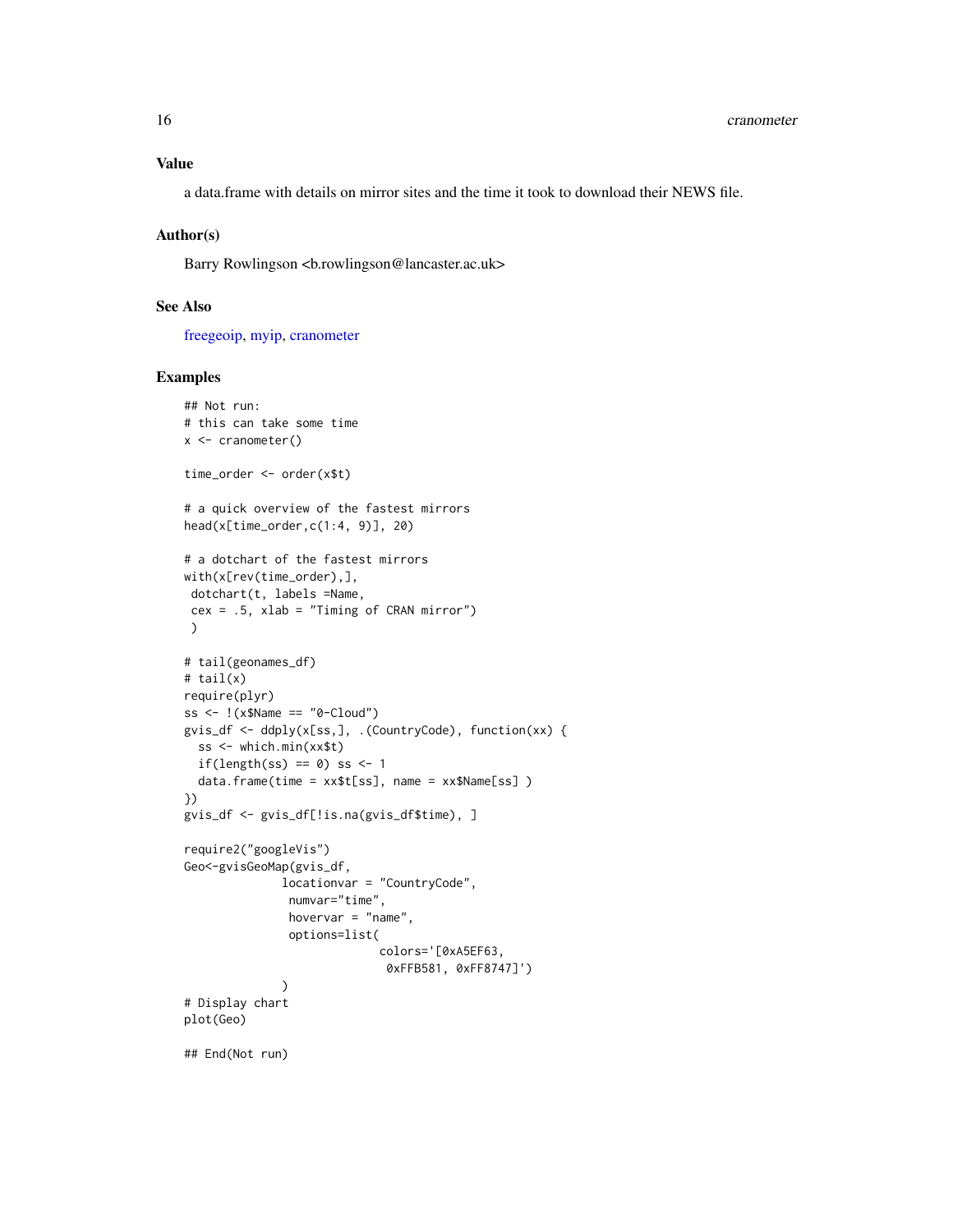### Value

a data.frame with details on mirror sites and the time it took to download their NEWS file.

### Author(s)

Barry Rowlingson <b.rowlingson@lancaster.ac.uk>

### See Also

freegeoip, myip, cranometer

### Examples

```
## Not run:
# this can take some time
x <- cranometer()

time_order <- order(x$t)

# a quick overview of the fastest mirrors
head(x[time_order,c(1:4, 9)], 20)

# a dotchart of the fastest mirrors
with(x[rev(time_order),],
 dotchart(t, labels =Name,
 cex = .5, xlab = "Timing of CRAN mirror")
 )

# tail(geonames_df)
# tail(x)
require(plyr)
ss <- !(x$Name == "0-Cloud")
gvis_df <- ddply(x[ss,], .(CountryCode), function(xx) {
  ss <- which.min(xx$t)
  if(length(ss) == 0) ss <- 1
  data.frame(time = xx$t[ss], name = xx$Name[ss] )
})
gvis_df <- gvis_df[!is.na(gvis_df$time), ]

require2("googleVis")
Geo<-gvisGeoMap(gvis_df,
              locationvar = "CountryCode",
               numvar="time",
               hovervar = "name",
               options=list(
                            colors='[0xA5EF63,
                             0xFFB581, 0xFF8747]')
              )
# Display chart
plot(Geo)

## End(Not run)
```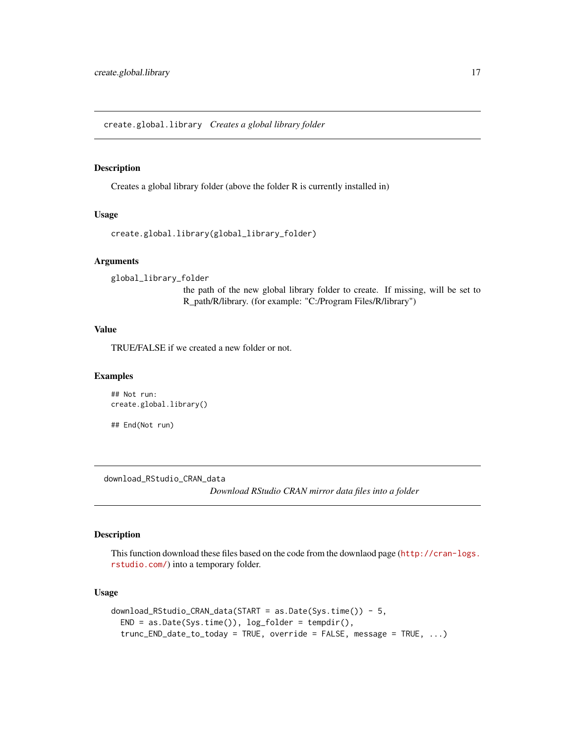## create.global.library — *Creates a global library folder*

### Description

Creates a global library folder (above the folder R is currently installed in)

### Usage

```
create.global.library(global_library_folder)
```

### Arguments

`global_library_folder`
: the path of the new global library folder to create. If missing, will be set to R_path/R/library. (for example: "C:/Program Files/R/library")

### Value

TRUE/FALSE if we created a new folder or not.

### Examples

```
## Not run:
create.global.library()

## End(Not run)
```

## download_RStudio_CRAN_data — *Download RStudio CRAN mirror data files into a folder*

### Description

This function download these files based on the code from the downlaod page (http://cran-logs.rstudio.com/) into a temporary folder.

### Usage

```
download_RStudio_CRAN_data(START = as.Date(Sys.time()) - 5,
  END = as.Date(Sys.time()), log_folder = tempdir(),
  trunc_END_date_to_today = TRUE, override = FALSE, message = TRUE, ...)
```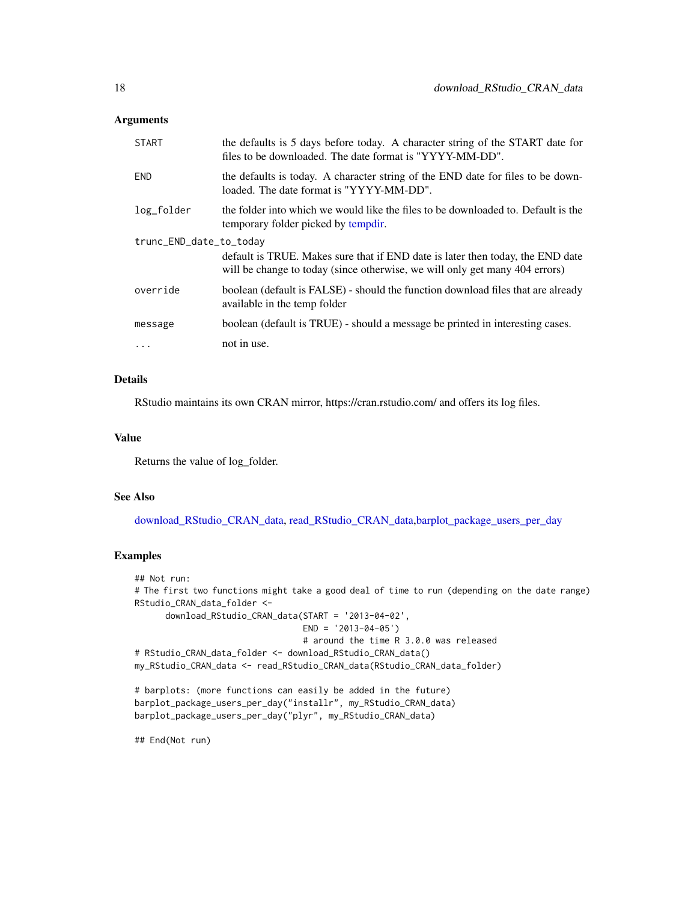### Arguments

| | |
|---|---|
| START | the defaults is 5 days before today. A character string of the START date for files to be downloaded. The date format is "YYYY-MM-DD". |
| END | the defaults is today. A character string of the END date for files to be downloaded. The date format is "YYYY-MM-DD". |
| log_folder | the folder into which we would like the files to be downloaded to. Default is the temporary folder picked by tempdir. |
| trunc_END_date_to_today | default is TRUE. Makes sure that if END date is later then today, the END date will be change to today (since otherwise, we will only get many 404 errors) |
| override | boolean (default is FALSE) - should the function download files that are already available in the temp folder |
| message | boolean (default is TRUE) - should a message be printed in interesting cases. |
| ... | not in use. |

### Details

RStudio maintains its own CRAN mirror, https://cran.rstudio.com/ and offers its log files.

### Value

Returns the value of log_folder.

### See Also

download_RStudio_CRAN_data, read_RStudio_CRAN_data,barplot_package_users_per_day

### Examples

```
## Not run:
# The first two functions might take a good deal of time to run (depending on the date range)
RStudio_CRAN_data_folder <-
      download_RStudio_CRAN_data(START = '2013-04-02',
                                 END = '2013-04-05')
                                 # around the time R 3.0.0 was released
# RStudio_CRAN_data_folder <- download_RStudio_CRAN_data()
my_RStudio_CRAN_data <- read_RStudio_CRAN_data(RStudio_CRAN_data_folder)

# barplots: (more functions can easily be added in the future)
barplot_package_users_per_day("installr", my_RStudio_CRAN_data)
barplot_package_users_per_day("plyr", my_RStudio_CRAN_data)

## End(Not run)
```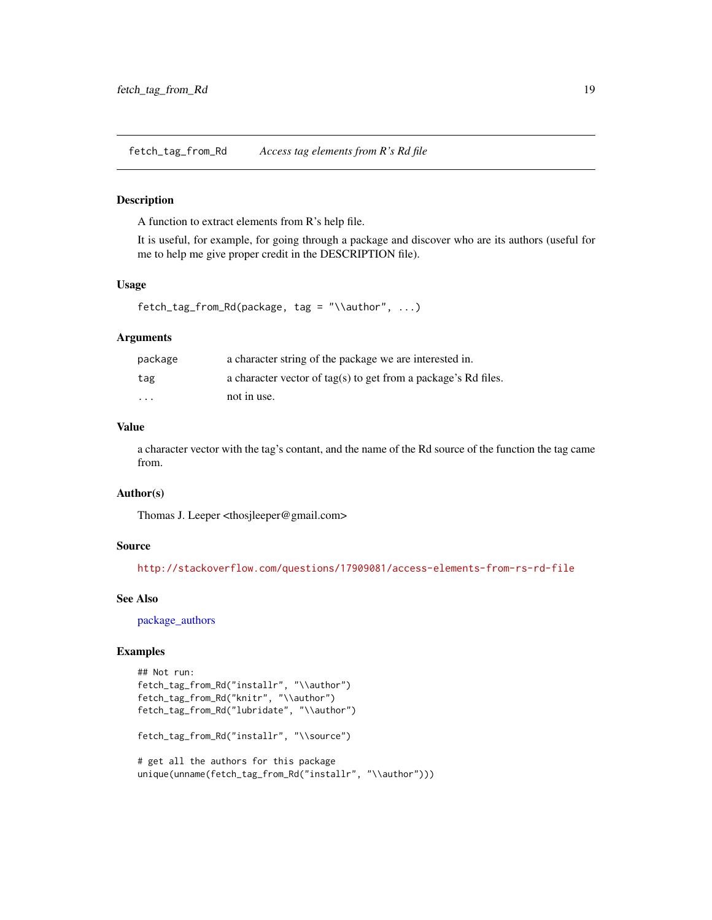# fetch_tag_from_Rd *Access tag elements from R's Rd file*

## Description

A function to extract elements from R's help file.

It is useful, for example, for going through a package and discover who are its authors (useful for me to help me give proper credit in the DESCRIPTION file).

## Usage

```
fetch_tag_from_Rd(package, tag = "\\author", ...)
```

## Arguments

| | |
|---|---|
| package | a character string of the package we are interested in. |
| tag | a character vector of tag(s) to get from a package's Rd files. |
| ... | not in use. |

## Value

a character vector with the tag's contant, and the name of the Rd source of the function the tag came from.

## Author(s)

Thomas J. Leeper <thosjleeper@gmail.com>

## Source

http://stackoverflow.com/questions/17909081/access-elements-from-rs-rd-file

## See Also

package_authors

## Examples

```
## Not run:
fetch_tag_from_Rd("installr", "\\author")
fetch_tag_from_Rd("knitr", "\\author")
fetch_tag_from_Rd("lubridate", "\\author")

fetch_tag_from_Rd("installr", "\\source")

# get all the authors for this package
unique(unname(fetch_tag_from_Rd("installr", "\\author")))
```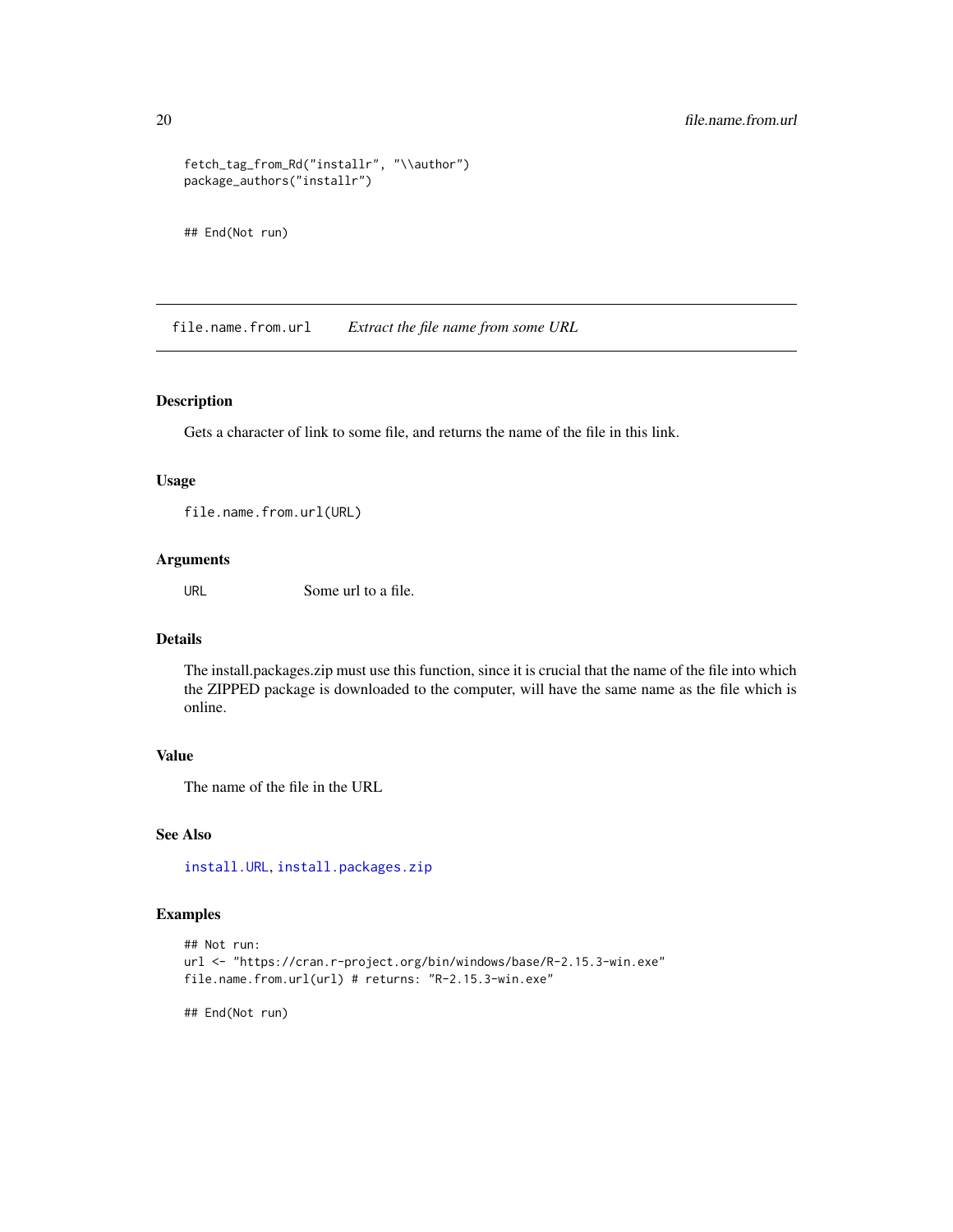```
fetch_tag_from_Rd("installr", "\\author")
package_authors("installr")


## End(Not run)
```

## file.name.from.url — *Extract the file name from some URL*

### Description

Gets a character of link to some file, and returns the name of the file in this link.

### Usage

```
file.name.from.url(URL)
```

### Arguments

| | |
|---|---|
| URL | Some url to a file. |

### Details

The install.packages.zip must use this function, since it is crucial that the name of the file into which the ZIPPED package is downloaded to the computer, will have the same name as the file which is online.

### Value

The name of the file in the URL

### See Also

install.URL, install.packages.zip

### Examples

```
## Not run:
url <- "https://cran.r-project.org/bin/windows/base/R-2.15.3-win.exe"
file.name.from.url(url) # returns: "R-2.15.3-win.exe"

## End(Not run)
```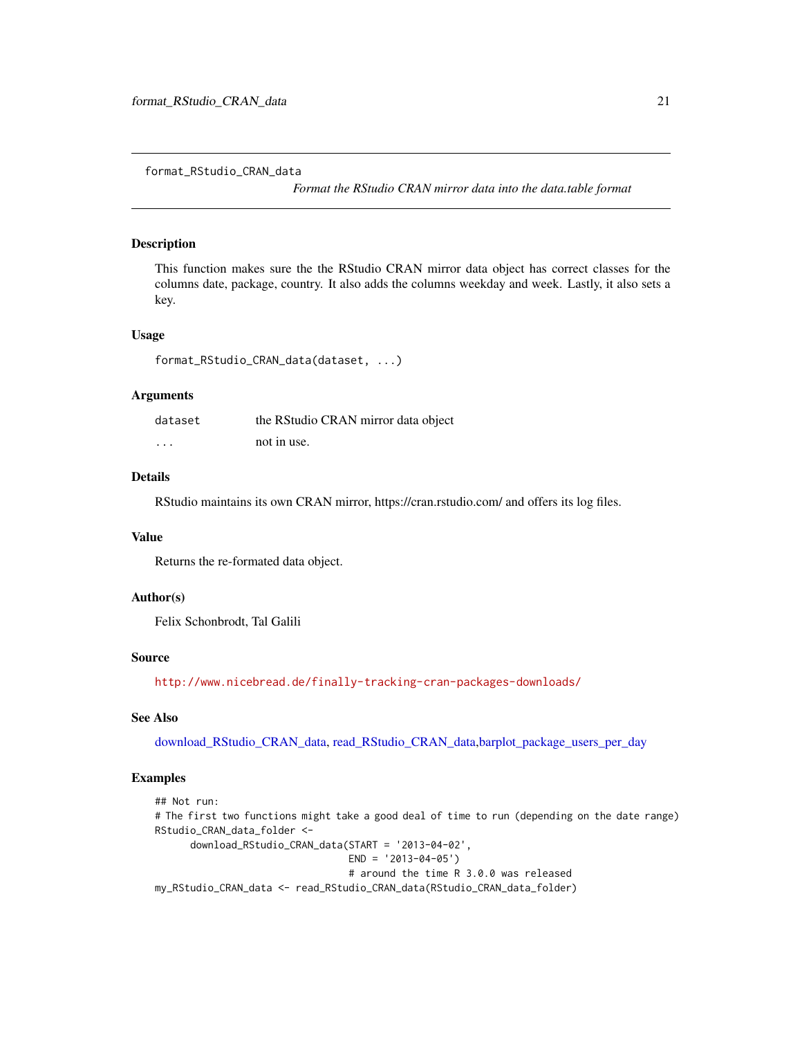format_RStudio_CRAN_data        *Format the RStudio CRAN mirror data into the data.table format*

### Description

This function makes sure the the RStudio CRAN mirror data object has correct classes for the columns date, package, country. It also adds the columns weekday and week. Lastly, it also sets a key.

### Usage

```
format_RStudio_CRAN_data(dataset, ...)
```

### Arguments

| | |
|---|---|
| dataset | the RStudio CRAN mirror data object |
| ... | not in use. |

### Details

RStudio maintains its own CRAN mirror, https://cran.rstudio.com/ and offers its log files.

### Value

Returns the re-formated data object.

### Author(s)

Felix Schonbrodt, Tal Galili

### Source

http://www.nicebread.de/finally-tracking-cran-packages-downloads/

### See Also

download_RStudio_CRAN_data, read_RStudio_CRAN_data,barplot_package_users_per_day

### Examples

```
## Not run:
# The first two functions might take a good deal of time to run (depending on the date range)
RStudio_CRAN_data_folder <-
      download_RStudio_CRAN_data(START = '2013-04-02',
                                 END = '2013-04-05')
                                 # around the time R 3.0.0 was released
my_RStudio_CRAN_data <- read_RStudio_CRAN_data(RStudio_CRAN_data_folder)
```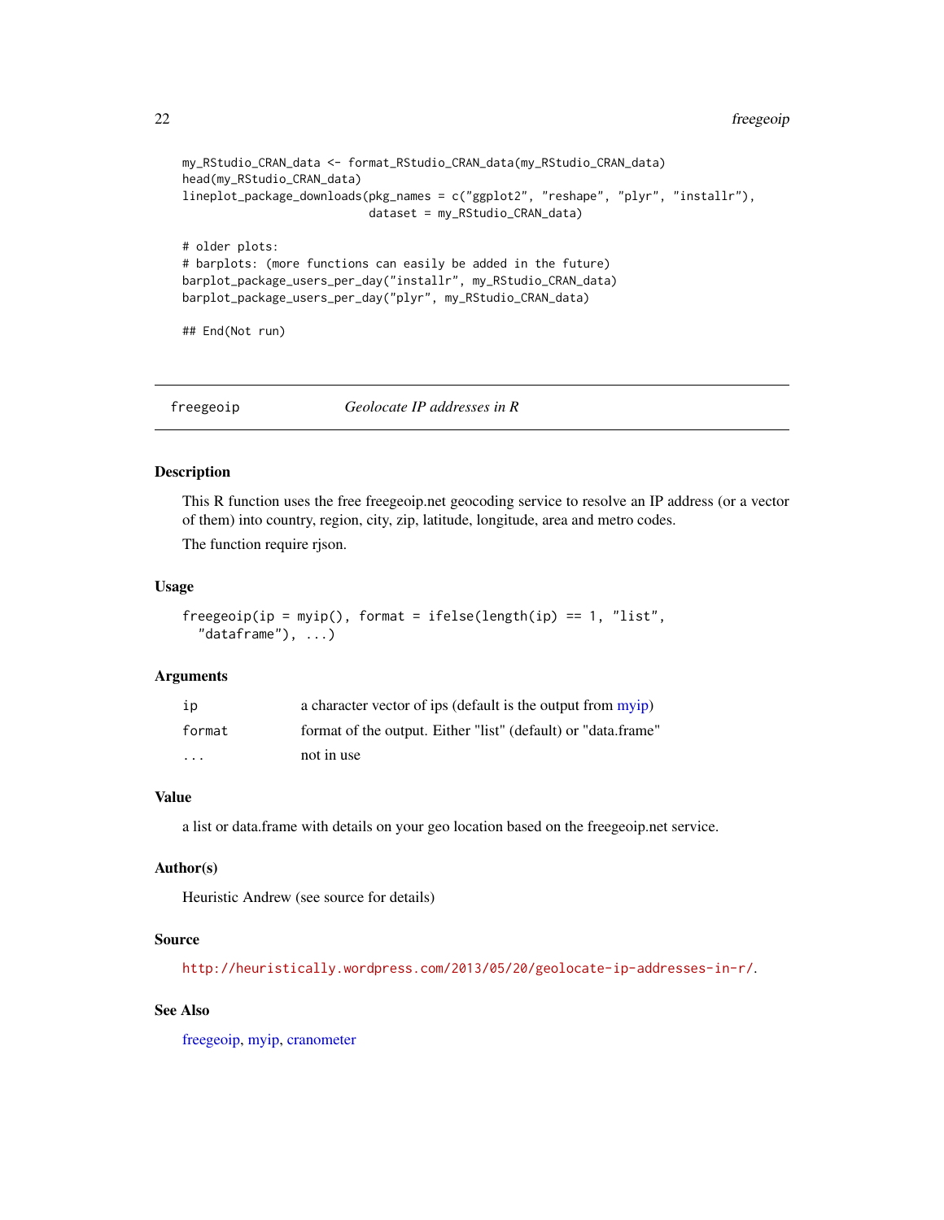```
my_RStudio_CRAN_data <- format_RStudio_CRAN_data(my_RStudio_CRAN_data)
head(my_RStudio_CRAN_data)
lineplot_package_downloads(pkg_names = c("ggplot2", "reshape", "plyr", "installr"),
                           dataset = my_RStudio_CRAN_data)

# older plots:
# barplots: (more functions can easily be added in the future)
barplot_package_users_per_day("installr", my_RStudio_CRAN_data)
barplot_package_users_per_day("plyr", my_RStudio_CRAN_data)

## End(Not run)
```

---

## freegeoip — *Geolocate IP addresses in R*

### Description

This R function uses the free freegeoip.net geocoding service to resolve an IP address (or a vector of them) into country, region, city, zip, latitude, longitude, area and metro codes.

The function require rjson.

### Usage

```
freegeoip(ip = myip(), format = ifelse(length(ip) == 1, "list",
  "dataframe"), ...)
```

### Arguments

| | |
|---|---|
| `ip` | a character vector of ips (default is the output from myip) |
| `format` | format of the output. Either "list" (default) or "data.frame" |
| `...` | not in use |

### Value

a list or data.frame with details on your geo location based on the freegeoip.net service.

### Author(s)

Heuristic Andrew (see source for details)

### Source

http://heuristically.wordpress.com/2013/05/20/geolocate-ip-addresses-in-r/.

### See Also

freegeoip, myip, cranometer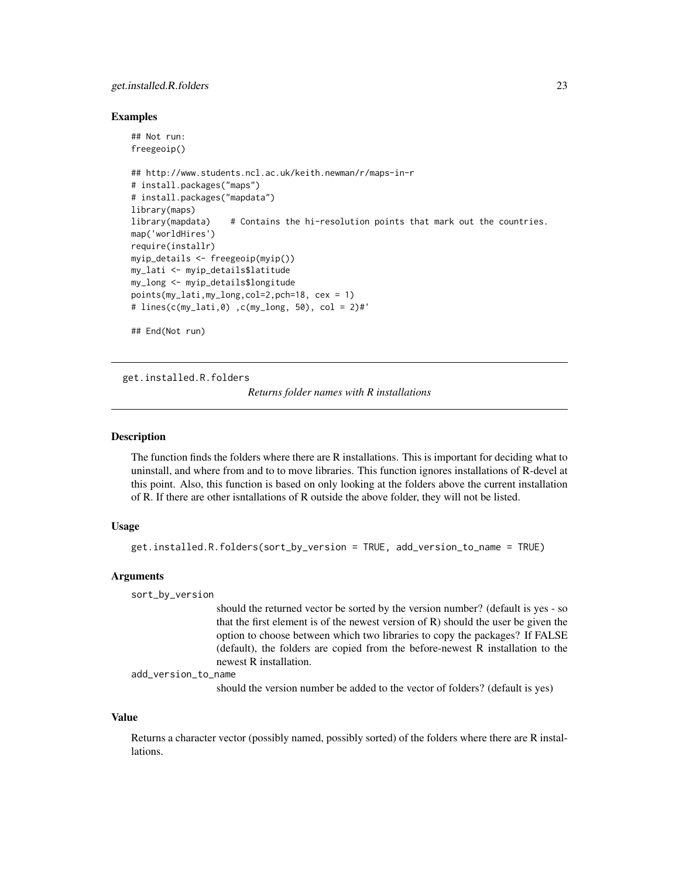### Examples

```
## Not run:
freegeoip()

## http://www.students.ncl.ac.uk/keith.newman/r/maps-in-r
# install.packages("maps")
# install.packages("mapdata")
library(maps)
library(mapdata)    # Contains the hi-resolution points that mark out the countries.
map('worldHires')
require(installr)
myip_details <- freegeoip(myip())
my_lati <- myip_details$latitude
my_long <- myip_details$longitude
points(my_lati,my_long,col=2,pch=18, cex = 1)
# lines(c(my_lati,0) ,c(my_long, 50), col = 2)#'

## End(Not run)
```

---

## get.installed.R.folders

*Returns folder names with R installations*

---

### Description

The function finds the folders where there are R installations. This is important for deciding what to uninstall, and where from and to to move libraries. This function ignores installations of R-devel at this point. Also, this function is based on only looking at the folders above the current installation of R. If there are other isntallations of R outside the above folder, they will not be listed.

### Usage

```
get.installed.R.folders(sort_by_version = TRUE, add_version_to_name = TRUE)
```

### Arguments

`sort_by_version`
: should the returned vector be sorted by the version number? (default is yes - so that the first element is of the newest version of R) should the user be given the option to choose between which two libraries to copy the packages? If FALSE (default), the folders are copied from the before-newest R installation to the newest R installation.

`add_version_to_name`
: should the version number be added to the vector of folders? (default is yes)

### Value

Returns a character vector (possibly named, possibly sorted) of the folders where there are R installations.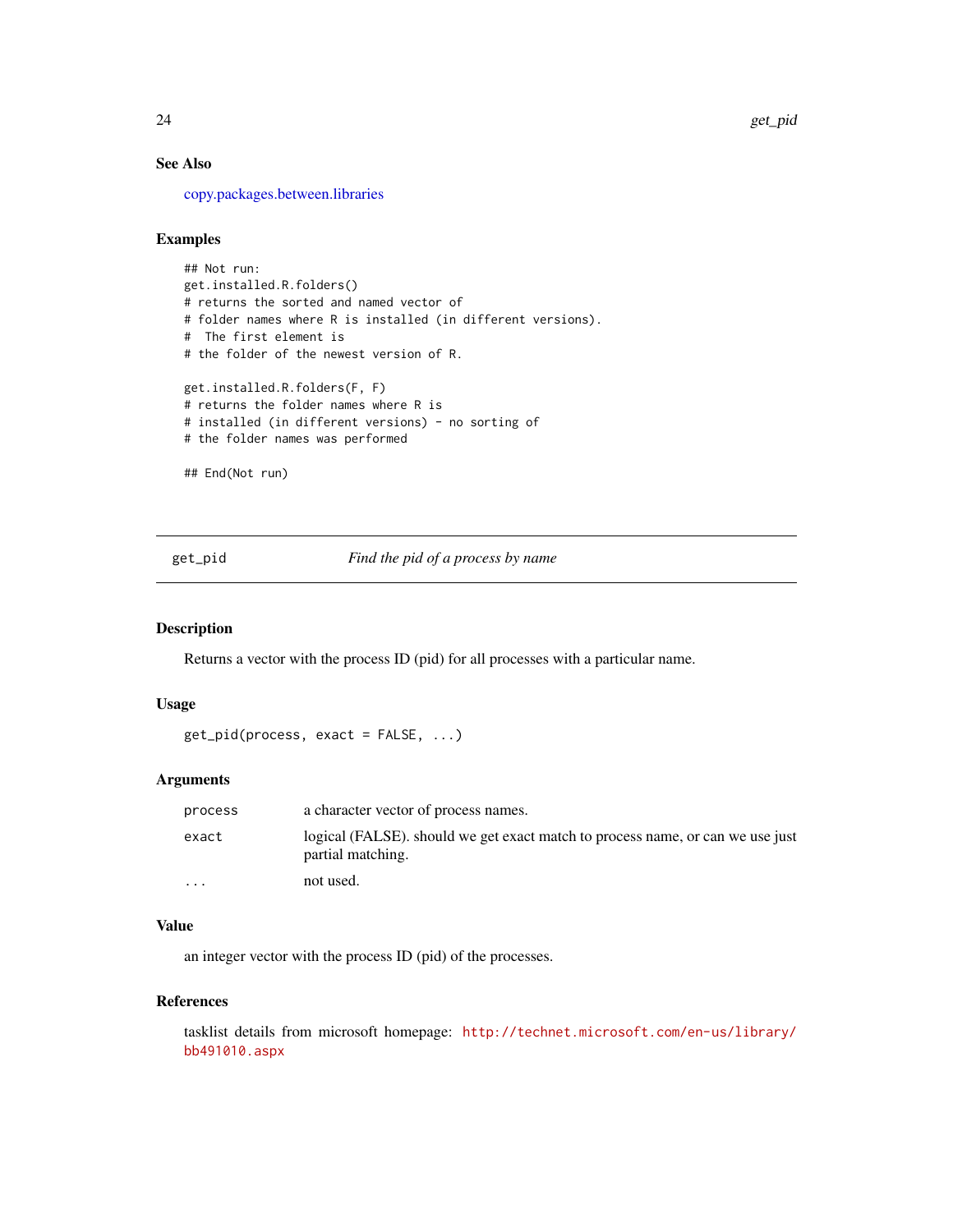### See Also

copy.packages.between.libraries

### Examples

```
## Not run:
get.installed.R.folders()
# returns the sorted and named vector of
# folder names where R is installed (in different versions).
#  The first element is
# the folder of the newest version of R.

get.installed.R.folders(F, F)
# returns the folder names where R is
# installed (in different versions) - no sorting of
# the folder names was performed

## End(Not run)
```

---

## get_pid — *Find the pid of a process by name*

### Description

Returns a vector with the process ID (pid) for all processes with a particular name.

### Usage

```
get_pid(process, exact = FALSE, ...)
```

### Arguments

| | |
|---|---|
| `process` | a character vector of process names. |
| `exact` | logical (FALSE). should we get exact match to process name, or can we use just partial matching. |
| `...` | not used. |

### Value

an integer vector with the process ID (pid) of the processes.

### References

tasklist details from microsoft homepage: http://technet.microsoft.com/en-us/library/bb491010.aspx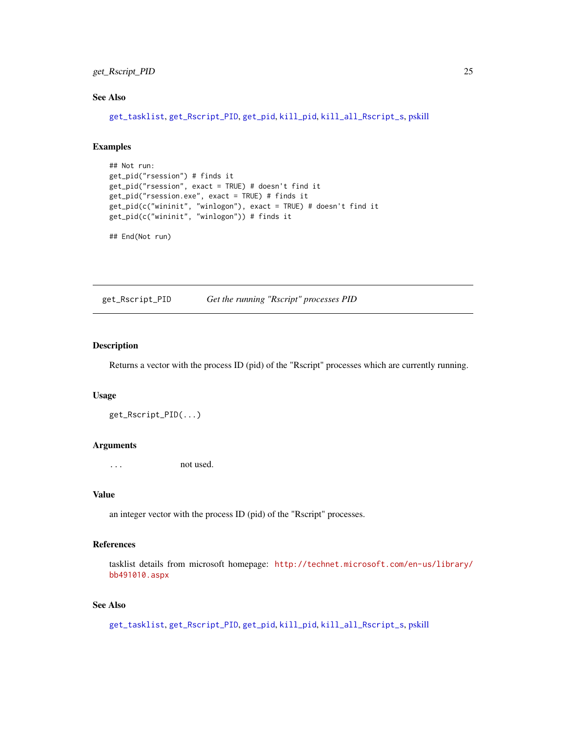### See Also

get_tasklist, get_Rscript_PID, get_pid, kill_pid, kill_all_Rscript_s, pskill

### Examples

```
## Not run:
get_pid("rsession") # finds it
get_pid("rsession", exact = TRUE) # doesn't find it
get_pid("rsession.exe", exact = TRUE) # finds it
get_pid(c("wininit", "winlogon"), exact = TRUE) # doesn't find it
get_pid(c("wininit", "winlogon")) # finds it

## End(Not run)
```

---

## get_Rscript_PID    *Get the running "Rscript" processes PID*

---

### Description

Returns a vector with the process ID (pid) of the "Rscript" processes which are currently running.

### Usage

```
get_Rscript_PID(...)
```

### Arguments

`...` not used.

### Value

an integer vector with the process ID (pid) of the "Rscript" processes.

### References

tasklist details from microsoft homepage: http://technet.microsoft.com/en-us/library/bb491010.aspx

### See Also

get_tasklist, get_Rscript_PID, get_pid, kill_pid, kill_all_Rscript_s, pskill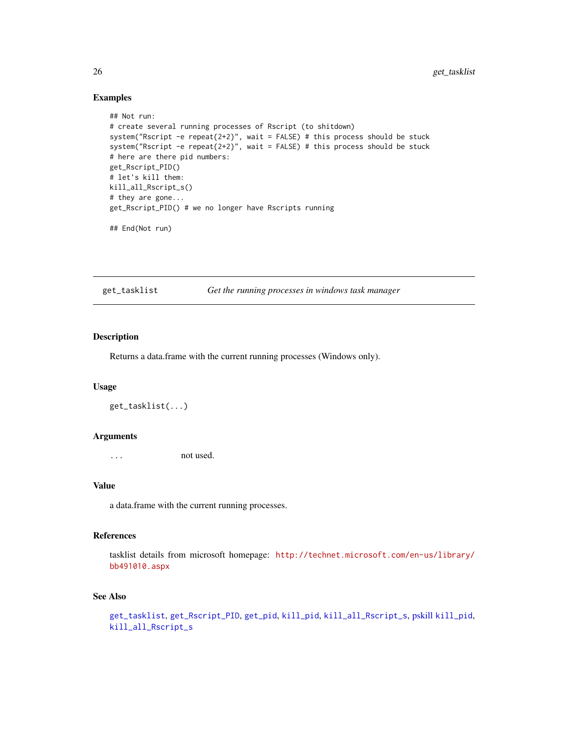## Examples

```
## Not run:
# create several running processes of Rscript (to shitdown)
system("Rscript -e repeat{2+2}", wait = FALSE) # this process should be stuck
system("Rscript -e repeat{2+2}", wait = FALSE) # this process should be stuck
# here are there pid numbers:
get_Rscript_PID()
# let's kill them:
kill_all_Rscript_s()
# they are gone...
get_Rscript_PID() # we no longer have Rscripts running

## End(Not run)
```

---

# get_tasklist — *Get the running processes in windows task manager*

---

## Description

Returns a data.frame with the current running processes (Windows only).

## Usage

```
get_tasklist(...)
```

## Arguments

| | |
|---|---|
| `...` | not used. |

## Value

a data.frame with the current running processes.

## References

tasklist details from microsoft homepage: http://technet.microsoft.com/en-us/library/bb491010.aspx

## See Also

get_tasklist, get_Rscript_PID, get_pid, kill_pid, kill_all_Rscript_s, pskill kill_pid, kill_all_Rscript_s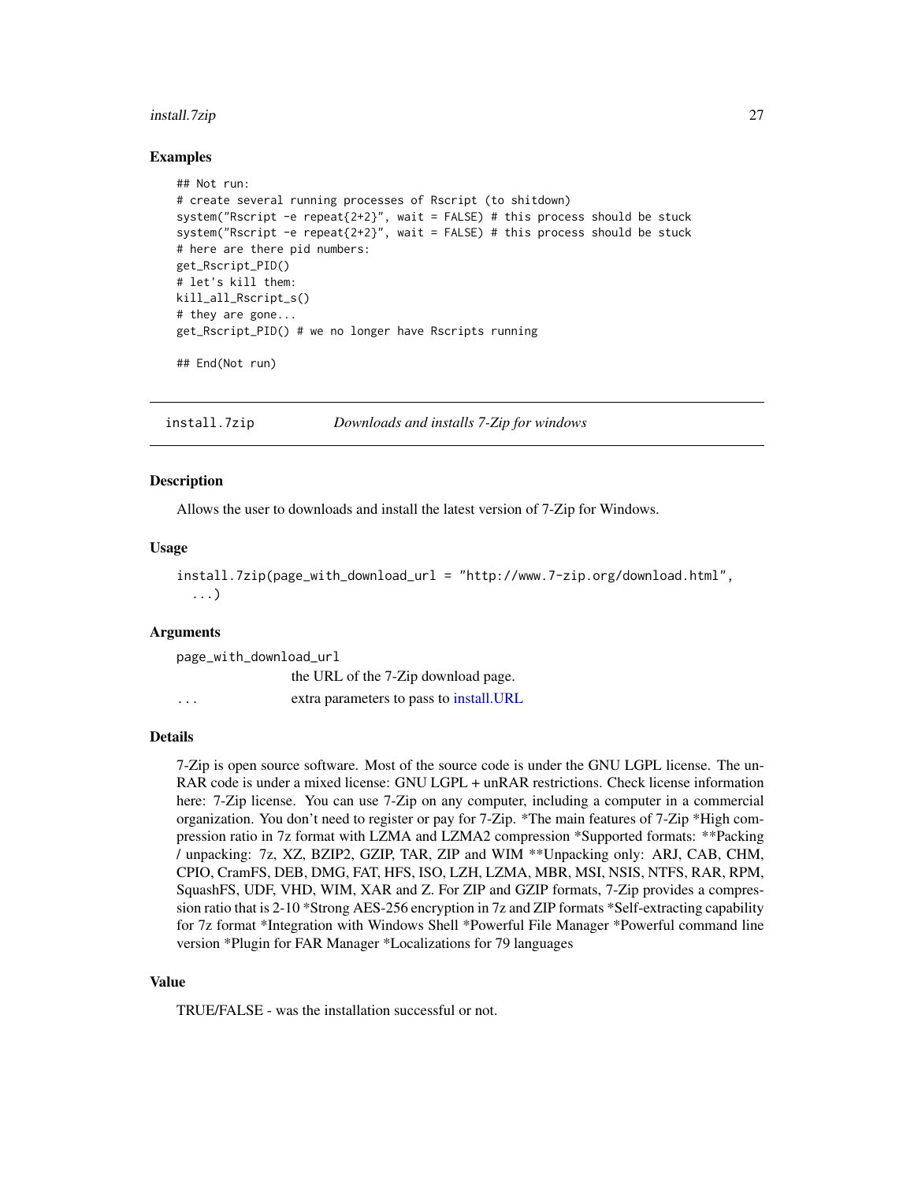### Examples

```
## Not run:
# create several running processes of Rscript (to shitdown)
system("Rscript -e repeat{2+2}", wait = FALSE) # this process should be stuck
system("Rscript -e repeat{2+2}", wait = FALSE) # this process should be stuck
# here are there pid numbers:
get_Rscript_PID()
# let's kill them:
kill_all_Rscript_s()
# they are gone...
get_Rscript_PID() # we no longer have Rscripts running

## End(Not run)
```

---

## install.7zip *Downloads and installs 7-Zip for windows*

### Description

Allows the user to downloads and install the latest version of 7-Zip for Windows.

### Usage

```
install.7zip(page_with_download_url = "http://www.7-zip.org/download.html",
  ...)
```

### Arguments

| | |
|---|---|
| `page_with_download_url` | the URL of the 7-Zip download page. |
| `...` | extra parameters to pass to install.URL |

### Details

7-Zip is open source software. Most of the source code is under the GNU LGPL license. The unRAR code is under a mixed license: GNU LGPL + unRAR restrictions. Check license information here: 7-Zip license. You can use 7-Zip on any computer, including a computer in a commercial organization. You don't need to register or pay for 7-Zip. *The main features of 7-Zip *High compression ratio in 7z format with LZMA and LZMA2 compression *Supported formats: **Packing / unpacking: 7z, XZ, BZIP2, GZIP, TAR, ZIP and WIM **Unpacking only: ARJ, CAB, CHM, CPIO, CramFS, DEB, DMG, FAT, HFS, ISO, LZH, LZMA, MBR, MSI, NSIS, NTFS, RAR, RPM, SquashFS, UDF, VHD, WIM, XAR and Z. For ZIP and GZIP formats, 7-Zip provides a compression ratio that is 2-10 *Strong AES-256 encryption in 7z and ZIP formats *Self-extracting capability for 7z format *Integration with Windows Shell *Powerful File Manager *Powerful command line version *Plugin for FAR Manager *Localizations for 79 languages

### Value

TRUE/FALSE - was the installation successful or not.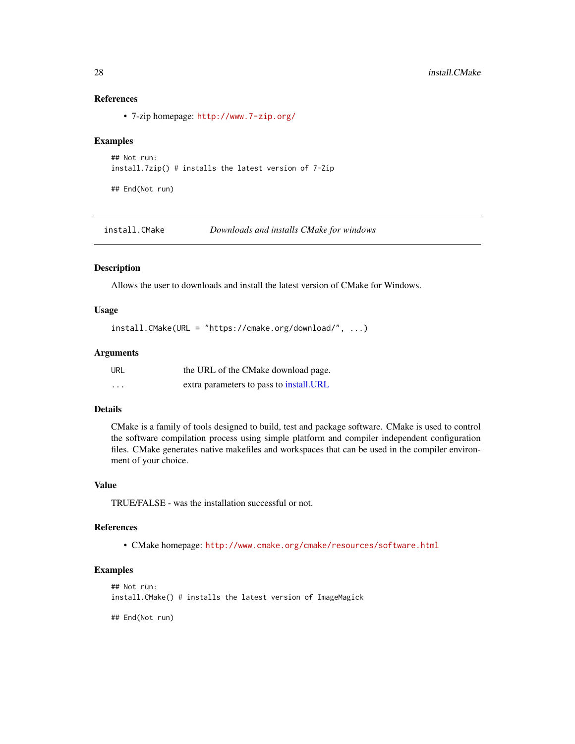### References

- 7-zip homepage: http://www.7-zip.org/

### Examples

```
## Not run:
install.7zip() # installs the latest version of 7-Zip

## End(Not run)
```

---

## install.CMake *Downloads and installs CMake for windows*

---

### Description

Allows the user to downloads and install the latest version of CMake for Windows.

### Usage

```
install.CMake(URL = "https://cmake.org/download/", ...)
```

### Arguments

| | |
|---|---|
| URL | the URL of the CMake download page. |
| ... | extra parameters to pass to install.URL |

### Details

CMake is a family of tools designed to build, test and package software. CMake is used to control the software compilation process using simple platform and compiler independent configuration files. CMake generates native makefiles and workspaces that can be used in the compiler environment of your choice.

### Value

TRUE/FALSE - was the installation successful or not.

### References

- CMake homepage: http://www.cmake.org/cmake/resources/software.html

### Examples

```
## Not run:
install.CMake() # installs the latest version of ImageMagick

## End(Not run)
```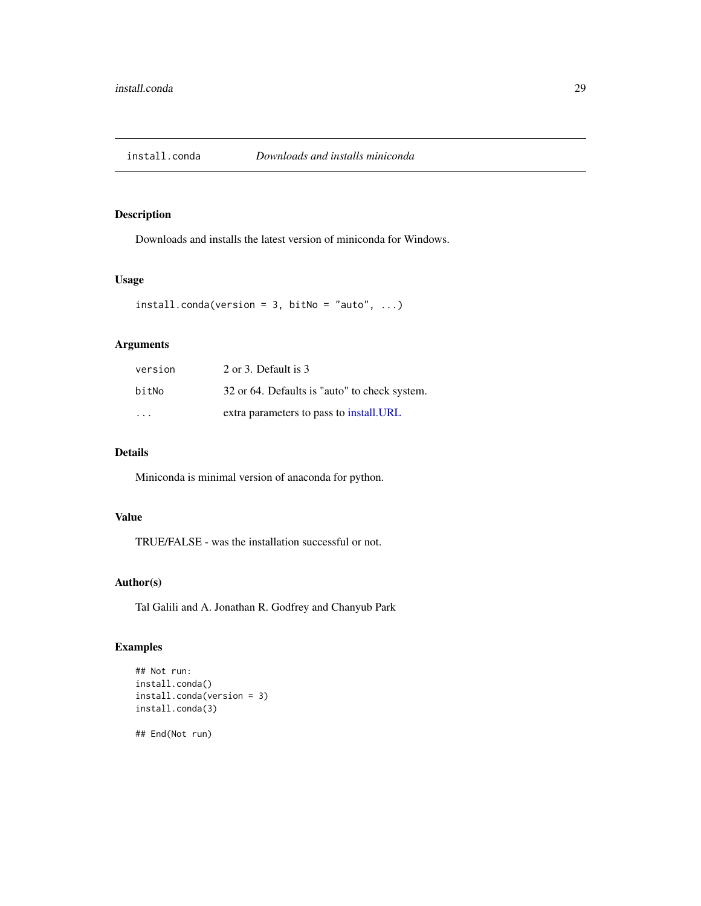## install.conda — *Downloads and installs miniconda*

### Description

Downloads and installs the latest version of miniconda for Windows.

### Usage

```
install.conda(version = 3, bitNo = "auto", ...)
```

### Arguments

| | |
|---|---|
| version | 2 or 3. Default is 3 |
| bitNo | 32 or 64. Defaults is "auto" to check system. |
| ... | extra parameters to pass to install.URL |

### Details

Miniconda is minimal version of anaconda for python.

### Value

TRUE/FALSE - was the installation successful or not.

### Author(s)

Tal Galili and A. Jonathan R. Godfrey and Chanyub Park

### Examples

```
## Not run:
install.conda()
install.conda(version = 3)
install.conda(3)

## End(Not run)
```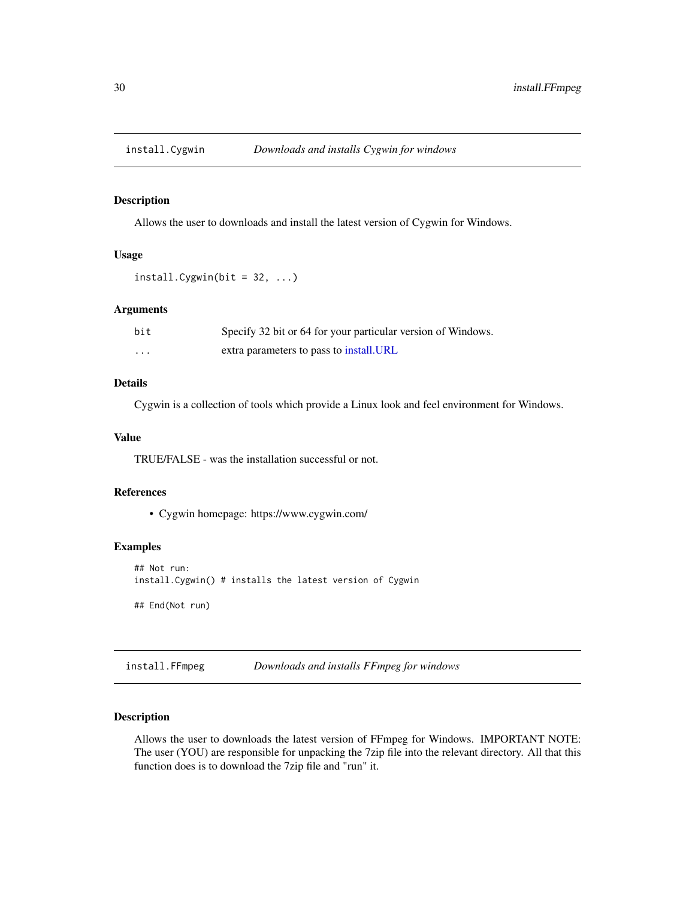## install.Cygwin *Downloads and installs Cygwin for windows*

### Description

Allows the user to downloads and install the latest version of Cygwin for Windows.

### Usage

```
install.Cygwin(bit = 32, ...)
```

### Arguments

| | |
|---|---|
| `bit` | Specify 32 bit or 64 for your particular version of Windows. |
| `...` | extra parameters to pass to install.URL |

### Details

Cygwin is a collection of tools which provide a Linux look and feel environment for Windows.

### Value

TRUE/FALSE - was the installation successful or not.

### References

- Cygwin homepage: https://www.cygwin.com/

### Examples

```
## Not run:
install.Cygwin() # installs the latest version of Cygwin

## End(Not run)
```

## install.FFmpeg *Downloads and installs FFmpeg for windows*

### Description

Allows the user to downloads the latest version of FFmpeg for Windows. IMPORTANT NOTE: The user (YOU) are responsible for unpacking the 7zip file into the relevant directory. All that this function does is to download the 7zip file and "run" it.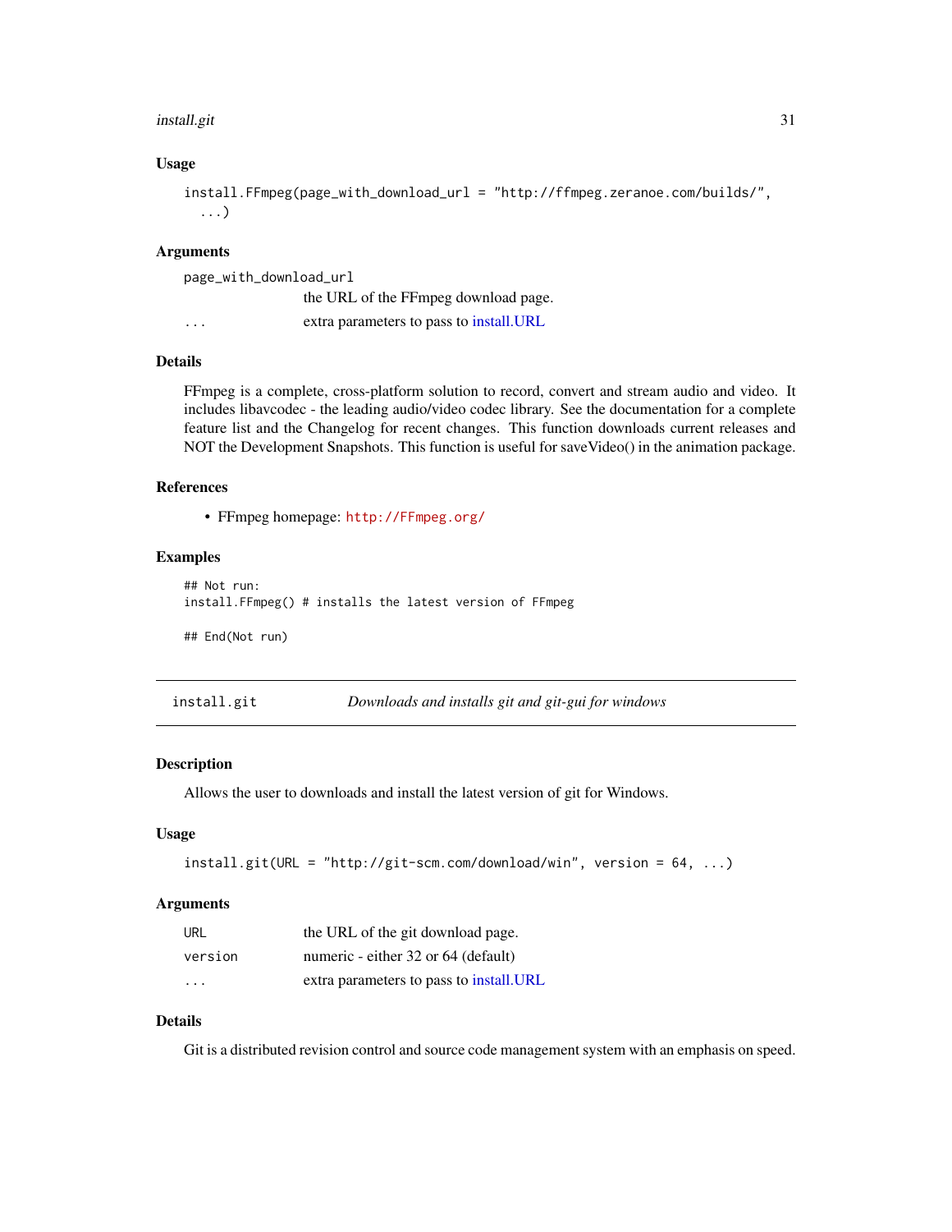### Usage

```
install.FFmpeg(page_with_download_url = "http://ffmpeg.zeranoe.com/builds/",
  ...)
```

### Arguments

| | |
|---|---|
| `page_with_download_url` | the URL of the FFmpeg download page. |
| `...` | extra parameters to pass to install.URL |

### Details

FFmpeg is a complete, cross-platform solution to record, convert and stream audio and video. It includes libavcodec - the leading audio/video codec library. See the documentation for a complete feature list and the Changelog for recent changes. This function downloads current releases and NOT the Development Snapshots. This function is useful for saveVideo() in the animation package.

### References

- FFmpeg homepage: http://FFmpeg.org/

### Examples

```
## Not run:
install.FFmpeg() # installs the latest version of FFmpeg

## End(Not run)
```

---

## install.git — *Downloads and installs git and git-gui for windows*

---

### Description

Allows the user to downloads and install the latest version of git for Windows.

### Usage

```
install.git(URL = "http://git-scm.com/download/win", version = 64, ...)
```

### Arguments

| | |
|---|---|
| `URL` | the URL of the git download page. |
| `version` | numeric - either 32 or 64 (default) |
| `...` | extra parameters to pass to install.URL |

### Details

Git is a distributed revision control and source code management system with an emphasis on speed.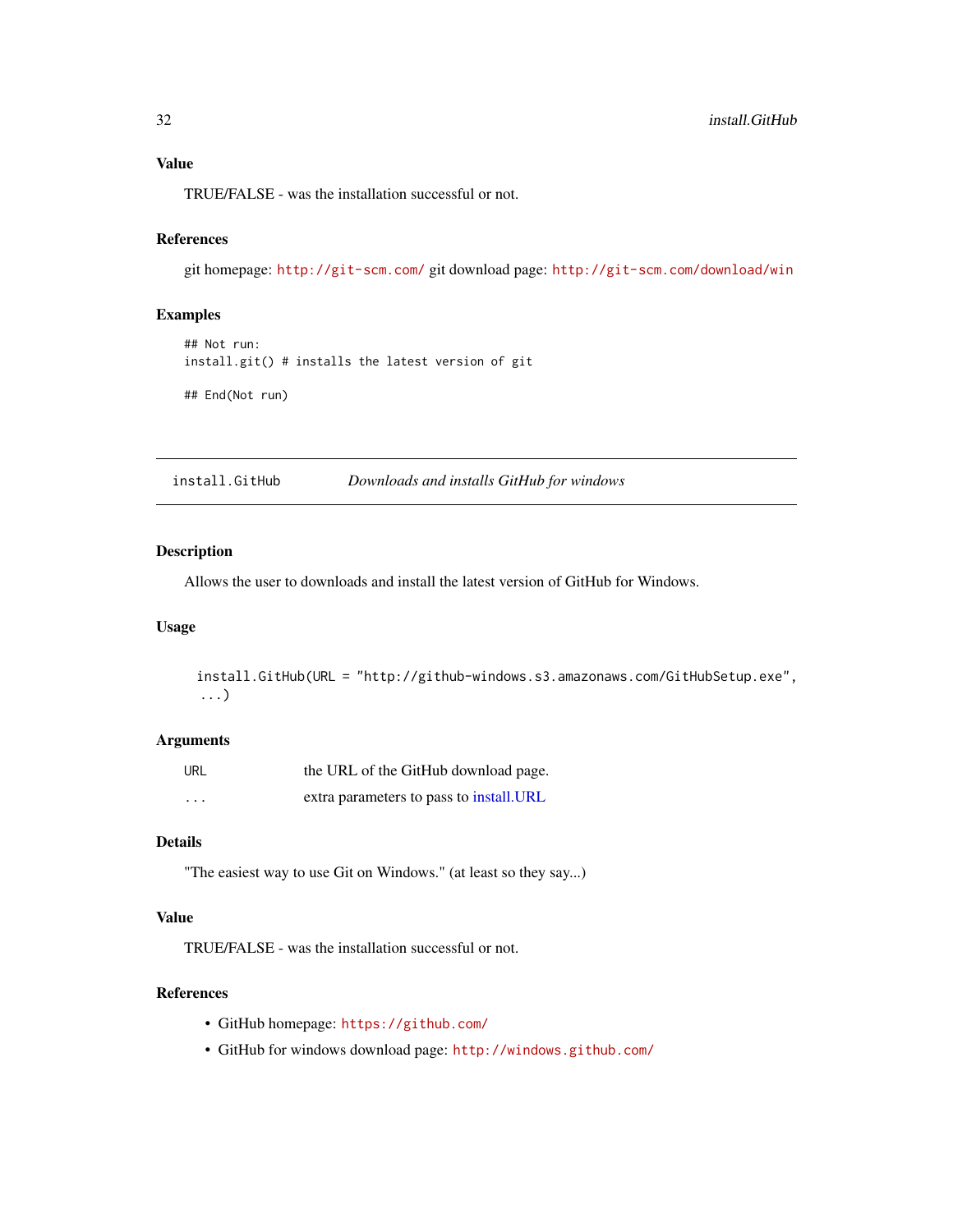### Value

TRUE/FALSE - was the installation successful or not.

### References

git homepage: http://git-scm.com/ git download page: http://git-scm.com/download/win

### Examples

```
## Not run:
install.git() # installs the latest version of git

## End(Not run)
```

---

## install.GitHub — *Downloads and installs GitHub for windows*

### Description

Allows the user to downloads and install the latest version of GitHub for Windows.

### Usage

```
install.GitHub(URL = "http://github-windows.s3.amazonaws.com/GitHubSetup.exe",
  ...)
```

### Arguments

| | |
|---|---|
| URL | the URL of the GitHub download page. |
| ... | extra parameters to pass to install.URL |

### Details

"The easiest way to use Git on Windows." (at least so they say...)

### Value

TRUE/FALSE - was the installation successful or not.

### References

- GitHub homepage: https://github.com/
- GitHub for windows download page: http://windows.github.com/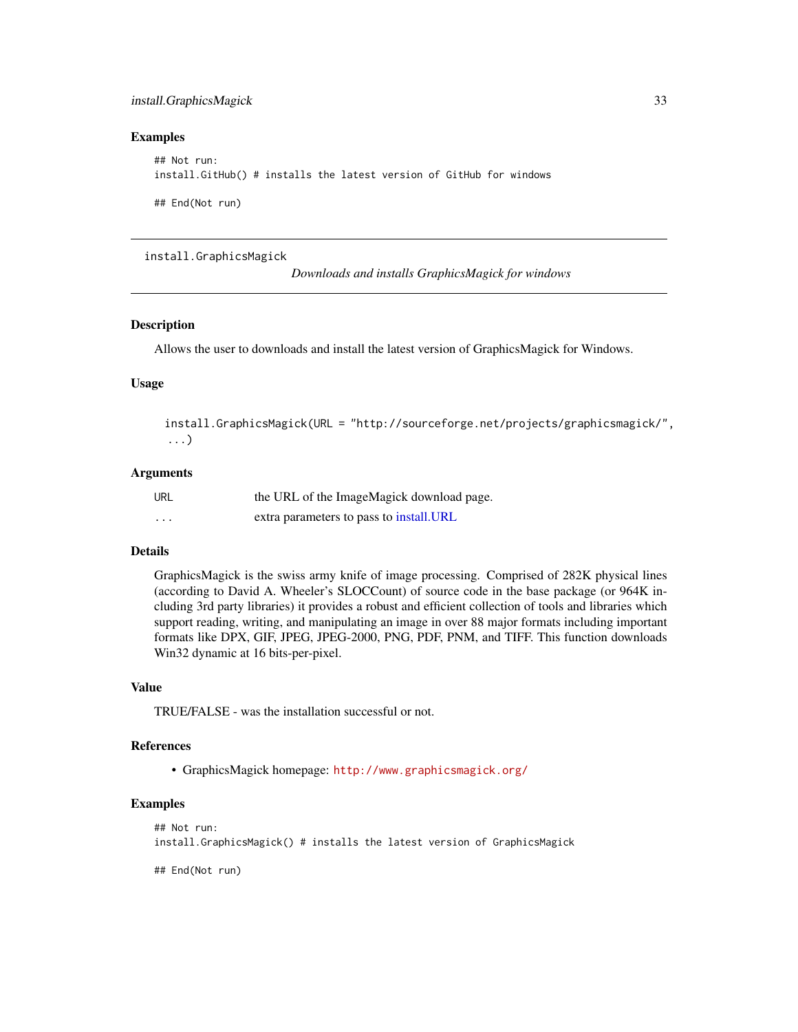### Examples

```
## Not run:
install.GitHub() # installs the latest version of GitHub for windows

## End(Not run)
```

---

## install.GraphicsMagick

*Downloads and installs GraphicsMagick for windows*

---

### Description

Allows the user to downloads and install the latest version of GraphicsMagick for Windows.

### Usage

```
install.GraphicsMagick(URL = "http://sourceforge.net/projects/graphicsmagick/",
  ...)
```

### Arguments

| | |
|---|---|
| URL | the URL of the ImageMagick download page. |
| ... | extra parameters to pass to install.URL |

### Details

GraphicsMagick is the swiss army knife of image processing. Comprised of 282K physical lines (according to David A. Wheeler's SLOCCount) of source code in the base package (or 964K including 3rd party libraries) it provides a robust and efficient collection of tools and libraries which support reading, writing, and manipulating an image in over 88 major formats including important formats like DPX, GIF, JPEG, JPEG-2000, PNG, PDF, PNM, and TIFF. This function downloads Win32 dynamic at 16 bits-per-pixel.

### Value

TRUE/FALSE - was the installation successful or not.

### References

- GraphicsMagick homepage: http://www.graphicsmagick.org/

### Examples

```
## Not run:
install.GraphicsMagick() # installs the latest version of GraphicsMagick

## End(Not run)
```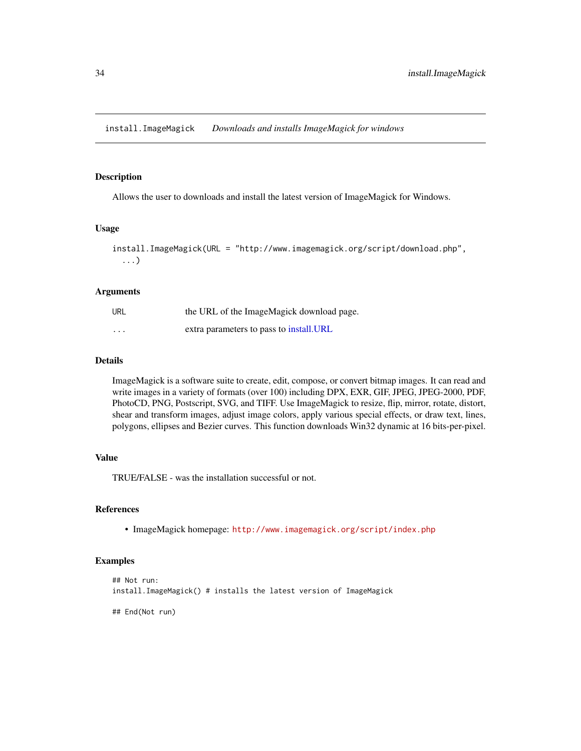install.ImageMagick *Downloads and installs ImageMagick for windows*

### Description

Allows the user to downloads and install the latest version of ImageMagick for Windows.

### Usage

```
install.ImageMagick(URL = "http://www.imagemagick.org/script/download.php",
  ...)
```

### Arguments

| | |
|---|---|
| URL | the URL of the ImageMagick download page. |
| ... | extra parameters to pass to install.URL |

### Details

ImageMagick is a software suite to create, edit, compose, or convert bitmap images. It can read and write images in a variety of formats (over 100) including DPX, EXR, GIF, JPEG, JPEG-2000, PDF, PhotoCD, PNG, Postscript, SVG, and TIFF. Use ImageMagick to resize, flip, mirror, rotate, distort, shear and transform images, adjust image colors, apply various special effects, or draw text, lines, polygons, ellipses and Bezier curves. This function downloads Win32 dynamic at 16 bits-per-pixel.

### Value

TRUE/FALSE - was the installation successful or not.

### References

- ImageMagick homepage: http://www.imagemagick.org/script/index.php

### Examples

```
## Not run:
install.ImageMagick() # installs the latest version of ImageMagick

## End(Not run)
```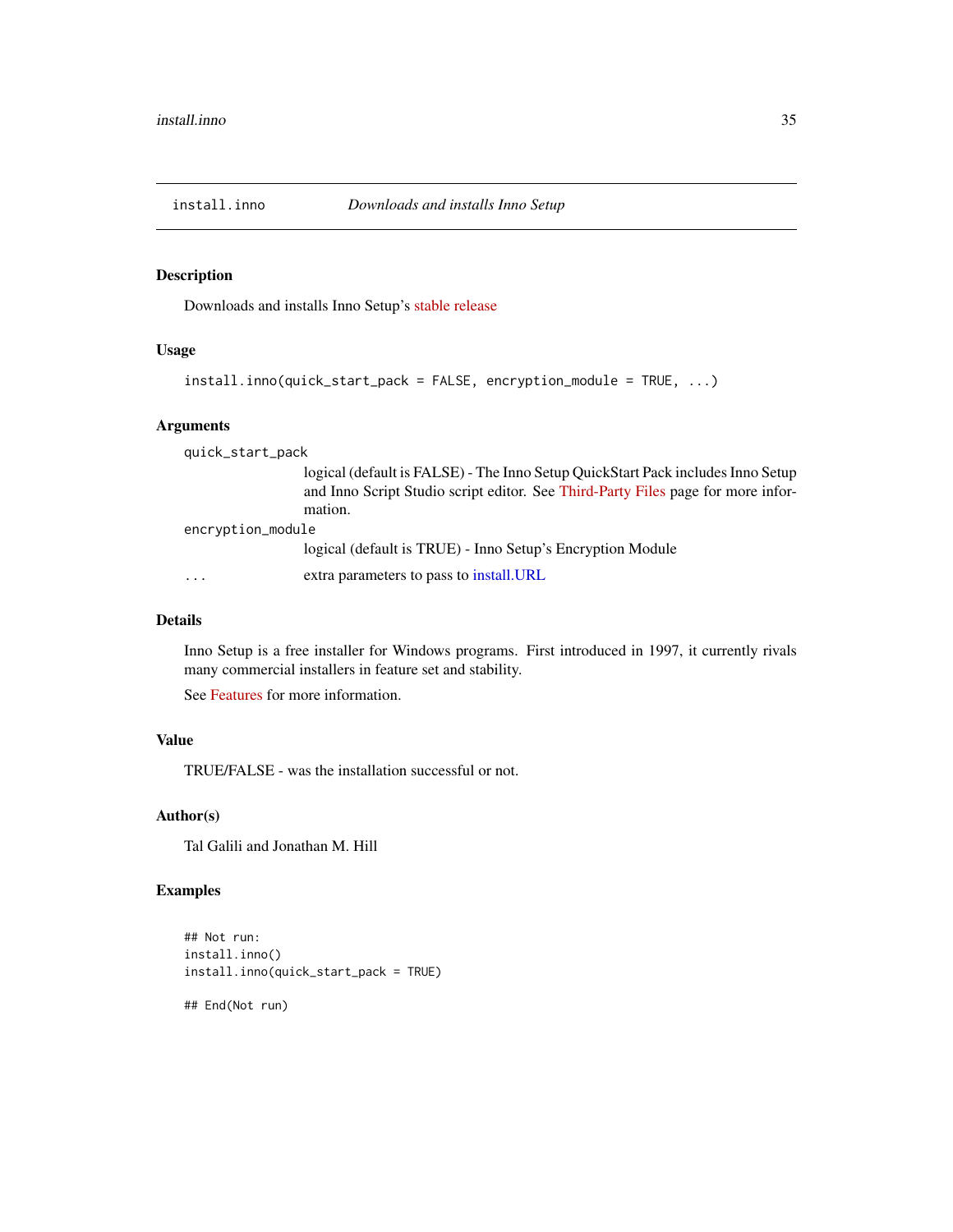## install.inno *Downloads and installs Inno Setup*

### Description

Downloads and installs Inno Setup's stable release

### Usage

```
install.inno(quick_start_pack = FALSE, encryption_module = TRUE, ...)
```

### Arguments

- `quick_start_pack`
  logical (default is FALSE) - The Inno Setup QuickStart Pack includes Inno Setup and Inno Script Studio script editor. See Third-Party Files page for more information.
- `encryption_module`
  logical (default is TRUE) - Inno Setup's Encryption Module
- `...`
  extra parameters to pass to install.URL

### Details

Inno Setup is a free installer for Windows programs. First introduced in 1997, it currently rivals many commercial installers in feature set and stability.

See Features for more information.

### Value

TRUE/FALSE - was the installation successful or not.

### Author(s)

Tal Galili and Jonathan M. Hill

### Examples

```
## Not run:
install.inno()
install.inno(quick_start_pack = TRUE)

## End(Not run)
```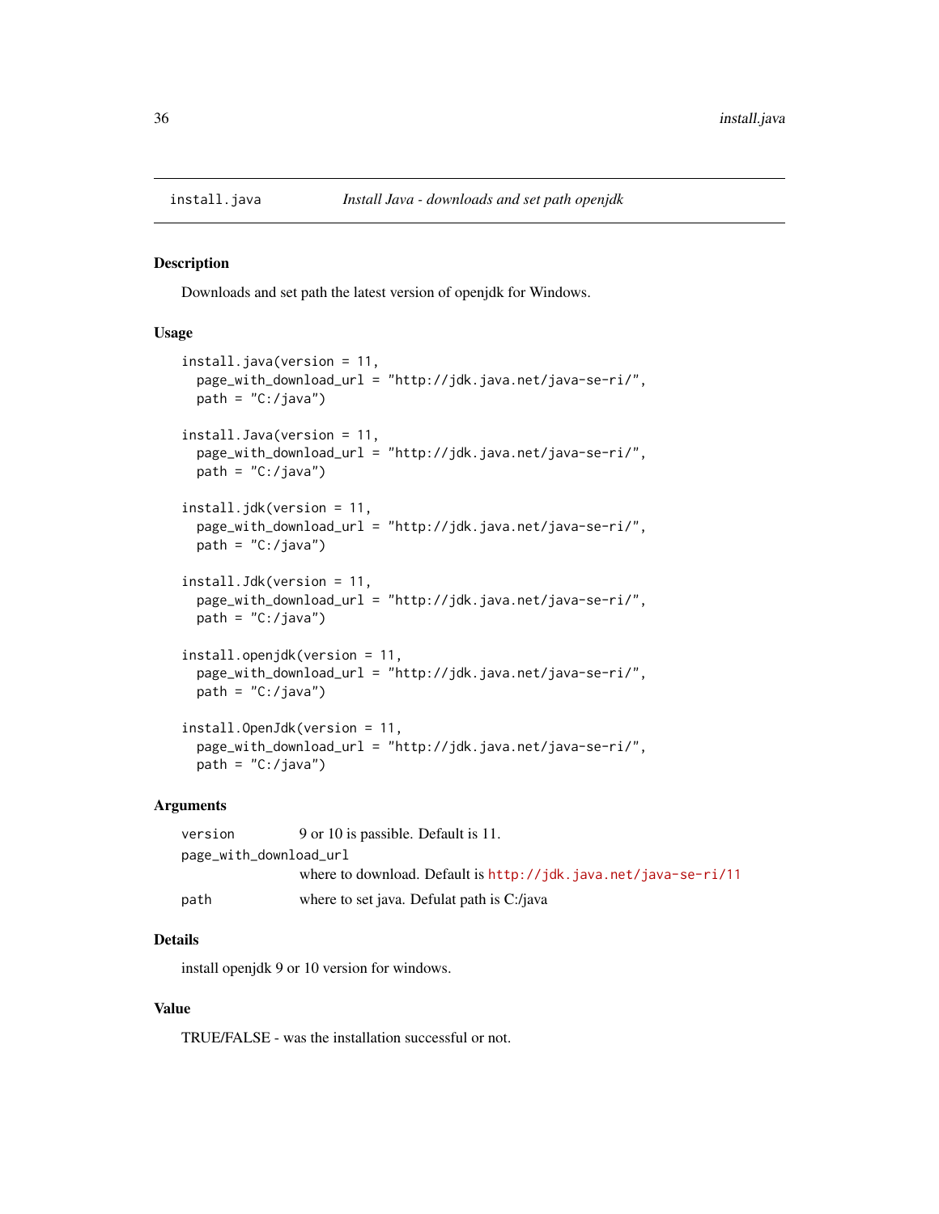install.java    *Install Java - downloads and set path openjdk*

## Description

Downloads and set path the latest version of openjdk for Windows.

## Usage

```
install.java(version = 11,
  page_with_download_url = "http://jdk.java.net/java-se-ri/",
  path = "C:/java")

install.Java(version = 11,
  page_with_download_url = "http://jdk.java.net/java-se-ri/",
  path = "C:/java")

install.jdk(version = 11,
  page_with_download_url = "http://jdk.java.net/java-se-ri/",
  path = "C:/java")

install.Jdk(version = 11,
  page_with_download_url = "http://jdk.java.net/java-se-ri/",
  path = "C:/java")

install.openjdk(version = 11,
  page_with_download_url = "http://jdk.java.net/java-se-ri/",
  path = "C:/java")

install.OpenJdk(version = 11,
  page_with_download_url = "http://jdk.java.net/java-se-ri/",
  path = "C:/java")
```

## Arguments

| | |
|---|---|
| `version` | 9 or 10 is passible. Default is 11. |
| `page_with_download_url` | where to download. Default is http://jdk.java.net/java-se-ri/11 |
| `path` | where to set java. Defulat path is C:/java |

## Details

install openjdk 9 or 10 version for windows.

## Value

TRUE/FALSE - was the installation successful or not.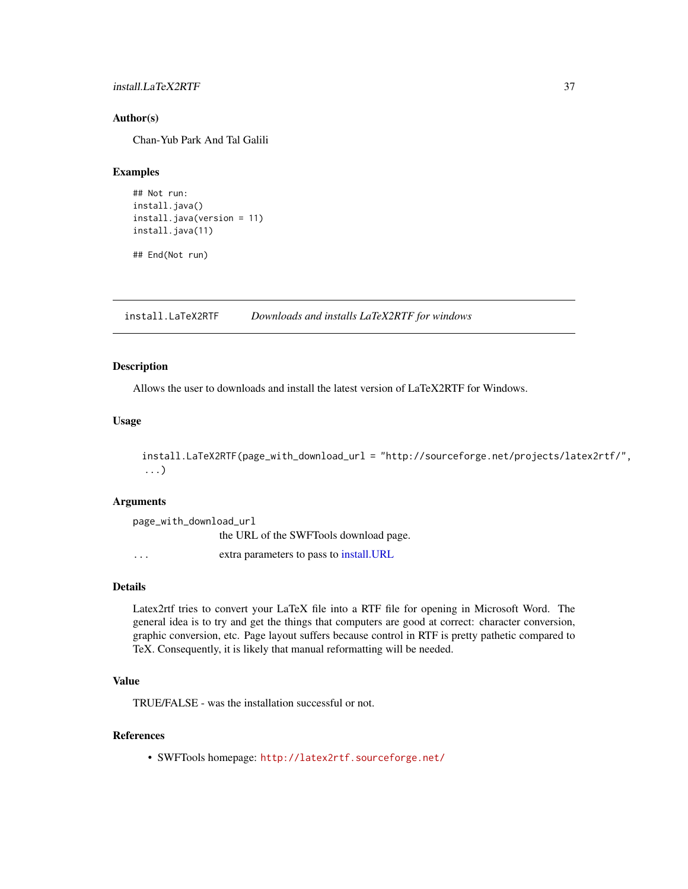### Author(s)

Chan-Yub Park And Tal Galili

### Examples

```
## Not run:
install.java()
install.java(version = 11)
install.java(11)

## End(Not run)
```

---

## install.LaTeX2RTF *Downloads and installs LaTeX2RTF for windows*

---

### Description

Allows the user to downloads and install the latest version of LaTeX2RTF for Windows.

### Usage

```
install.LaTeX2RTF(page_with_download_url = "http://sourceforge.net/projects/latex2rtf/",
  ...)
```

### Arguments

page_with_download_url
: the URL of the SWFTools download page.

...
: extra parameters to pass to install.URL

### Details

Latex2rtf tries to convert your LaTeX file into a RTF file for opening in Microsoft Word. The general idea is to try and get the things that computers are good at correct: character conversion, graphic conversion, etc. Page layout suffers because control in RTF is pretty pathetic compared to TeX. Consequently, it is likely that manual reformatting will be needed.

### Value

TRUE/FALSE - was the installation successful or not.

### References

- SWFTools homepage: http://latex2rtf.sourceforge.net/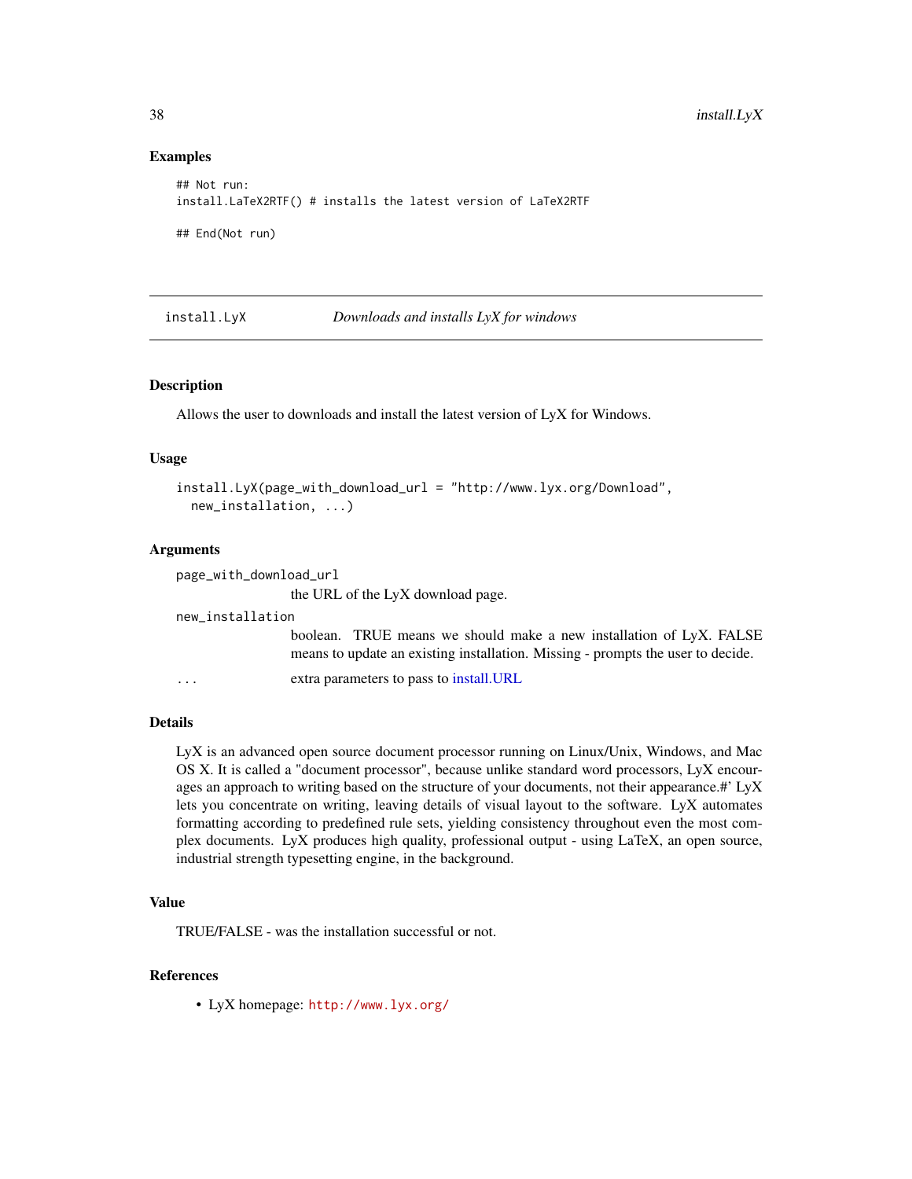### Examples

```
## Not run:
install.LaTeX2RTF() # installs the latest version of LaTeX2RTF

## End(Not run)
```

---

## install.LyX — *Downloads and installs LyX for windows*

---

### Description

Allows the user to downloads and install the latest version of LyX for Windows.

### Usage

```
install.LyX(page_with_download_url = "http://www.lyx.org/Download",
  new_installation, ...)
```

### Arguments

`page_with_download_url`
: the URL of the LyX download page.

`new_installation`
: boolean. TRUE means we should make a new installation of LyX. FALSE means to update an existing installation. Missing - prompts the user to decide.

`...`
: extra parameters to pass to install.URL

### Details

LyX is an advanced open source document processor running on Linux/Unix, Windows, and Mac OS X. It is called a "document processor", because unlike standard word processors, LyX encourages an approach to writing based on the structure of your documents, not their appearance.#' LyX lets you concentrate on writing, leaving details of visual layout to the software. LyX automates formatting according to predefined rule sets, yielding consistency throughout even the most complex documents. LyX produces high quality, professional output - using LaTeX, an open source, industrial strength typesetting engine, in the background.

### Value

TRUE/FALSE - was the installation successful or not.

### References

- LyX homepage: http://www.lyx.org/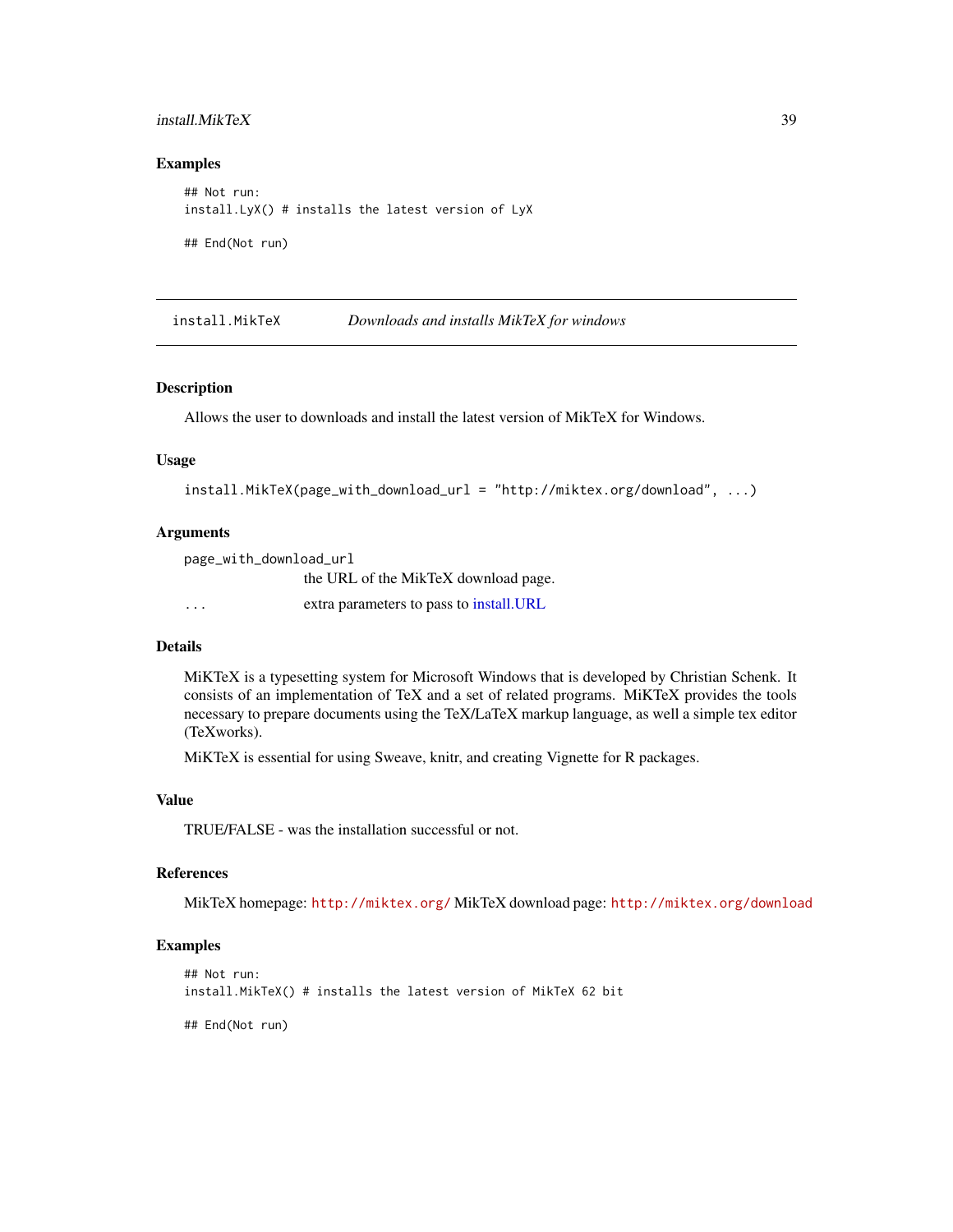## Examples

```
## Not run:
install.LyX() # installs the latest version of LyX

## End(Not run)
```

---

`install.MikTeX` *Downloads and installs MikTeX for windows*

---

### Description

Allows the user to downloads and install the latest version of MikTeX for Windows.

### Usage

```
install.MikTeX(page_with_download_url = "http://miktex.org/download", ...)
```

### Arguments

| | |
|---|---|
| page_with_download_url | the URL of the MikTeX download page. |
| ... | extra parameters to pass to install.URL |

### Details

MiKTeX is a typesetting system for Microsoft Windows that is developed by Christian Schenk. It consists of an implementation of TeX and a set of related programs. MiKTeX provides the tools necessary to prepare documents using the TeX/LaTeX markup language, as well a simple tex editor (TeXworks).

MiKTeX is essential for using Sweave, knitr, and creating Vignette for R packages.

### Value

TRUE/FALSE - was the installation successful or not.

### References

MikTeX homepage: http://miktex.org/ MikTeX download page: http://miktex.org/download

### Examples

```
## Not run:
install.MikTeX() # installs the latest version of MikTeX 62 bit

## End(Not run)
```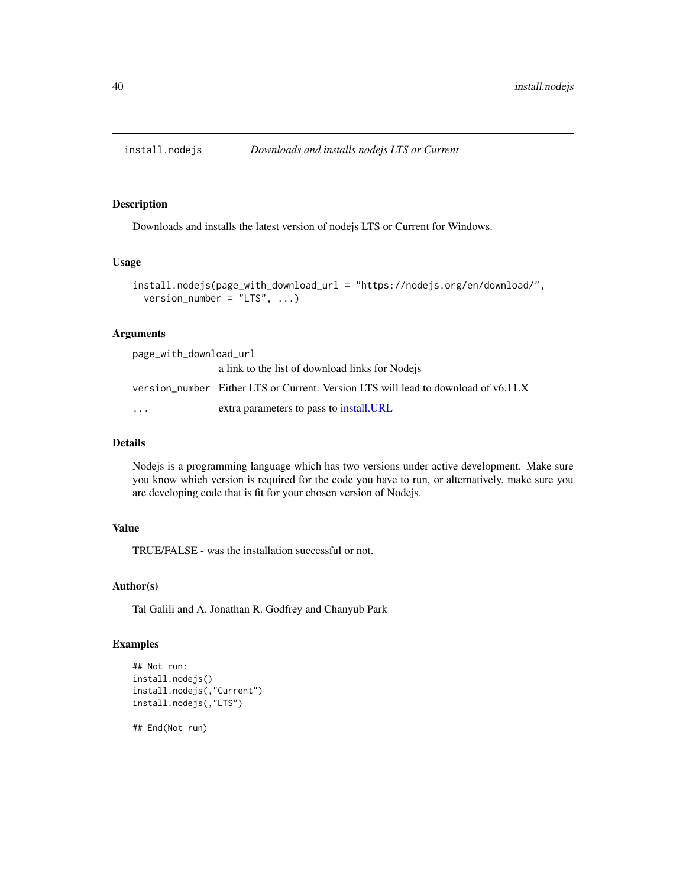## install.nodejs *Downloads and installs nodejs LTS or Current*

### Description

Downloads and installs the latest version of nodejs LTS or Current for Windows.

### Usage

```
install.nodejs(page_with_download_url = "https://nodejs.org/en/download/",
  version_number = "LTS", ...)
```

### Arguments

| | |
|---|---|
| page_with_download_url | a link to the list of download links for Nodejs |
| version_number | Either LTS or Current. Version LTS will lead to download of v6.11.X |
| ... | extra parameters to pass to install.URL |

### Details

Nodejs is a programming language which has two versions under active development. Make sure you know which version is required for the code you have to run, or alternatively, make sure you are developing code that is fit for your chosen version of Nodejs.

### Value

TRUE/FALSE - was the installation successful or not.

### Author(s)

Tal Galili and A. Jonathan R. Godfrey and Chanyub Park

### Examples

```
## Not run:
install.nodejs()
install.nodejs(,"Current")
install.nodejs(,"LTS")

## End(Not run)
```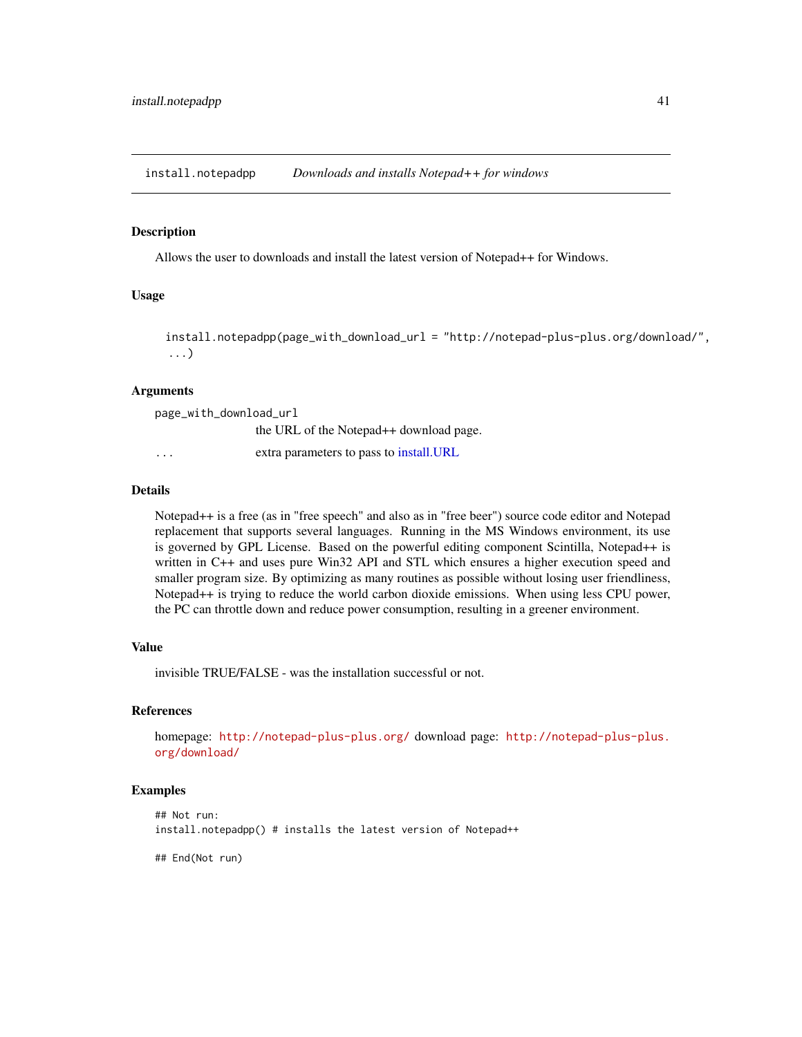install.notepadpp &emsp; *Downloads and installs Notepad++ for windows*

### Description

Allows the user to downloads and install the latest version of Notepad++ for Windows.

### Usage

```
install.notepadpp(page_with_download_url = "http://notepad-plus-plus.org/download/",
  ...)
```

### Arguments

| | |
|---|---|
| `page_with_download_url` | the URL of the Notepad++ download page. |
| `...` | extra parameters to pass to install.URL |

### Details

Notepad++ is a free (as in "free speech" and also as in "free beer") source code editor and Notepad replacement that supports several languages. Running in the MS Windows environment, its use is governed by GPL License. Based on the powerful editing component Scintilla, Notepad++ is written in C++ and uses pure Win32 API and STL which ensures a higher execution speed and smaller program size. By optimizing as many routines as possible without losing user friendliness, Notepad++ is trying to reduce the world carbon dioxide emissions. When using less CPU power, the PC can throttle down and reduce power consumption, resulting in a greener environment.

### Value

invisible TRUE/FALSE - was the installation successful or not.

### References

homepage: http://notepad-plus-plus.org/ download page: http://notepad-plus-plus.org/download/

### Examples

```
## Not run:
install.notepadpp() # installs the latest version of Notepad++

## End(Not run)
```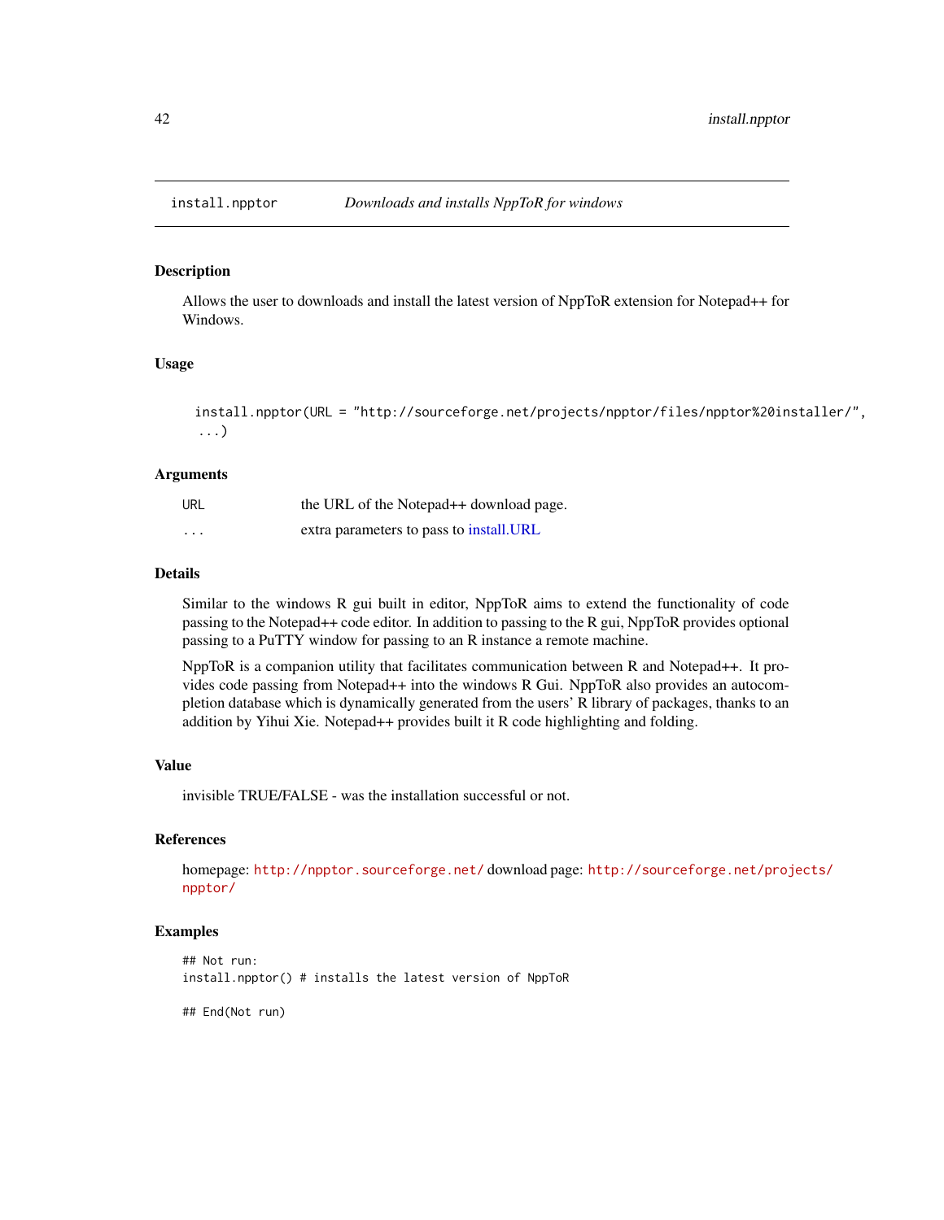install.npptor — *Downloads and installs NppToR for windows*

## Description

Allows the user to downloads and install the latest version of NppToR extension for Notepad++ for Windows.

## Usage

```
install.npptor(URL = "http://sourceforge.net/projects/npptor/files/npptor%20installer/",
 ...)
```

## Arguments

| | |
|---|---|
| URL | the URL of the Notepad++ download page. |
| ... | extra parameters to pass to install.URL |

## Details

Similar to the windows R gui built in editor, NppToR aims to extend the functionality of code passing to the Notepad++ code editor. In addition to passing to the R gui, NppToR provides optional passing to a PuTTY window for passing to an R instance a remote machine.

NppToR is a companion utility that facilitates communication between R and Notepad++. It provides code passing from Notepad++ into the windows R Gui. NppToR also provides an autocompletion database which is dynamically generated from the users' R library of packages, thanks to an addition by Yihui Xie. Notepad++ provides built it R code highlighting and folding.

## Value

invisible TRUE/FALSE - was the installation successful or not.

## References

homepage: http://npptor.sourceforge.net/ download page: http://sourceforge.net/projects/npptor/

## Examples

```
## Not run:
install.npptor() # installs the latest version of NppToR

## End(Not run)
```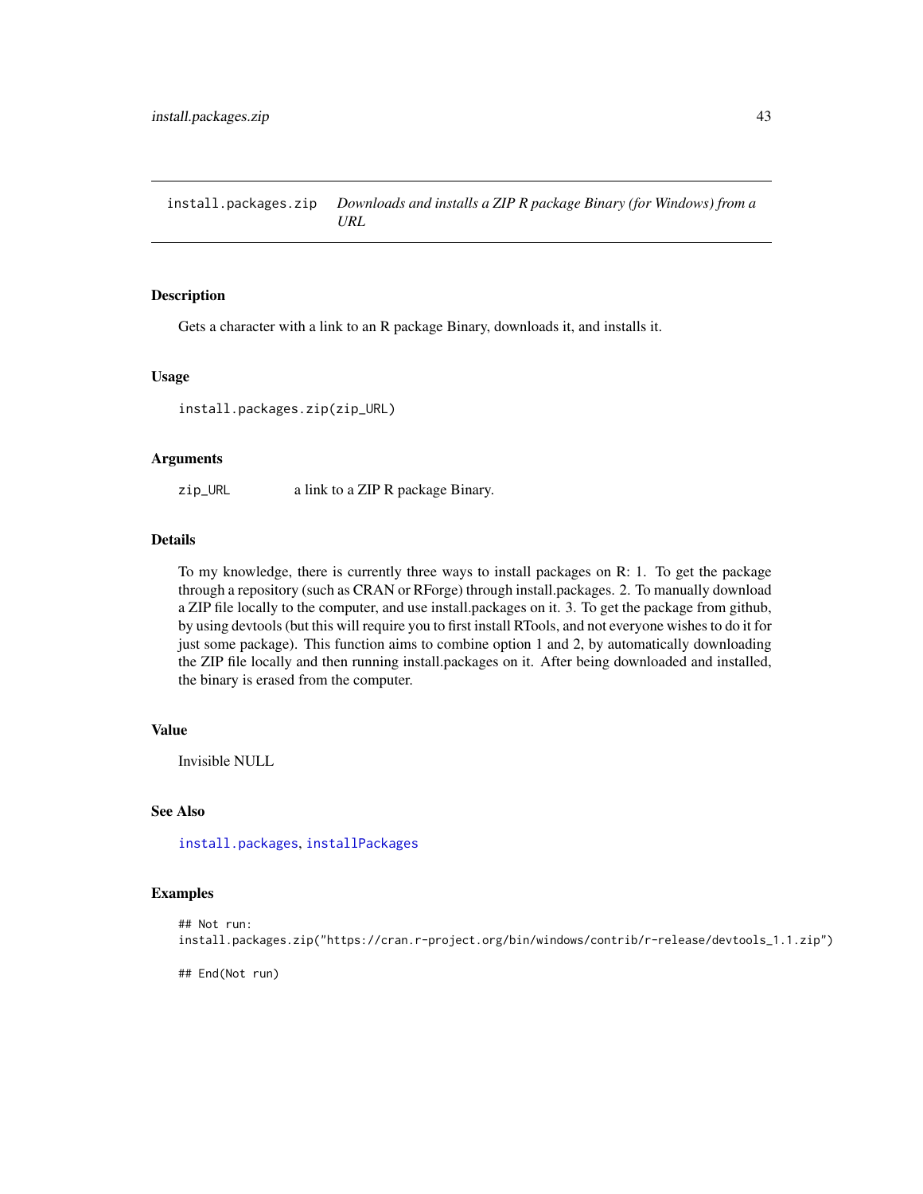# install.packages.zip — *Downloads and installs a ZIP R package Binary (for Windows) from a URL*

## Description

Gets a character with a link to an R package Binary, downloads it, and installs it.

## Usage

```
install.packages.zip(zip_URL)
```

## Arguments

| | |
|---|---|
| zip_URL | a link to a ZIP R package Binary. |

## Details

To my knowledge, there is currently three ways to install packages on R: 1. To get the package through a repository (such as CRAN or RForge) through install.packages. 2. To manually download a ZIP file locally to the computer, and use install.packages on it. 3. To get the package from github, by using devtools (but this will require you to first install RTools, and not everyone wishes to do it for just some package). This function aims to combine option 1 and 2, by automatically downloading the ZIP file locally and then running install.packages on it. After being downloaded and installed, the binary is erased from the computer.

## Value

Invisible NULL

## See Also

install.packages, installPackages

## Examples

```
## Not run:
install.packages.zip("https://cran.r-project.org/bin/windows/contrib/r-release/devtools_1.1.zip")

## End(Not run)
```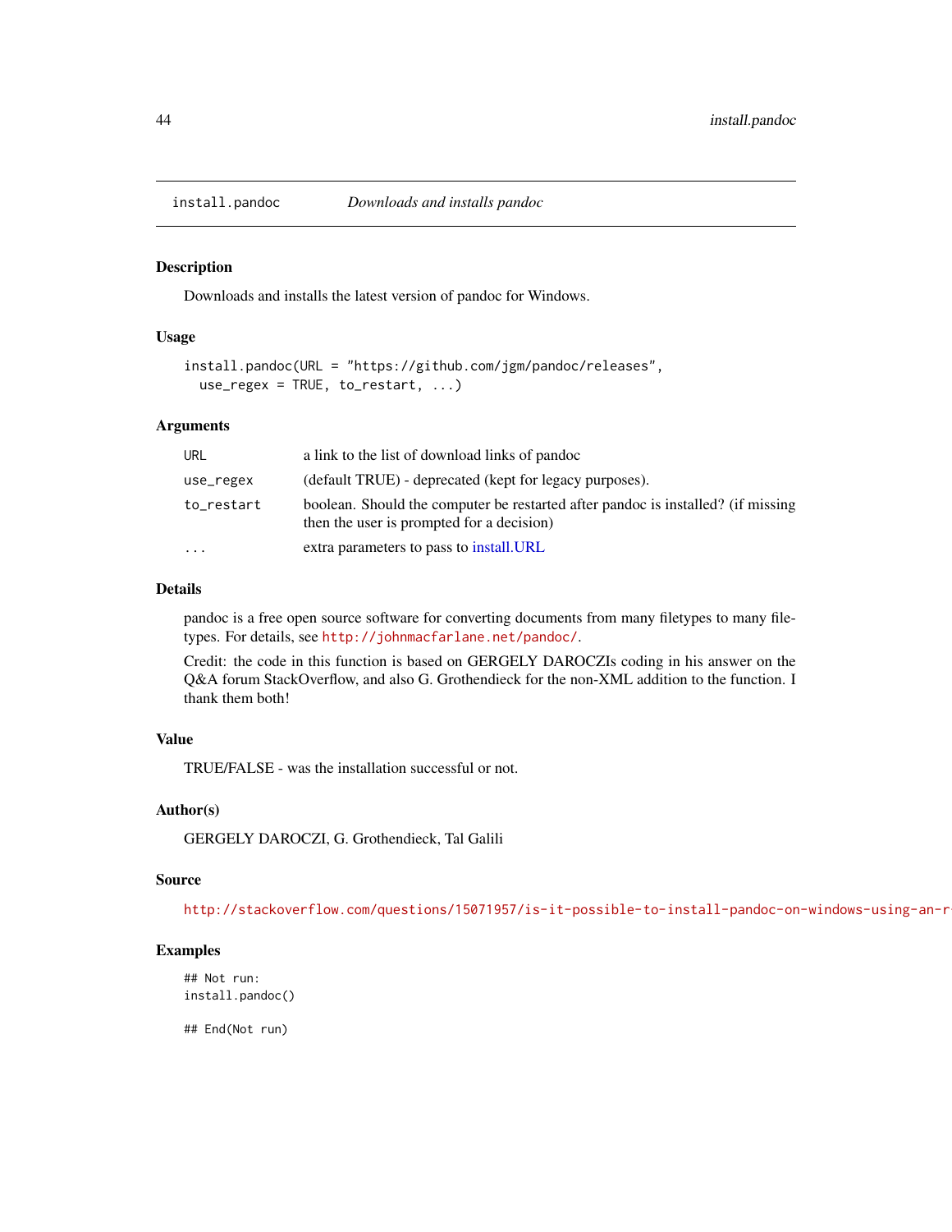install.pandoc *Downloads and installs pandoc*

### Description

Downloads and installs the latest version of pandoc for Windows.

### Usage

```
install.pandoc(URL = "https://github.com/jgm/pandoc/releases",
  use_regex = TRUE, to_restart, ...)
```

### Arguments

| | |
|---|---|
| URL | a link to the list of download links of pandoc |
| use_regex | (default TRUE) - deprecated (kept for legacy purposes). |
| to_restart | boolean. Should the computer be restarted after pandoc is installed? (if missing then the user is prompted for a decision) |
| ... | extra parameters to pass to install.URL |

### Details

pandoc is a free open source software for converting documents from many filetypes to many filetypes. For details, see http://johnmacfarlane.net/pandoc/.

Credit: the code in this function is based on GERGELY DAROCZIs coding in his answer on the Q&A forum StackOverflow, and also G. Grothendieck for the non-XML addition to the function. I thank them both!

### Value

TRUE/FALSE - was the installation successful or not.

### Author(s)

GERGELY DAROCZI, G. Grothendieck, Tal Galili

### Source

http://stackoverflow.com/questions/15071957/is-it-possible-to-install-pandoc-on-windows-using-an-r

### Examples

```
## Not run:
install.pandoc()

## End(Not run)
```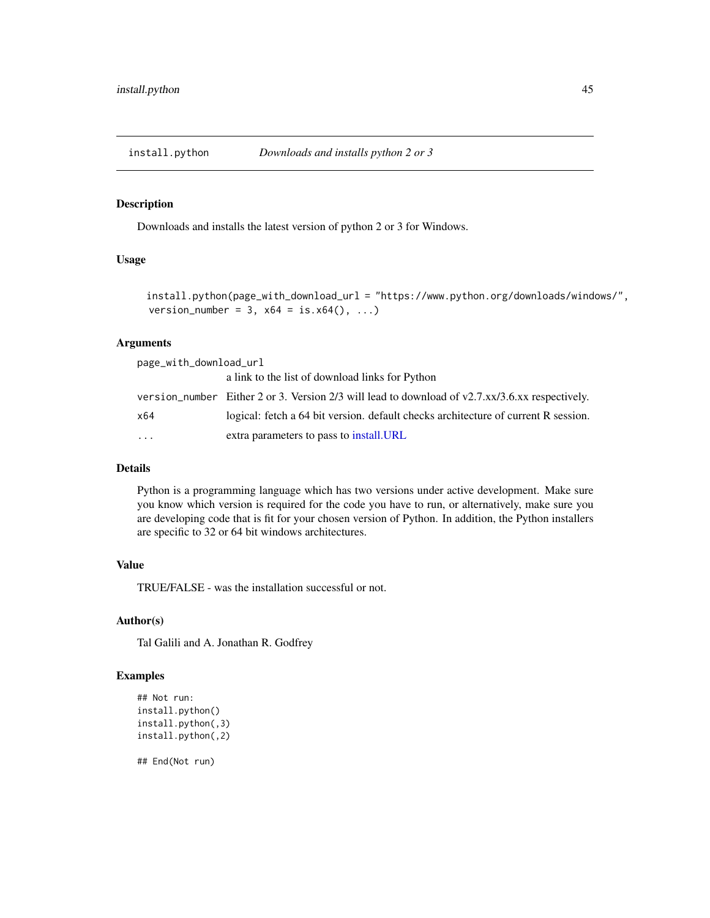## install.python — *Downloads and installs python 2 or 3*

### Description

Downloads and installs the latest version of python 2 or 3 for Windows.

### Usage

```
install.python(page_with_download_url = "https://www.python.org/downloads/windows/",
  version_number = 3, x64 = is.x64(), ...)
```

### Arguments

| | |
|---|---|
| page_with_download_url | a link to the list of download links for Python |
| version_number | Either 2 or 3. Version 2/3 will lead to download of v2.7.xx/3.6.xx respectively. |
| x64 | logical: fetch a 64 bit version. default checks architecture of current R session. |
| ... | extra parameters to pass to install.URL |

### Details

Python is a programming language which has two versions under active development. Make sure you know which version is required for the code you have to run, or alternatively, make sure you are developing code that is fit for your chosen version of Python. In addition, the Python installers are specific to 32 or 64 bit windows architectures.

### Value

TRUE/FALSE - was the installation successful or not.

### Author(s)

Tal Galili and A. Jonathan R. Godfrey

### Examples

```
## Not run:
install.python()
install.python(,3)
install.python(,2)

## End(Not run)
```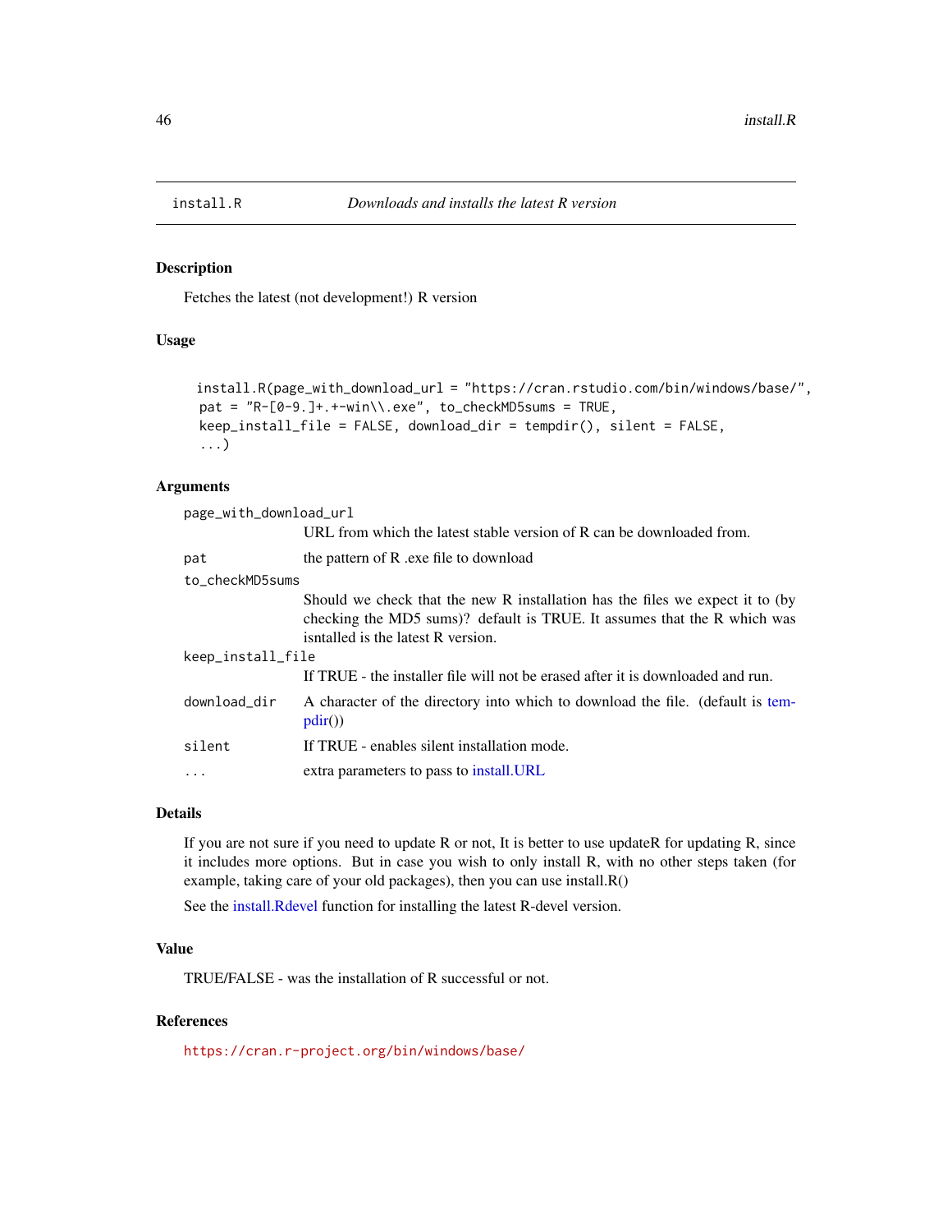## install.R — *Downloads and installs the latest R version*

### Description

Fetches the latest (not development!) R version

### Usage

```
install.R(page_with_download_url = "https://cran.rstudio.com/bin/windows/base/",
  pat = "R-[0-9.]+.+-win\\.exe", to_checkMD5sums = TRUE,
  keep_install_file = FALSE, download_dir = tempdir(), silent = FALSE,
  ...)
```

### Arguments

| | |
|---|---|
| `page_with_download_url` | URL from which the latest stable version of R can be downloaded from. |
| `pat` | the pattern of R .exe file to download |
| `to_checkMD5sums` | Should we check that the new R installation has the files we expect it to (by checking the MD5 sums)? default is TRUE. It assumes that the R which was isntalled is the latest R version. |
| `keep_install_file` | If TRUE - the installer file will not be erased after it is downloaded and run. |
| `download_dir` | A character of the directory into which to download the file. (default is tempdir()) |
| `silent` | If TRUE - enables silent installation mode. |
| `...` | extra parameters to pass to install.URL |

### Details

If you are not sure if you need to update R or not, It is better to use updateR for updating R, since it includes more options. But in case you wish to only install R, with no other steps taken (for example, taking care of your old packages), then you can use install.R()

See the install.Rdevel function for installing the latest R-devel version.

### Value

TRUE/FALSE - was the installation of R successful or not.

### References

https://cran.r-project.org/bin/windows/base/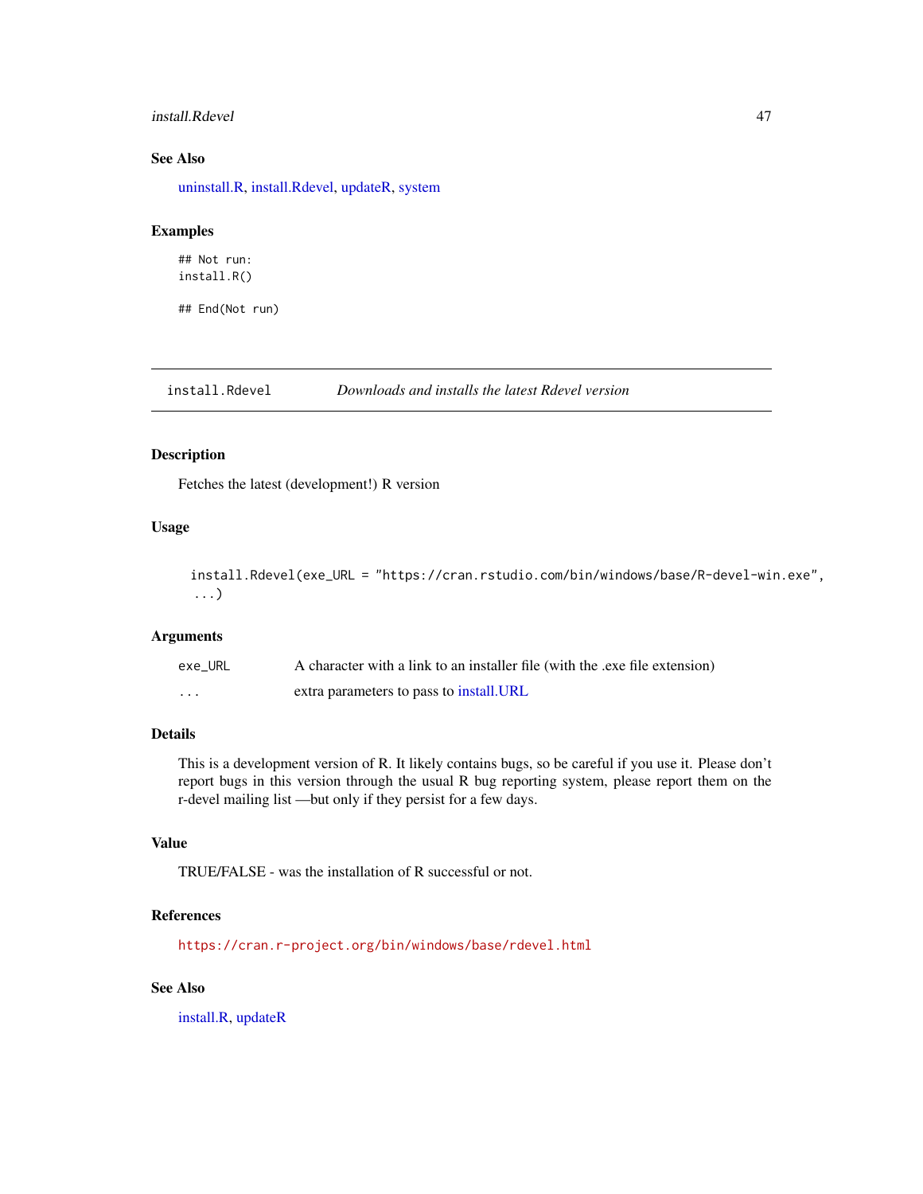## See Also

uninstall.R, install.Rdevel, updateR, system

## Examples

```
## Not run:
install.R()

## End(Not run)
```

---

# install.Rdevel — *Downloads and installs the latest Rdevel version*

---

## Description

Fetches the latest (development!) R version

## Usage

```
install.Rdevel(exe_URL = "https://cran.rstudio.com/bin/windows/base/R-devel-win.exe",
  ...)
```

## Arguments

| | |
|---|---|
| exe_URL | A character with a link to an installer file (with the .exe file extension) |
| ... | extra parameters to pass to install.URL |

## Details

This is a development version of R. It likely contains bugs, so be careful if you use it. Please don't report bugs in this version through the usual R bug reporting system, please report them on the r-devel mailing list —but only if they persist for a few days.

## Value

TRUE/FALSE - was the installation of R successful or not.

## References

https://cran.r-project.org/bin/windows/base/rdevel.html

## See Also

install.R, updateR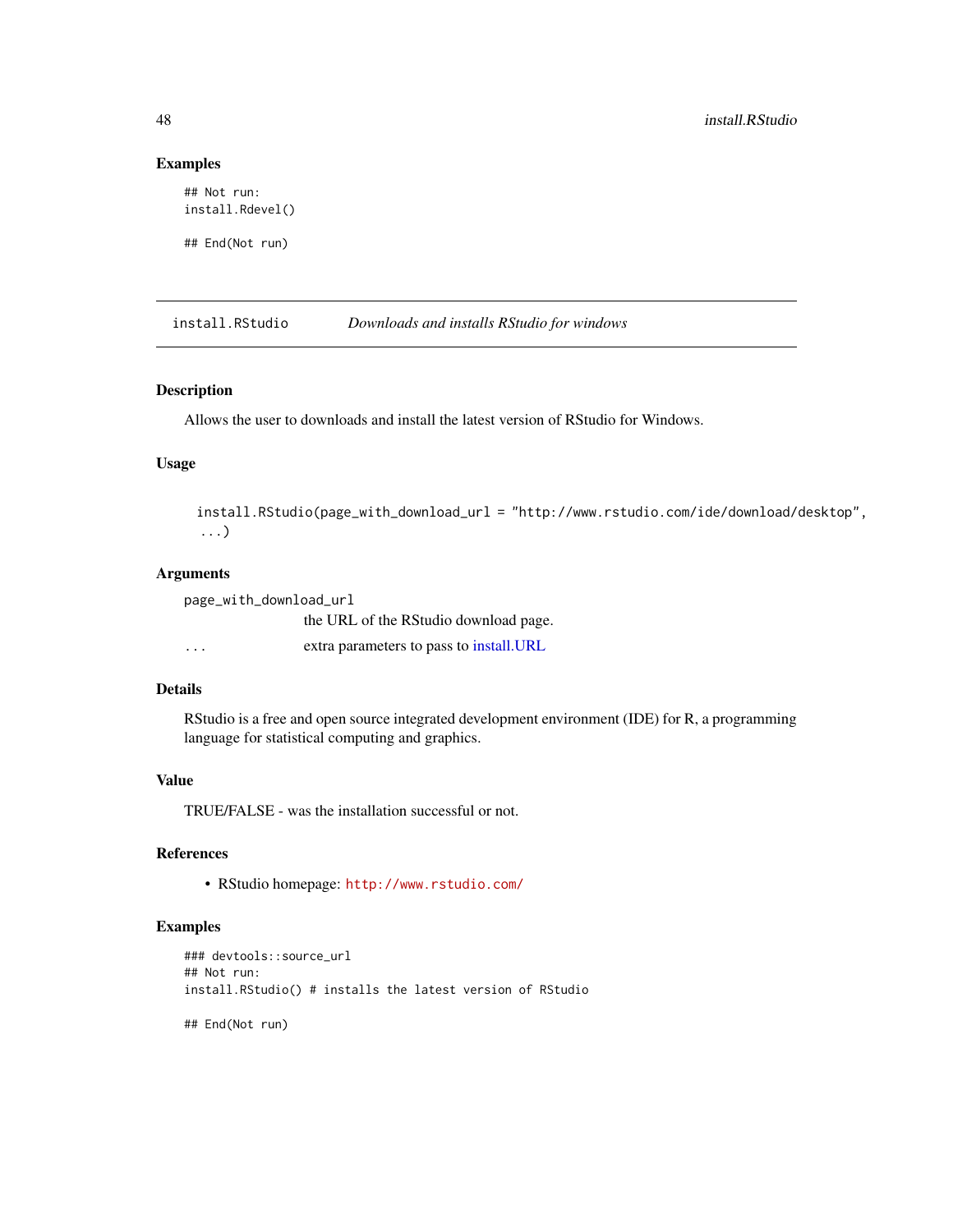### Examples

```
## Not run:
install.Rdevel()

## End(Not run)
```

---

## install.RStudio — *Downloads and installs RStudio for windows*

---

### Description

Allows the user to downloads and install the latest version of RStudio for Windows.

### Usage

```
install.RStudio(page_with_download_url = "http://www.rstudio.com/ide/download/desktop",
  ...)
```

### Arguments

| | |
|---|---|
| `page_with_download_url` | the URL of the RStudio download page. |
| `...` | extra parameters to pass to install.URL |

### Details

RStudio is a free and open source integrated development environment (IDE) for R, a programming language for statistical computing and graphics.

### Value

TRUE/FALSE - was the installation successful or not.

### References

- RStudio homepage: http://www.rstudio.com/

### Examples

```
### devtools::source_url
## Not run:
install.RStudio() # installs the latest version of RStudio

## End(Not run)
```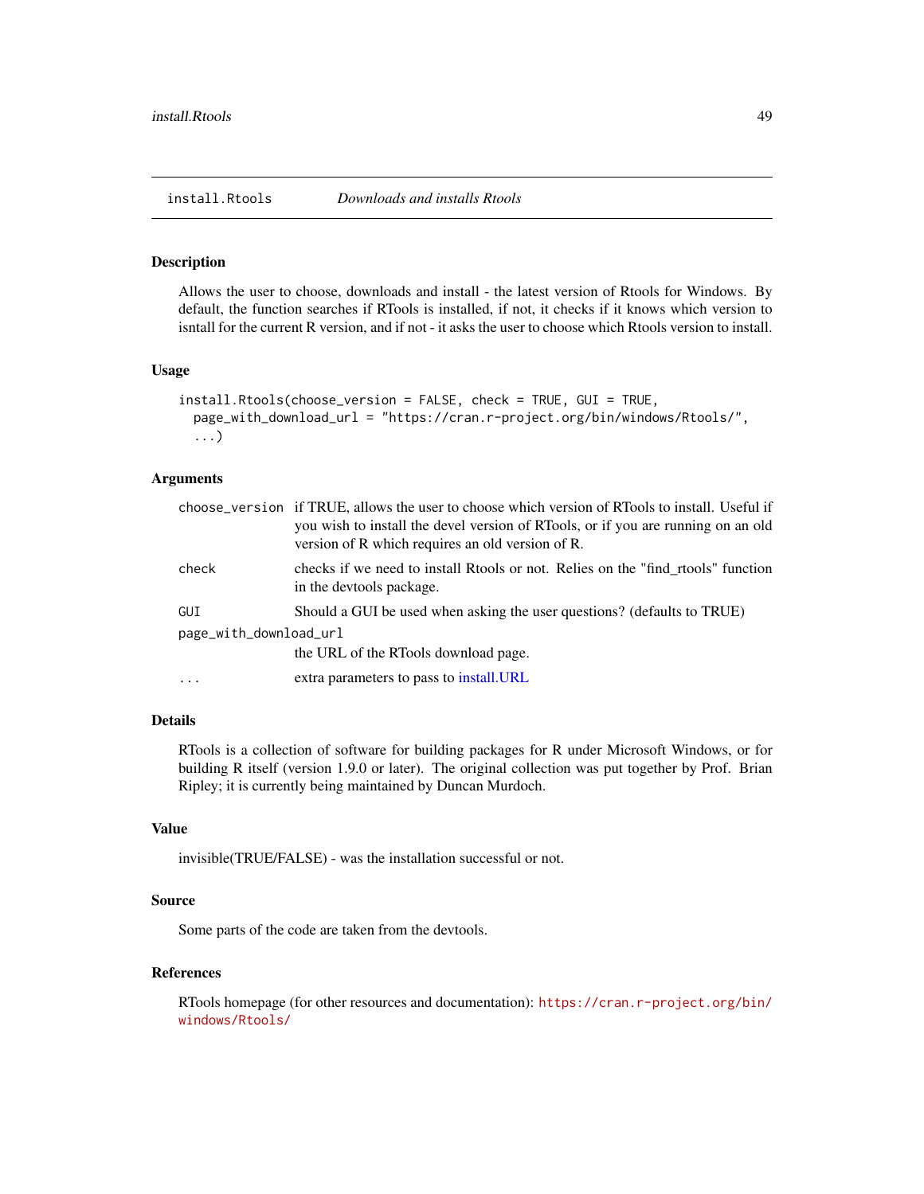## install.Rtools *Downloads and installs Rtools*

### Description

Allows the user to choose, downloads and install - the latest version of Rtools for Windows. By default, the function searches if RTools is installed, if not, it checks if it knows which version to isntall for the current R version, and if not - it asks the user to choose which Rtools version to install.

### Usage

```
install.Rtools(choose_version = FALSE, check = TRUE, GUI = TRUE,
  page_with_download_url = "https://cran.r-project.org/bin/windows/Rtools/",
  ...)
```

### Arguments

| | |
|---|---|
| `choose_version` | if TRUE, allows the user to choose which version of RTools to install. Useful if you wish to install the devel version of RTools, or if you are running on an old version of R which requires an old version of R. |
| `check` | checks if we need to install Rtools or not. Relies on the "find_rtools" function in the devtools package. |
| `GUI` | Should a GUI be used when asking the user questions? (defaults to TRUE) |
| `page_with_download_url` | the URL of the RTools download page. |
| `...` | extra parameters to pass to install.URL |

### Details

RTools is a collection of software for building packages for R under Microsoft Windows, or for building R itself (version 1.9.0 or later). The original collection was put together by Prof. Brian Ripley; it is currently being maintained by Duncan Murdoch.

### Value

invisible(TRUE/FALSE) - was the installation successful or not.

### Source

Some parts of the code are taken from the devtools.

### References

RTools homepage (for other resources and documentation): `https://cran.r-project.org/bin/windows/Rtools/`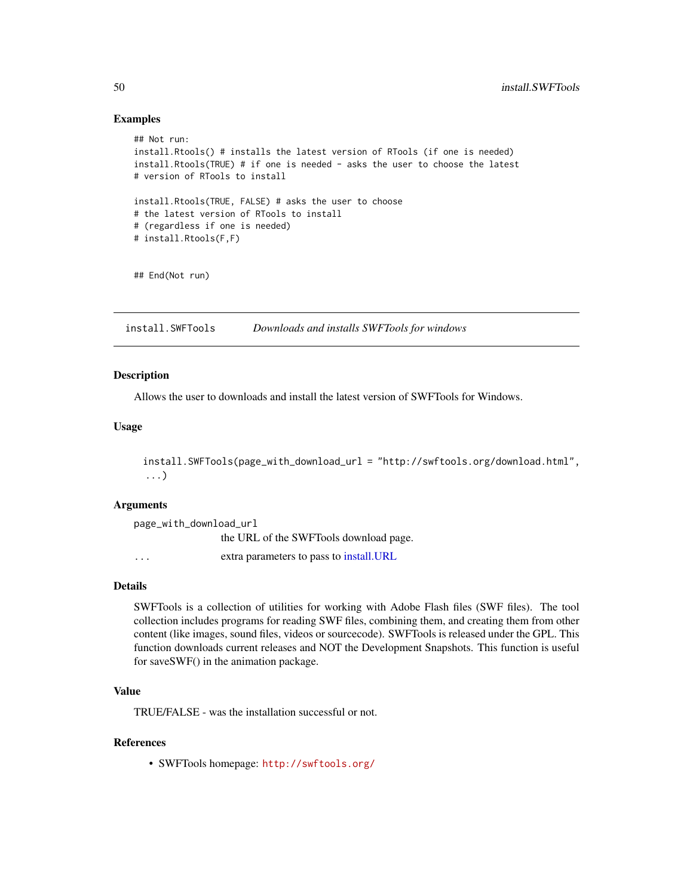### Examples

```
## Not run:
install.Rtools() # installs the latest version of RTools (if one is needed)
install.Rtools(TRUE) # if one is needed - asks the user to choose the latest
# version of RTools to install

install.Rtools(TRUE, FALSE) # asks the user to choose
# the latest version of RTools to install
# (regardless if one is needed)
# install.Rtools(F,F)


## End(Not run)
```

---

## install.SWFTools    *Downloads and installs SWFTools for windows*

---

### Description

Allows the user to downloads and install the latest version of SWFTools for Windows.

### Usage

```
install.SWFTools(page_with_download_url = "http://swftools.org/download.html",
 ...)
```

### Arguments

| | |
|---|---|
| page_with_download_url | the URL of the SWFTools download page. |
| ... | extra parameters to pass to install.URL |

### Details

SWFTools is a collection of utilities for working with Adobe Flash files (SWF files). The tool collection includes programs for reading SWF files, combining them, and creating them from other content (like images, sound files, videos or sourcecode). SWFTools is released under the GPL. This function downloads current releases and NOT the Development Snapshots. This function is useful for saveSWF() in the animation package.

### Value

TRUE/FALSE - was the installation successful or not.

### References

- SWFTools homepage: http://swftools.org/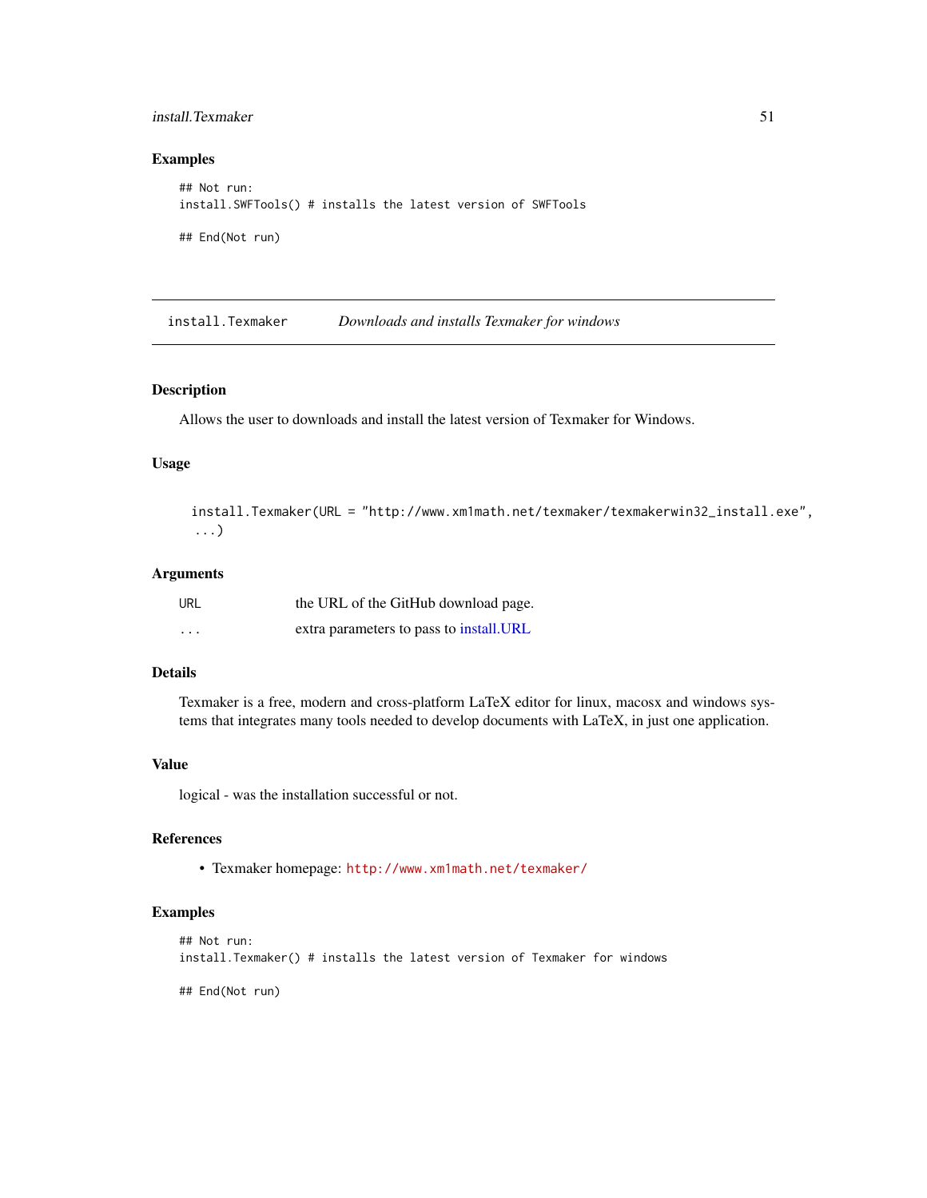### Examples

```
## Not run:
install.SWFTools() # installs the latest version of SWFTools

## End(Not run)
```

---

## install.Texmaker *Downloads and installs Texmaker for windows*

---

### Description

Allows the user to downloads and install the latest version of Texmaker for Windows.

### Usage

```
install.Texmaker(URL = "http://www.xm1math.net/texmaker/texmakerwin32_install.exe",
  ...)
```

### Arguments

| | |
|---|---|
| URL | the URL of the GitHub download page. |
| ... | extra parameters to pass to install.URL |

### Details

Texmaker is a free, modern and cross-platform LaTeX editor for linux, macosx and windows systems that integrates many tools needed to develop documents with LaTeX, in just one application.

### Value

logical - was the installation successful or not.

### References

- Texmaker homepage: http://www.xm1math.net/texmaker/

### Examples

```
## Not run:
install.Texmaker() # installs the latest version of Texmaker for windows

## End(Not run)
```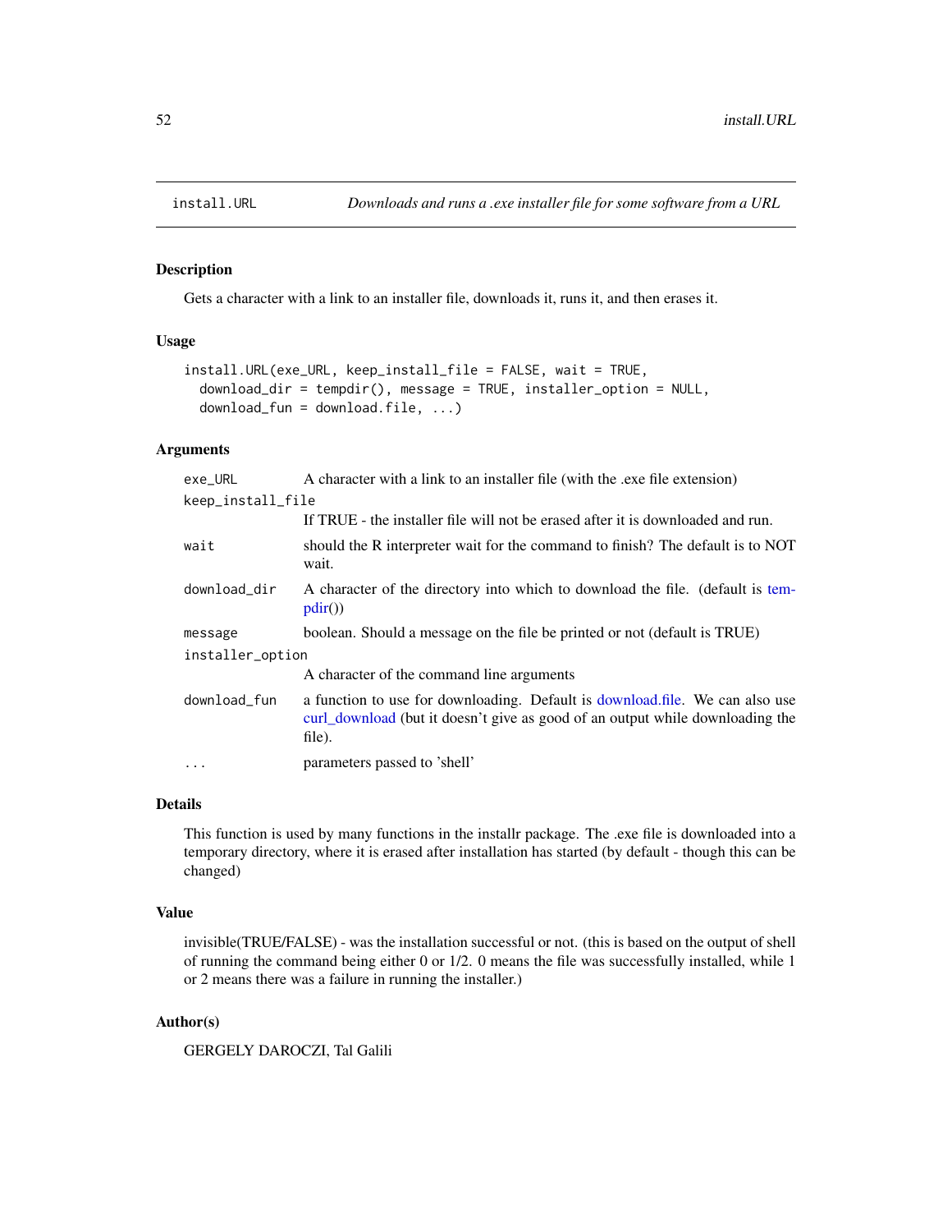## install.URL — *Downloads and runs a .exe installer file for some software from a URL*

### Description

Gets a character with a link to an installer file, downloads it, runs it, and then erases it.

### Usage

```
install.URL(exe_URL, keep_install_file = FALSE, wait = TRUE,
  download_dir = tempdir(), message = TRUE, installer_option = NULL,
  download_fun = download.file, ...)
```

### Arguments

| | |
|---|---|
| `exe_URL` | A character with a link to an installer file (with the .exe file extension) |
| `keep_install_file` | If TRUE - the installer file will not be erased after it is downloaded and run. |
| `wait` | should the R interpreter wait for the command to finish? The default is to NOT wait. |
| `download_dir` | A character of the directory into which to download the file. (default is tempdir()) |
| `message` | boolean. Should a message on the file be printed or not (default is TRUE) |
| `installer_option` | A character of the command line arguments |
| `download_fun` | a function to use for downloading. Default is download.file. We can also use curl_download (but it doesn't give as good of an output while downloading the file). |
| `...` | parameters passed to 'shell' |

### Details

This function is used by many functions in the installr package. The .exe file is downloaded into a temporary directory, where it is erased after installation has started (by default - though this can be changed)

### Value

invisible(TRUE/FALSE) - was the installation successful or not. (this is based on the output of shell of running the command being either 0 or 1/2. 0 means the file was successfully installed, while 1 or 2 means there was a failure in running the installer.)

### Author(s)

GERGELY DAROCZI, Tal Galili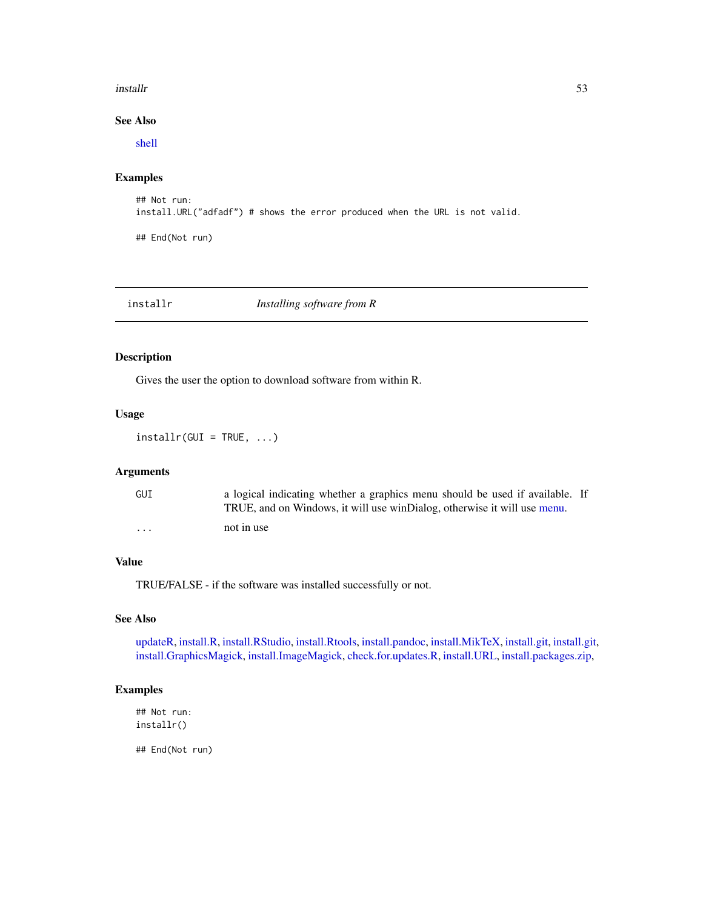## See Also

shell

## Examples

```
## Not run:
install.URL("adfadf") # shows the error produced when the URL is not valid.

## End(Not run)
```

---

# installr *Installing software from R*

---

## Description

Gives the user the option to download software from within R.

## Usage

```
installr(GUI = TRUE, ...)
```

## Arguments

| | |
|---|---|
| GUI | a logical indicating whether a graphics menu should be used if available. If TRUE, and on Windows, it will use winDialog, otherwise it will use menu. |
| ... | not in use |

## Value

TRUE/FALSE - if the software was installed successfully or not.

## See Also

updateR, install.R, install.RStudio, install.Rtools, install.pandoc, install.MikTeX, install.git, install.git, install.GraphicsMagick, install.ImageMagick, check.for.updates.R, install.URL, install.packages.zip,

## Examples

```
## Not run:
installr()

## End(Not run)
```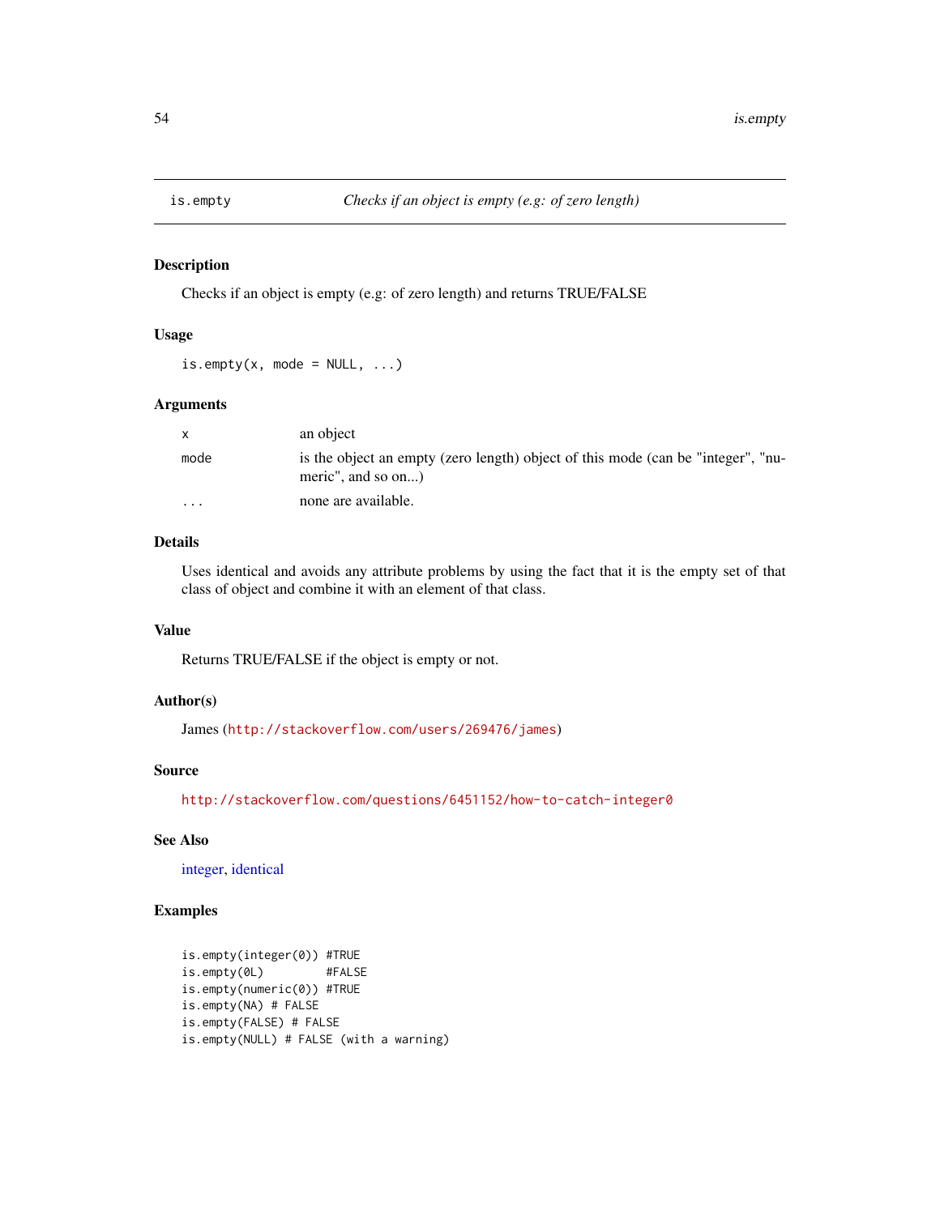## is.empty — *Checks if an object is empty (e.g: of zero length)*

### Description

Checks if an object is empty (e.g: of zero length) and returns TRUE/FALSE

### Usage

```
is.empty(x, mode = NULL, ...)
```

### Arguments

| | |
|---|---|
| `x` | an object |
| `mode` | is the object an empty (zero length) object of this mode (can be "integer", "numeric", and so on...) |
| `...` | none are available. |

### Details

Uses identical and avoids any attribute problems by using the fact that it is the empty set of that class of object and combine it with an element of that class.

### Value

Returns TRUE/FALSE if the object is empty or not.

### Author(s)

James (http://stackoverflow.com/users/269476/james)

### Source

http://stackoverflow.com/questions/6451152/how-to-catch-integer0

### See Also

integer, identical

### Examples

```
is.empty(integer(0)) #TRUE
is.empty(0L)         #FALSE
is.empty(numeric(0)) #TRUE
is.empty(NA) # FALSE
is.empty(FALSE) # FALSE
is.empty(NULL) # FALSE (with a warning)
```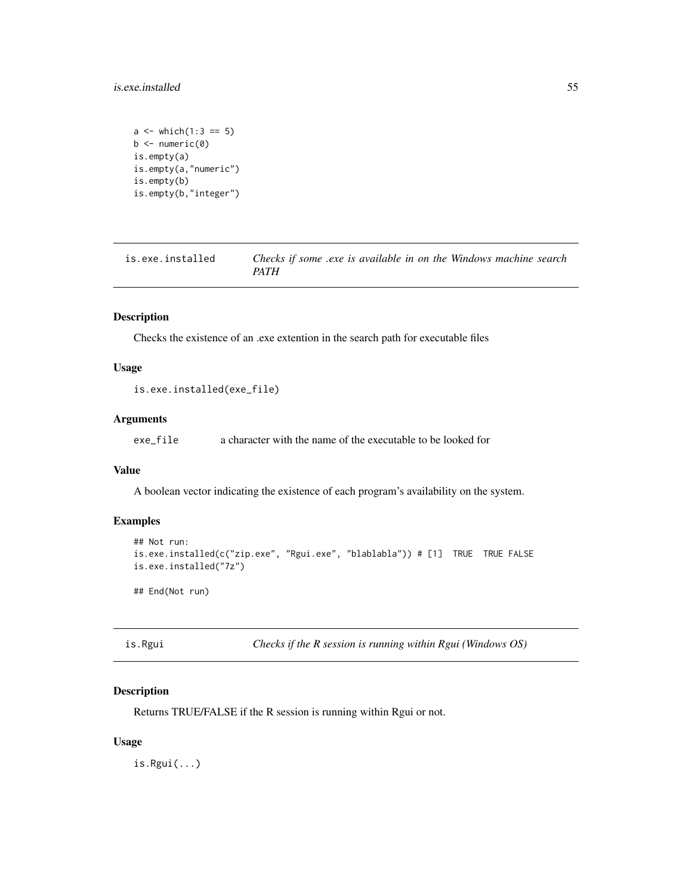```
a <- which(1:3 == 5)
b <- numeric(0)
is.empty(a)
is.empty(a,"numeric")
is.empty(b)
is.empty(b,"integer")
```

## is.exe.installed *Checks if some .exe is available in on the Windows machine search PATH*

### Description

Checks the existence of an .exe extention in the search path for executable files

### Usage

```
is.exe.installed(exe_file)
```

### Arguments

| | |
|---|---|
| exe_file | a character with the name of the executable to be looked for |

### Value

A boolean vector indicating the existence of each program's availability on the system.

### Examples

```
## Not run:
is.exe.installed(c("zip.exe", "Rgui.exe", "blablabla")) # [1]  TRUE  TRUE FALSE
is.exe.installed("7z")

## End(Not run)
```

## is.Rgui *Checks if the R session is running within Rgui (Windows OS)*

### Description

Returns TRUE/FALSE if the R session is running within Rgui or not.

### Usage

```
is.Rgui(...)
```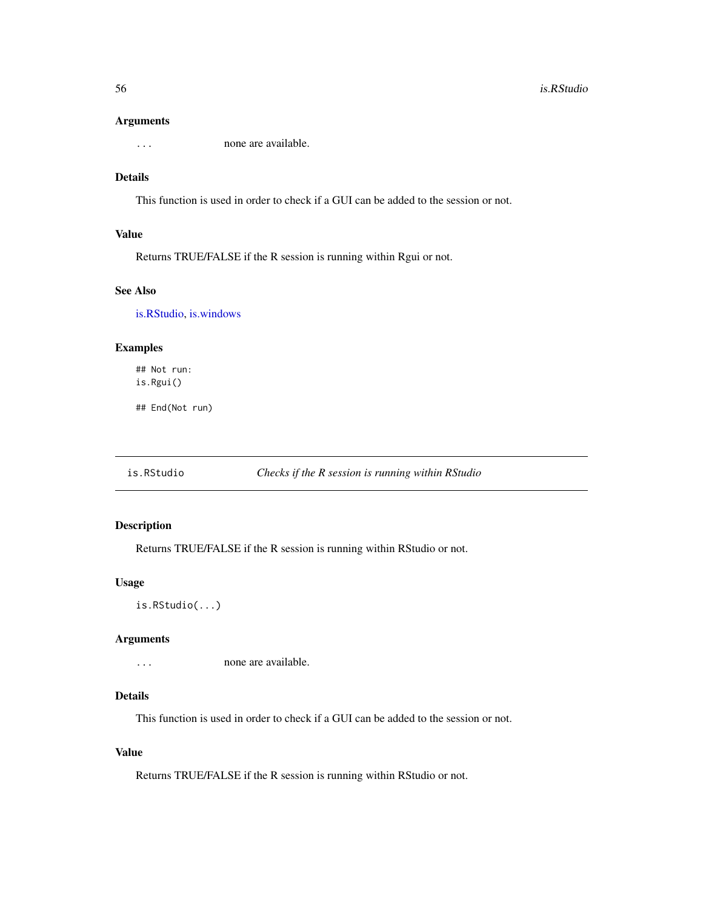### Arguments

| | |
|---|---|
| ... | none are available. |

### Details

This function is used in order to check if a GUI can be added to the session or not.

### Value

Returns TRUE/FALSE if the R session is running within Rgui or not.

### See Also

is.RStudio, is.windows

### Examples

```
## Not run:
is.Rgui()

## End(Not run)
```

---

## is.RStudio — *Checks if the R session is running within RStudio*

### Description

Returns TRUE/FALSE if the R session is running within RStudio or not.

### Usage

```
is.RStudio(...)
```

### Arguments

| | |
|---|---|
| ... | none are available. |

### Details

This function is used in order to check if a GUI can be added to the session or not.

### Value

Returns TRUE/FALSE if the R session is running within RStudio or not.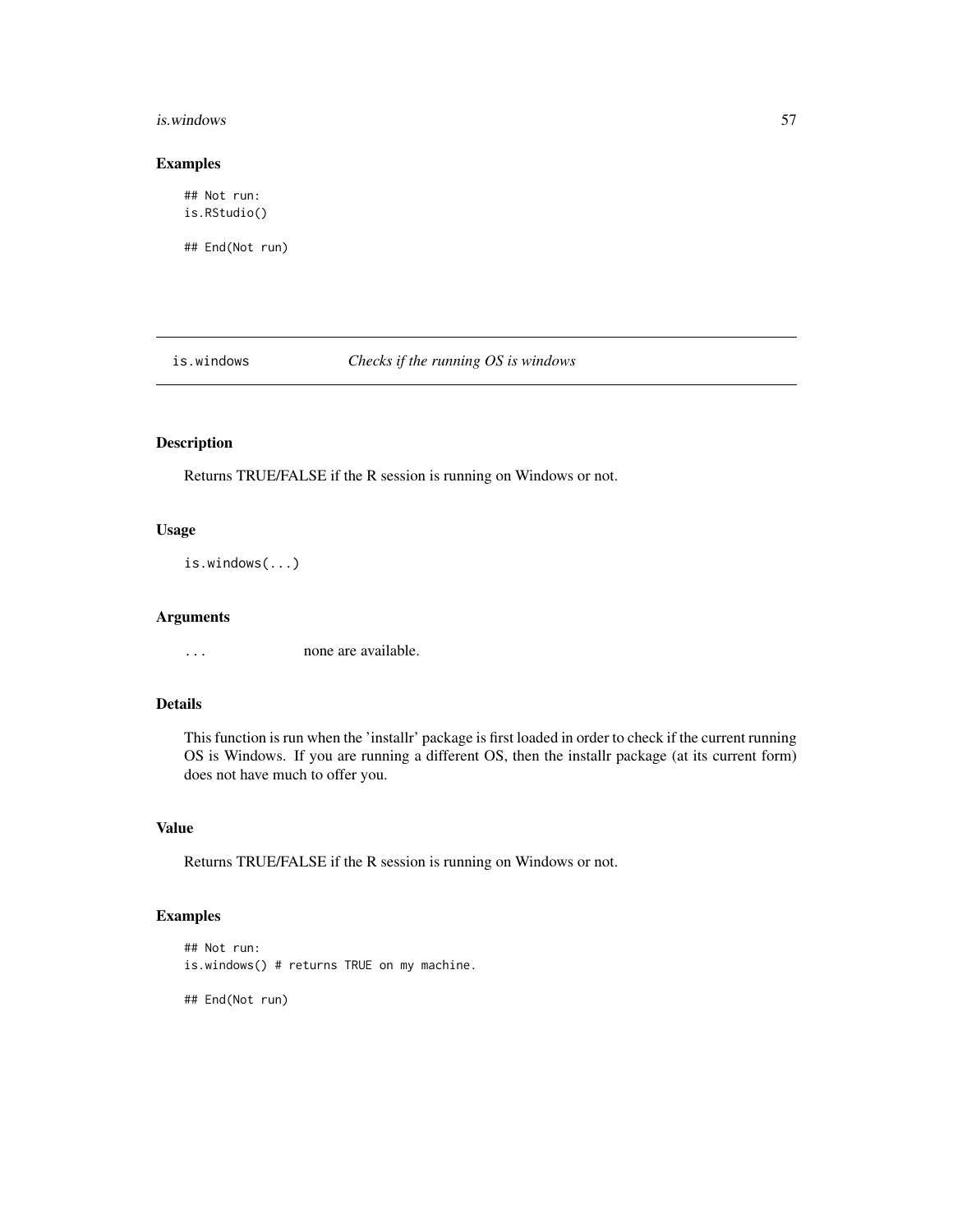### Examples

```
## Not run:
is.RStudio()

## End(Not run)
```

---

## is.windows *Checks if the running OS is windows*

---

### Description

Returns TRUE/FALSE if the R session is running on Windows or not.

### Usage

```
is.windows(...)
```

### Arguments

`...` none are available.

### Details

This function is run when the 'installr' package is first loaded in order to check if the current running OS is Windows. If you are running a different OS, then the installr package (at its current form) does not have much to offer you.

### Value

Returns TRUE/FALSE if the R session is running on Windows or not.

### Examples

```
## Not run:
is.windows() # returns TRUE on my machine.

## End(Not run)
```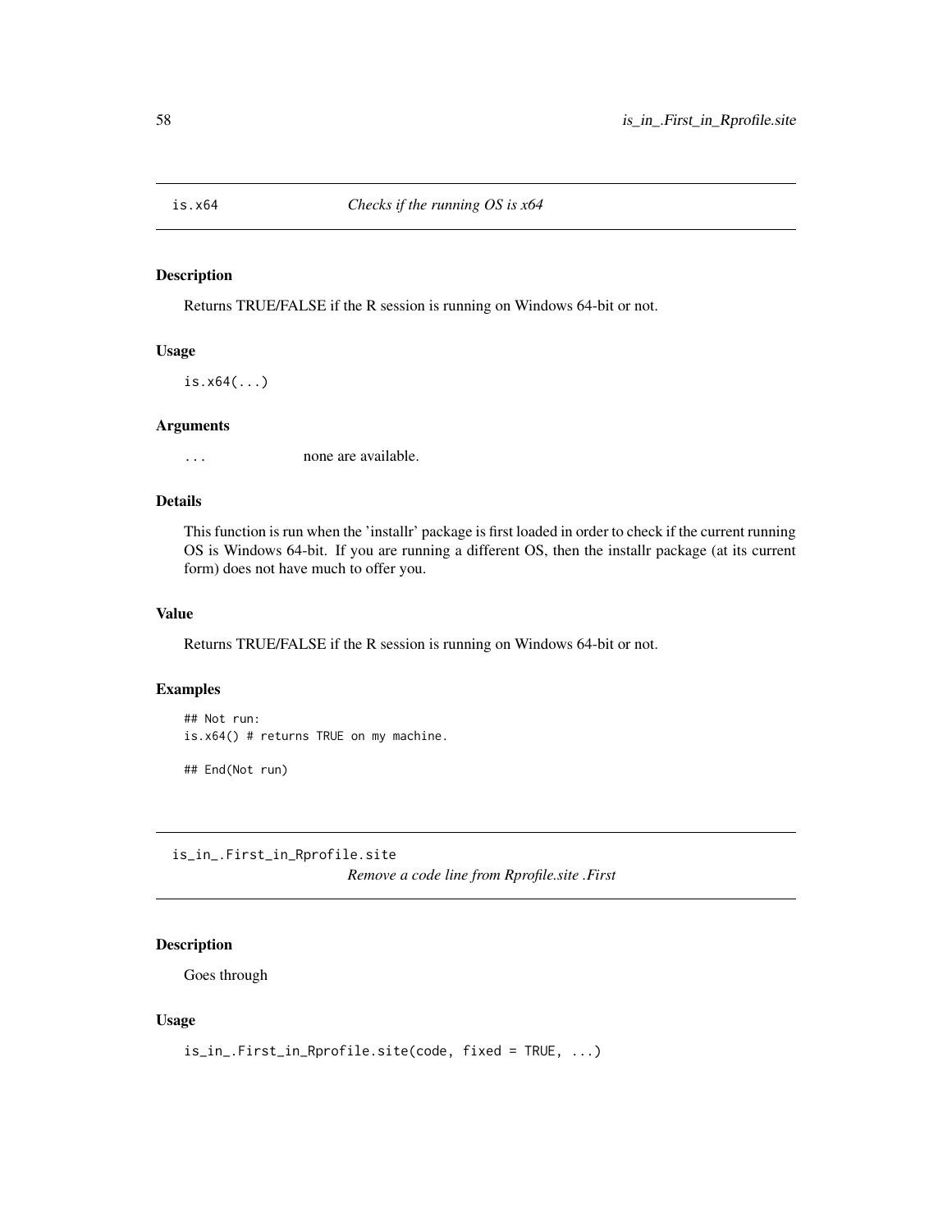## is.x64 — *Checks if the running OS is x64*

### Description

Returns TRUE/FALSE if the R session is running on Windows 64-bit or not.

### Usage

```
is.x64(...)
```

### Arguments

| | |
|---|---|
| ... | none are available. |

### Details

This function is run when the 'installr' package is first loaded in order to check if the current running OS is Windows 64-bit. If you are running a different OS, then the installr package (at its current form) does not have much to offer you.

### Value

Returns TRUE/FALSE if the R session is running on Windows 64-bit or not.

### Examples

```
## Not run:
is.x64() # returns TRUE on my machine.

## End(Not run)
```

## is_in_.First_in_Rprofile.site — *Remove a code line from Rprofile.site .First*

### Description

Goes through

### Usage

```
is_in_.First_in_Rprofile.site(code, fixed = TRUE, ...)
```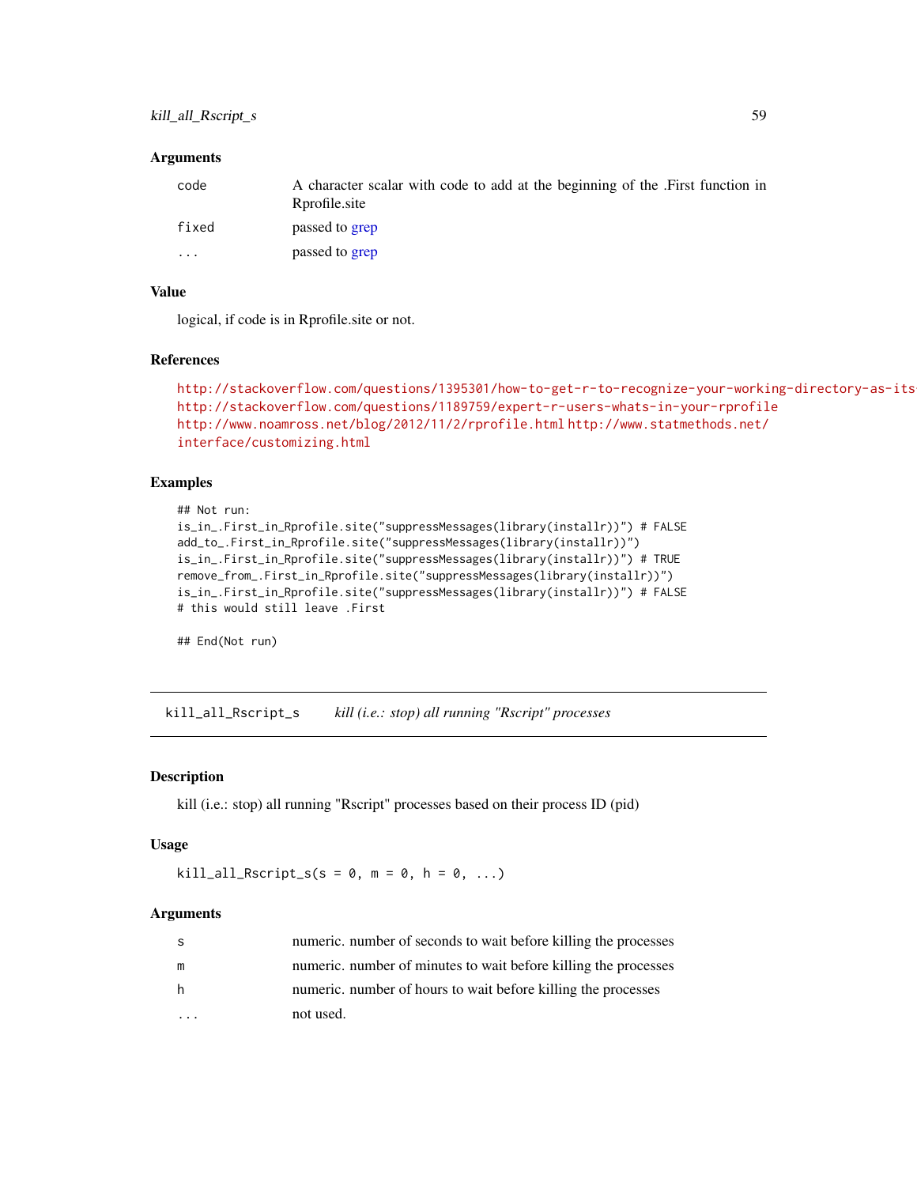### Arguments

| | |
|---|---|
| code | A character scalar with code to add at the beginning of the .First function in Rprofile.site |
| fixed | passed to grep |
| ... | passed to grep |

### Value

logical, if code is in Rprofile.site or not.

### References

http://stackoverflow.com/questions/1395301/how-to-get-r-to-recognize-your-working-directory-as-its
http://stackoverflow.com/questions/1189759/expert-r-users-whats-in-your-rprofile
http://www.noamross.net/blog/2012/11/2/rprofile.html http://www.statmethods.net/interface/customizing.html

### Examples

```
## Not run:
is_in_.First_in_Rprofile.site("suppressMessages(library(installr))") # FALSE
add_to_.First_in_Rprofile.site("suppressMessages(library(installr))")
is_in_.First_in_Rprofile.site("suppressMessages(library(installr))") # TRUE
remove_from_.First_in_Rprofile.site("suppressMessages(library(installr))")
is_in_.First_in_Rprofile.site("suppressMessages(library(installr))") # FALSE
# this would still leave .First

## End(Not run)
```

---

## kill_all_Rscript_s    *kill (i.e.: stop) all running "Rscript" processes*

### Description

kill (i.e.: stop) all running "Rscript" processes based on their process ID (pid)

### Usage

```
kill_all_Rscript_s(s = 0, m = 0, h = 0, ...)
```

### Arguments

| | |
|---|---|
| s | numeric. number of seconds to wait before killing the processes |
| m | numeric. number of minutes to wait before killing the processes |
| h | numeric. number of hours to wait before killing the processes |
| ... | not used. |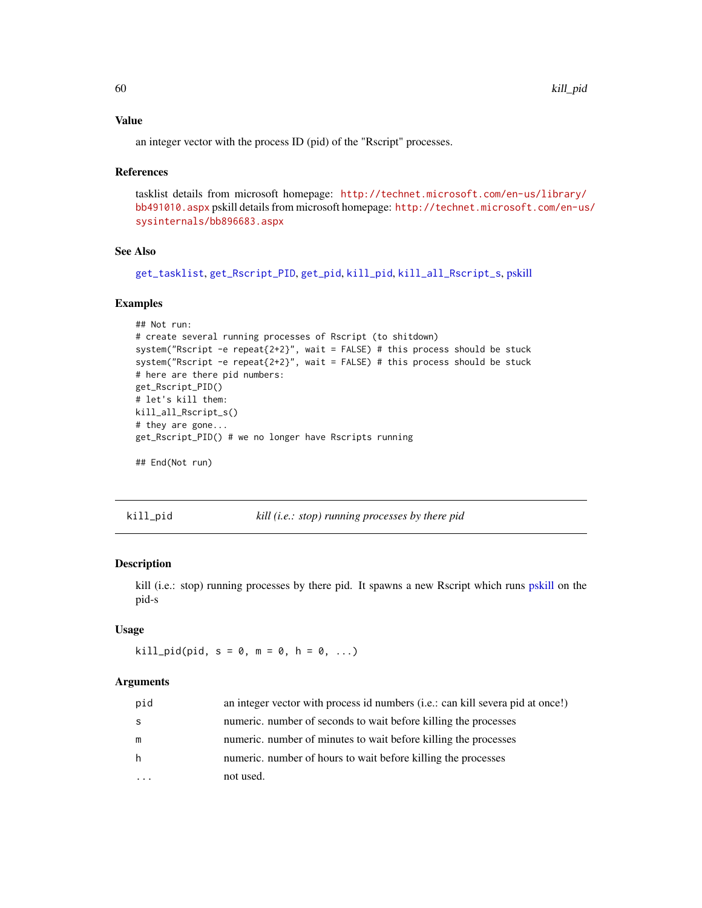### Value

an integer vector with the process ID (pid) of the "Rscript" processes.

### References

tasklist details from microsoft homepage: http://technet.microsoft.com/en-us/library/bb491010.aspx pskill details from microsoft homepage: http://technet.microsoft.com/en-us/sysinternals/bb896683.aspx

### See Also

get_tasklist, get_Rscript_PID, get_pid, kill_pid, kill_all_Rscript_s, pskill

### Examples

```
## Not run:
# create several running processes of Rscript (to shitdown)
system("Rscript -e repeat{2+2}", wait = FALSE) # this process should be stuck
system("Rscript -e repeat{2+2}", wait = FALSE) # this process should be stuck
# here are there pid numbers:
get_Rscript_PID()
# let's kill them:
kill_all_Rscript_s()
# they are gone...
get_Rscript_PID() # we no longer have Rscripts running

## End(Not run)
```

---

## kill_pid — *kill (i.e.: stop) running processes by there pid*

### Description

kill (i.e.: stop) running processes by there pid. It spawns a new Rscript which runs pskill on the pid-s

### Usage

```
kill_pid(pid, s = 0, m = 0, h = 0, ...)
```

### Arguments

| | |
|---|---|
| pid | an integer vector with process id numbers (i.e.: can kill severa pid at once!) |
| s | numeric. number of seconds to wait before killing the processes |
| m | numeric. number of minutes to wait before killing the processes |
| h | numeric. number of hours to wait before killing the processes |
| ... | not used. |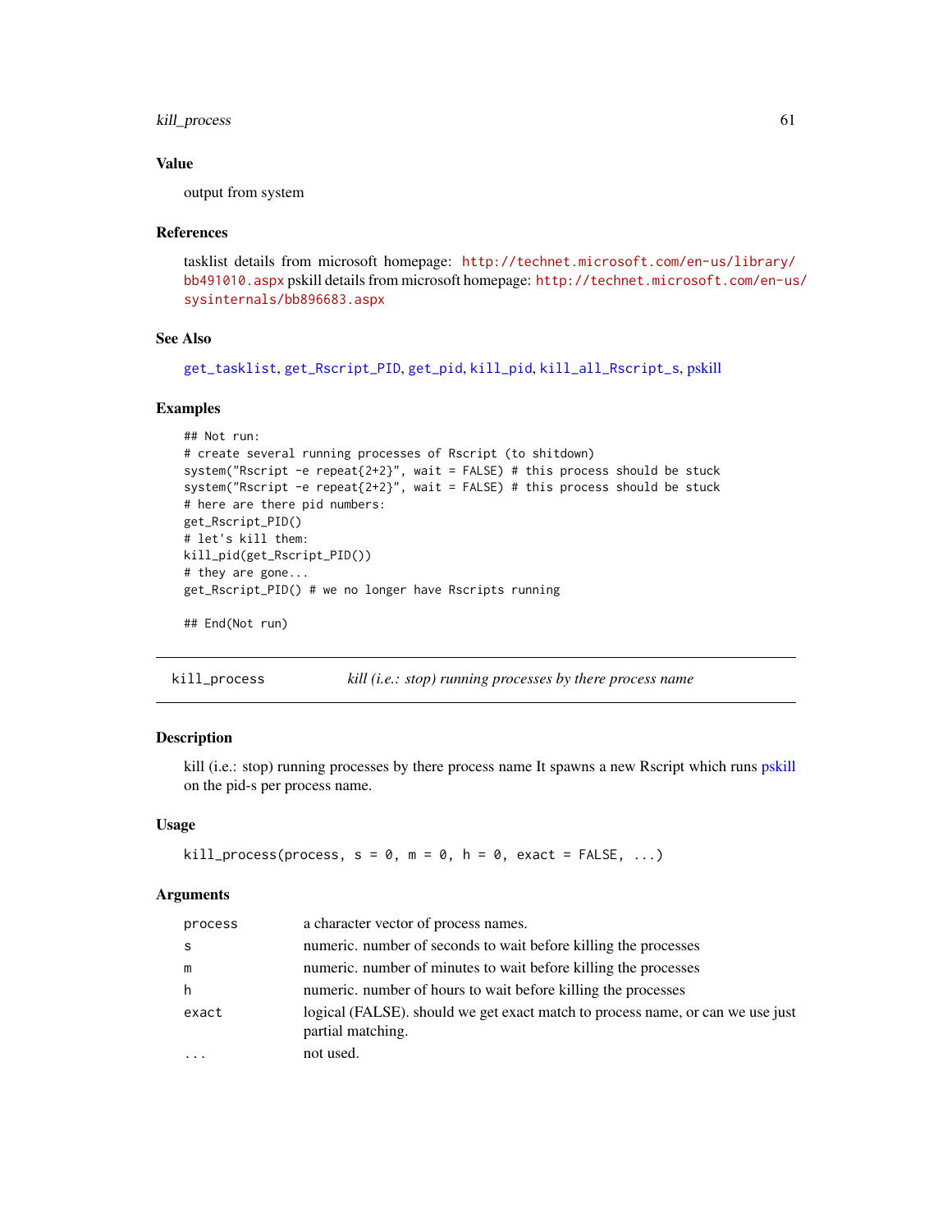### Value

output from system

### References

tasklist details from microsoft homepage: http://technet.microsoft.com/en-us/library/bb491010.aspx pskill details from microsoft homepage: http://technet.microsoft.com/en-us/sysinternals/bb896683.aspx

### See Also

get_tasklist, get_Rscript_PID, get_pid, kill_pid, kill_all_Rscript_s, pskill

### Examples

```
## Not run:
# create several running processes of Rscript (to shitdown)
system("Rscript -e repeat{2+2}", wait = FALSE) # this process should be stuck
system("Rscript -e repeat{2+2}", wait = FALSE) # this process should be stuck
# here are there pid numbers:
get_Rscript_PID()
# let's kill them:
kill_pid(get_Rscript_PID())
# they are gone...
get_Rscript_PID() # we no longer have Rscripts running

## End(Not run)
```

---

## kill_process — *kill (i.e.: stop) running processes by there process name*

### Description

kill (i.e.: stop) running processes by there process name It spawns a new Rscript which runs pskill on the pid-s per process name.

### Usage

```
kill_process(process, s = 0, m = 0, h = 0, exact = FALSE, ...)
```

### Arguments

| | |
|---|---|
| process | a character vector of process names. |
| s | numeric. number of seconds to wait before killing the processes |
| m | numeric. number of minutes to wait before killing the processes |
| h | numeric. number of hours to wait before killing the processes |
| exact | logical (FALSE). should we get exact match to process name, or can we use just partial matching. |
| ... | not used. |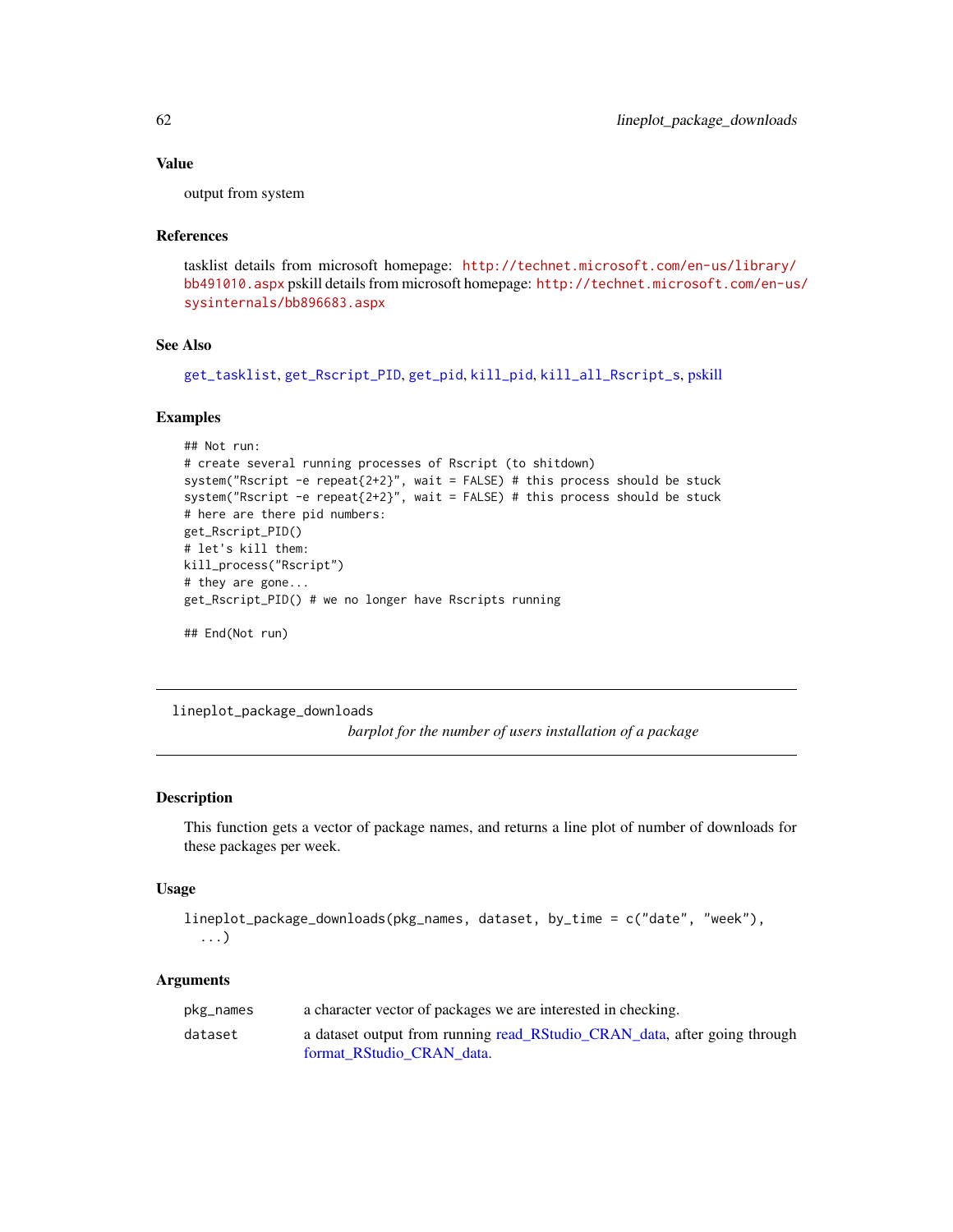### Value

output from system

### References

tasklist details from microsoft homepage: http://technet.microsoft.com/en-us/library/bb491010.aspx pskill details from microsoft homepage: http://technet.microsoft.com/en-us/sysinternals/bb896683.aspx

### See Also

get_tasklist, get_Rscript_PID, get_pid, kill_pid, kill_all_Rscript_s, pskill

### Examples

```
## Not run:
# create several running processes of Rscript (to shitdown)
system("Rscript -e repeat{2+2}", wait = FALSE) # this process should be stuck
system("Rscript -e repeat{2+2}", wait = FALSE) # this process should be stuck
# here are there pid numbers:
get_Rscript_PID()
# let's kill them:
kill_process("Rscript")
# they are gone...
get_Rscript_PID() # we no longer have Rscripts running

## End(Not run)
```

---

## lineplot_package_downloads

*barplot for the number of users installation of a package*

### Description

This function gets a vector of package names, and returns a line plot of number of downloads for these packages per week.

### Usage

```
lineplot_package_downloads(pkg_names, dataset, by_time = c("date", "week"),
  ...)
```

### Arguments

| | |
|---|---|
| pkg_names | a character vector of packages we are interested in checking. |
| dataset | a dataset output from running read_RStudio_CRAN_data, after going through format_RStudio_CRAN_data. |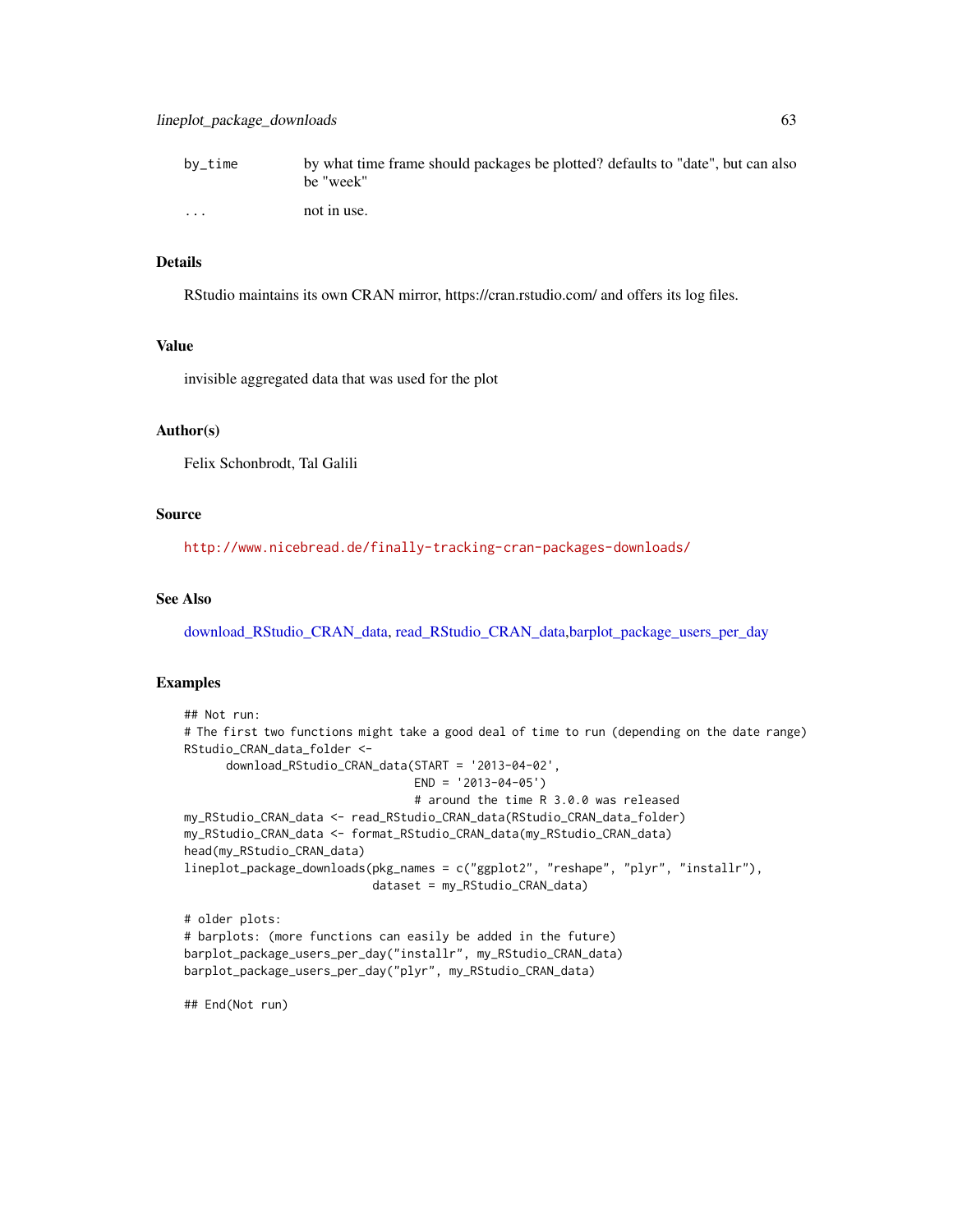| | |
|---|---|
| by_time | by what time frame should packages be plotted? defaults to "date", but can also be "week" |
| ... | not in use. |

## Details

RStudio maintains its own CRAN mirror, https://cran.rstudio.com/ and offers its log files.

## Value

invisible aggregated data that was used for the plot

## Author(s)

Felix Schonbrodt, Tal Galili

## Source

http://www.nicebread.de/finally-tracking-cran-packages-downloads/

## See Also

download_RStudio_CRAN_data, read_RStudio_CRAN_data,barplot_package_users_per_day

## Examples

```
## Not run:
# The first two functions might take a good deal of time to run (depending on the date range)
RStudio_CRAN_data_folder <-
      download_RStudio_CRAN_data(START = '2013-04-02',
                                 END = '2013-04-05')
                                 # around the time R 3.0.0 was released
my_RStudio_CRAN_data <- read_RStudio_CRAN_data(RStudio_CRAN_data_folder)
my_RStudio_CRAN_data <- format_RStudio_CRAN_data(my_RStudio_CRAN_data)
head(my_RStudio_CRAN_data)
lineplot_package_downloads(pkg_names = c("ggplot2", "reshape", "plyr", "installr"),
                           dataset = my_RStudio_CRAN_data)

# older plots:
# barplots: (more functions can easily be added in the future)
barplot_package_users_per_day("installr", my_RStudio_CRAN_data)
barplot_package_users_per_day("plyr", my_RStudio_CRAN_data)

## End(Not run)
```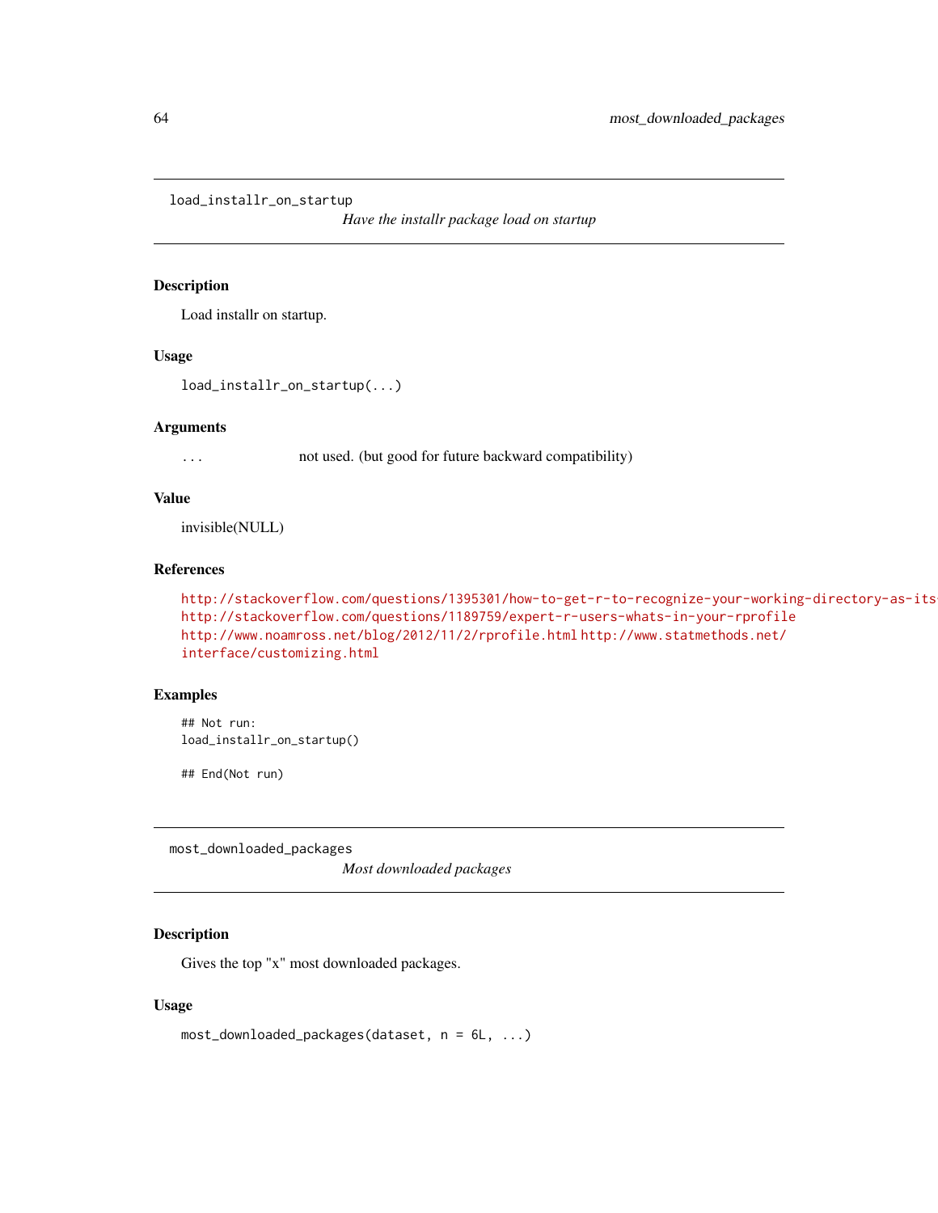## load_installr_on_startup

*Have the installr package load on startup*

### Description

Load installr on startup.

### Usage

```
load_installr_on_startup(...)
```

### Arguments

| | |
|---|---|
| ... | not used. (but good for future backward compatibility) |

### Value

invisible(NULL)

### References

http://stackoverflow.com/questions/1395301/how-to-get-r-to-recognize-your-working-directory-as-its http://stackoverflow.com/questions/1189759/expert-r-users-whats-in-your-rprofile http://www.noamross.net/blog/2012/11/2/rprofile.html http://www.statmethods.net/interface/customizing.html

### Examples

```
## Not run:
load_installr_on_startup()

## End(Not run)
```

## most_downloaded_packages

*Most downloaded packages*

### Description

Gives the top "x" most downloaded packages.

### Usage

```
most_downloaded_packages(dataset, n = 6L, ...)
```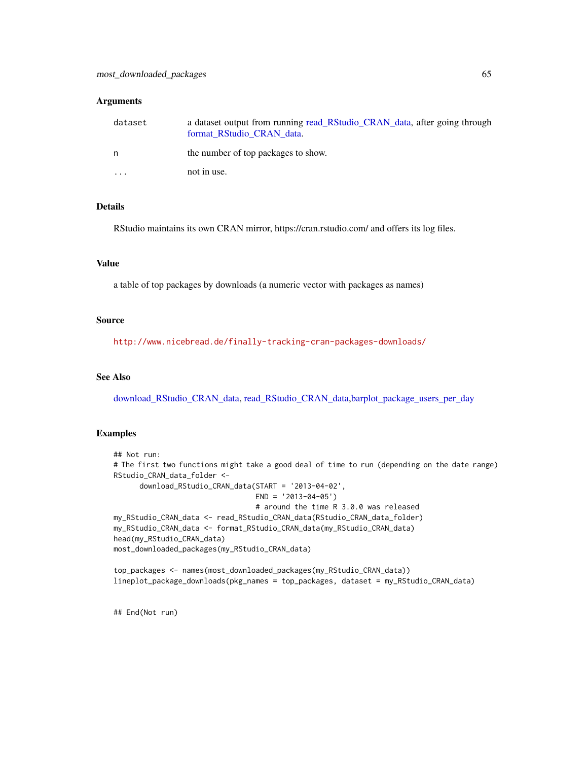### Arguments

| | |
|---|---|
| dataset | a dataset output from running read_RStudio_CRAN_data, after going through format_RStudio_CRAN_data. |
| n | the number of top packages to show. |
| ... | not in use. |

### Details

RStudio maintains its own CRAN mirror, https://cran.rstudio.com/ and offers its log files.

### Value

a table of top packages by downloads (a numeric vector with packages as names)

### Source

http://www.nicebread.de/finally-tracking-cran-packages-downloads/

### See Also

download_RStudio_CRAN_data, read_RStudio_CRAN_data,barplot_package_users_per_day

### Examples

```
## Not run:
# The first two functions might take a good deal of time to run (depending on the date range)
RStudio_CRAN_data_folder <-
      download_RStudio_CRAN_data(START = '2013-04-02',
                                 END = '2013-04-05')
                                 # around the time R 3.0.0 was released
my_RStudio_CRAN_data <- read_RStudio_CRAN_data(RStudio_CRAN_data_folder)
my_RStudio_CRAN_data <- format_RStudio_CRAN_data(my_RStudio_CRAN_data)
head(my_RStudio_CRAN_data)
most_downloaded_packages(my_RStudio_CRAN_data)

top_packages <- names(most_downloaded_packages(my_RStudio_CRAN_data))
lineplot_package_downloads(pkg_names = top_packages, dataset = my_RStudio_CRAN_data)


## End(Not run)
```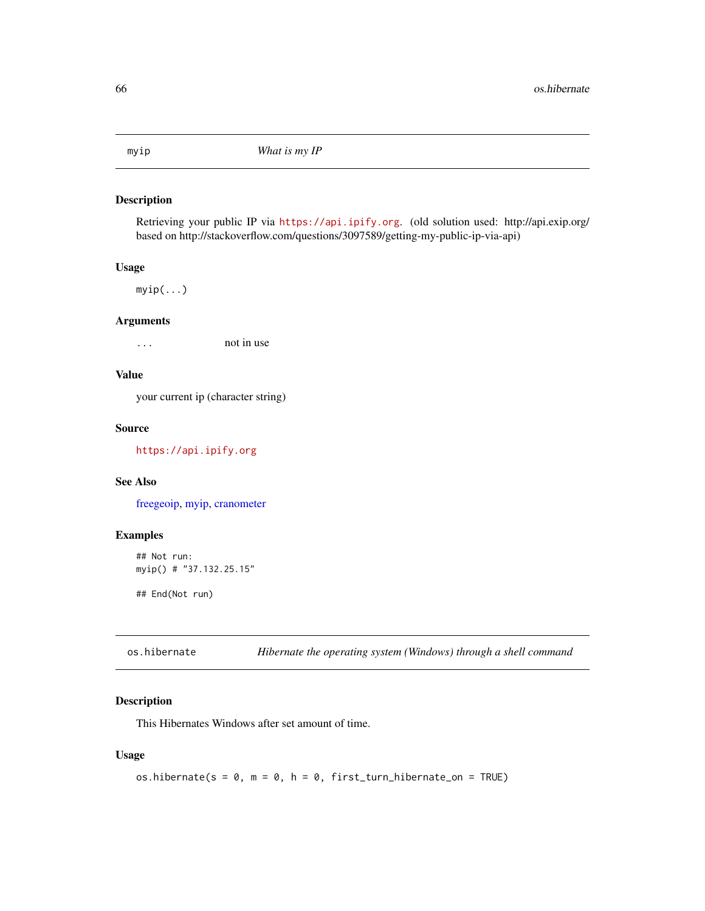## myip — *What is my IP*

### Description

Retrieving your public IP via https://api.ipify.org. (old solution used: http://api.exip.org/ based on http://stackoverflow.com/questions/3097589/getting-my-public-ip-via-api)

### Usage

```
myip(...)
```

### Arguments

| | |
|---|---|
| ... | not in use |

### Value

your current ip (character string)

### Source

https://api.ipify.org

### See Also

freegeoip, myip, cranometer

### Examples

```
## Not run:
myip() # "37.132.25.15"

## End(Not run)
```

## os.hibernate — *Hibernate the operating system (Windows) through a shell command*

### Description

This Hibernates Windows after set amount of time.

### Usage

```
os.hibernate(s = 0, m = 0, h = 0, first_turn_hibernate_on = TRUE)
```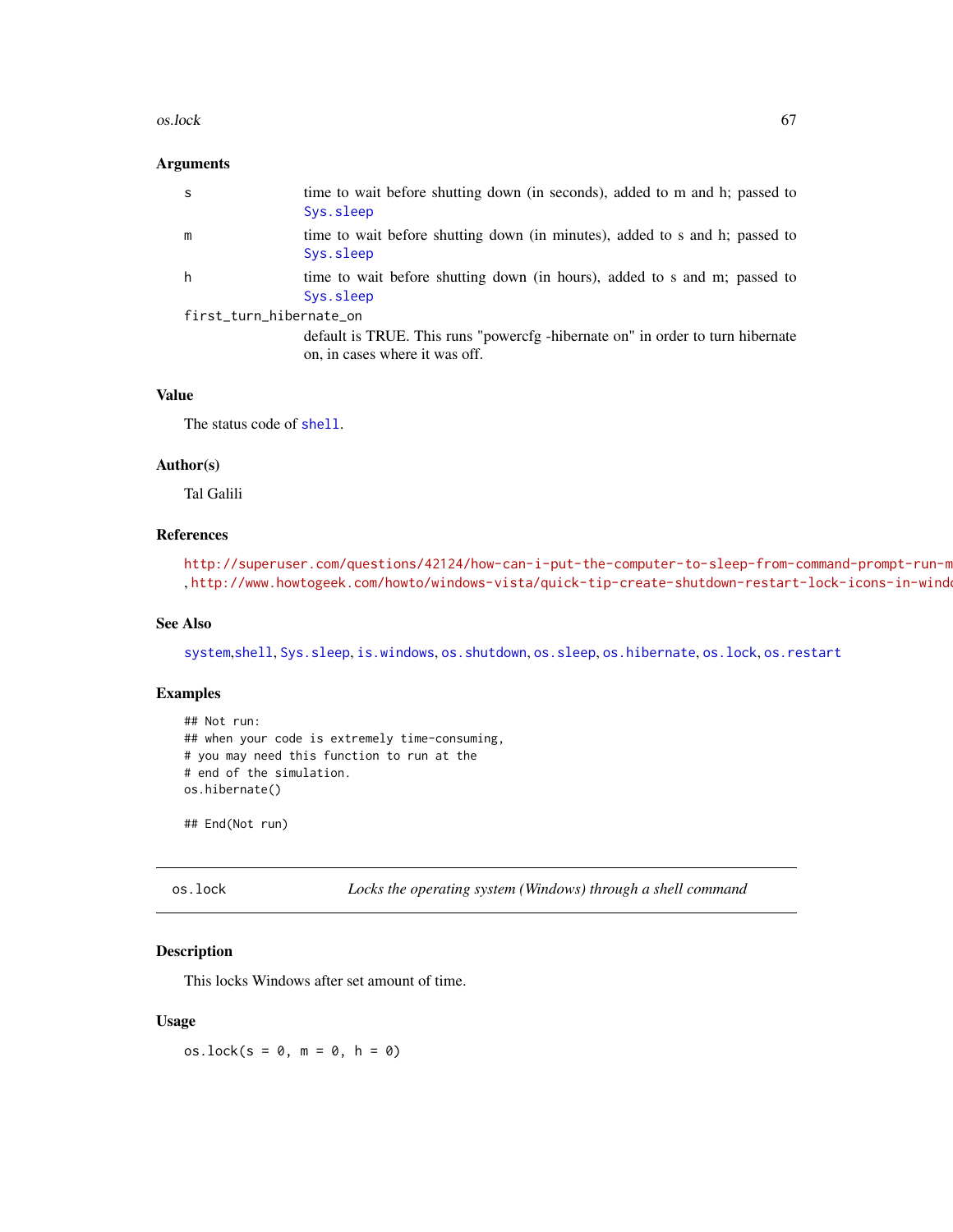### Arguments

s time to wait before shutting down (in seconds), added to m and h; passed to `Sys.sleep`

m time to wait before shutting down (in minutes), added to s and h; passed to `Sys.sleep`

h time to wait before shutting down (in hours), added to s and m; passed to `Sys.sleep`

first_turn_hibernate_on
default is TRUE. This runs "powercfg -hibernate on" in order to turn hibernate on, in cases where it was off.

### Value

The status code of `shell`.

### Author(s)

Tal Galili

### References

http://superuser.com/questions/42124/how-can-i-put-the-computer-to-sleep-from-command-prompt-run-m
, http://www.howtogeek.com/howto/windows-vista/quick-tip-create-shutdown-restart-lock-icons-in-windo

### See Also

`system`,`shell`, `Sys.sleep`, `is.windows`, `os.shutdown`, `os.sleep`, `os.hibernate`, `os.lock`, `os.restart`

### Examples

```
## Not run:
## when your code is extremely time-consuming,
# you may need this function to run at the
# end of the simulation.
os.hibernate()

## End(Not run)
```

---

## os.lock *Locks the operating system (Windows) through a shell command*

### Description

This locks Windows after set amount of time.

### Usage

```
os.lock(s = 0, m = 0, h = 0)
```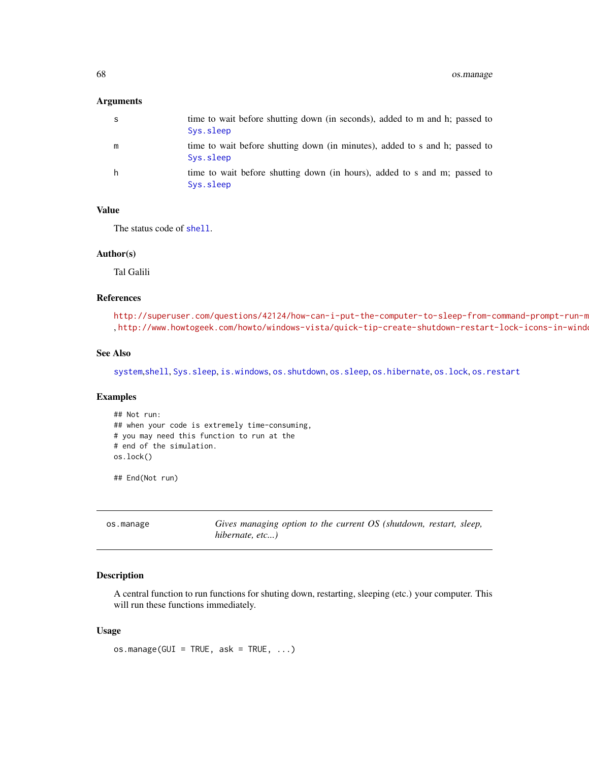### Arguments

| | |
|---|---|
| s | time to wait before shutting down (in seconds), added to m and h; passed to `Sys.sleep` |
| m | time to wait before shutting down (in minutes), added to s and h; passed to `Sys.sleep` |
| h | time to wait before shutting down (in hours), added to s and m; passed to `Sys.sleep` |

### Value

The status code of `shell`.

### Author(s)

Tal Galili

### References

http://superuser.com/questions/42124/how-can-i-put-the-computer-to-sleep-from-command-prompt-run-m
, http://www.howtogeek.com/howto/windows-vista/quick-tip-create-shutdown-restart-lock-icons-in-windo

### See Also

`system`,`shell`, `Sys.sleep`, `is.windows`, `os.shutdown`, `os.sleep`, `os.hibernate`, `os.lock`, `os.restart`

### Examples

```
## Not run:
## when your code is extremely time-consuming,
# you may need this function to run at the
# end of the simulation.
os.lock()

## End(Not run)
```

---

## os.manage — *Gives managing option to the current OS (shutdown, restart, sleep, hibernate, etc...)*

---

### Description

A central function to run functions for shuting down, restarting, sleeping (etc.) your computer. This will run these functions immediately.

### Usage

```
os.manage(GUI = TRUE, ask = TRUE, ...)
```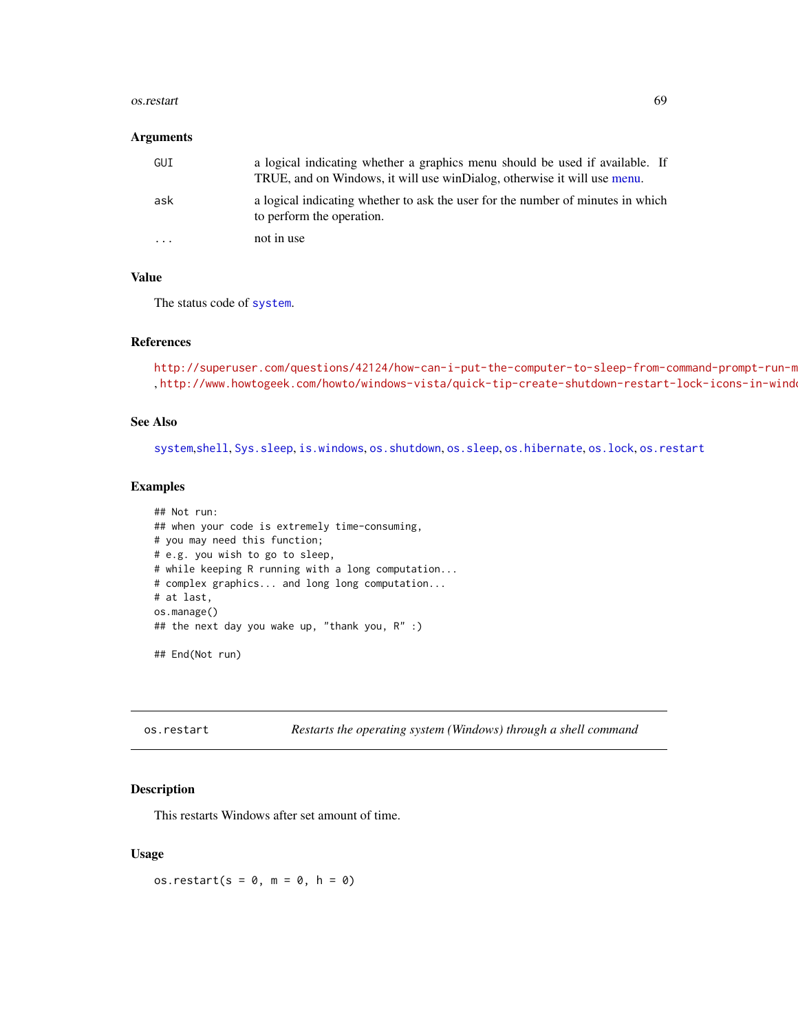### Arguments

| | |
|---|---|
| GUI | a logical indicating whether a graphics menu should be used if available. If TRUE, and on Windows, it will use winDialog, otherwise it will use menu. |
| ask | a logical indicating whether to ask the user for the number of minutes in which to perform the operation. |
| ... | not in use |

### Value

The status code of system.

### References

http://superuser.com/questions/42124/how-can-i-put-the-computer-to-sleep-from-command-prompt-run-m , http://www.howtogeek.com/howto/windows-vista/quick-tip-create-shutdown-restart-lock-icons-in-windo

### See Also

system,shell, Sys.sleep, is.windows, os.shutdown, os.sleep, os.hibernate, os.lock, os.restart

### Examples

```
## Not run:
## when your code is extremely time-consuming,
# you may need this function;
# e.g. you wish to go to sleep,
# while keeping R running with a long computation...
# complex graphics... and long long computation...
# at last,
os.manage()
## the next day you wake up, "thank you, R" :)

## End(Not run)
```

---

## os.restart — *Restarts the operating system (Windows) through a shell command*

---

### Description

This restarts Windows after set amount of time.

### Usage

```
os.restart(s = 0, m = 0, h = 0)
```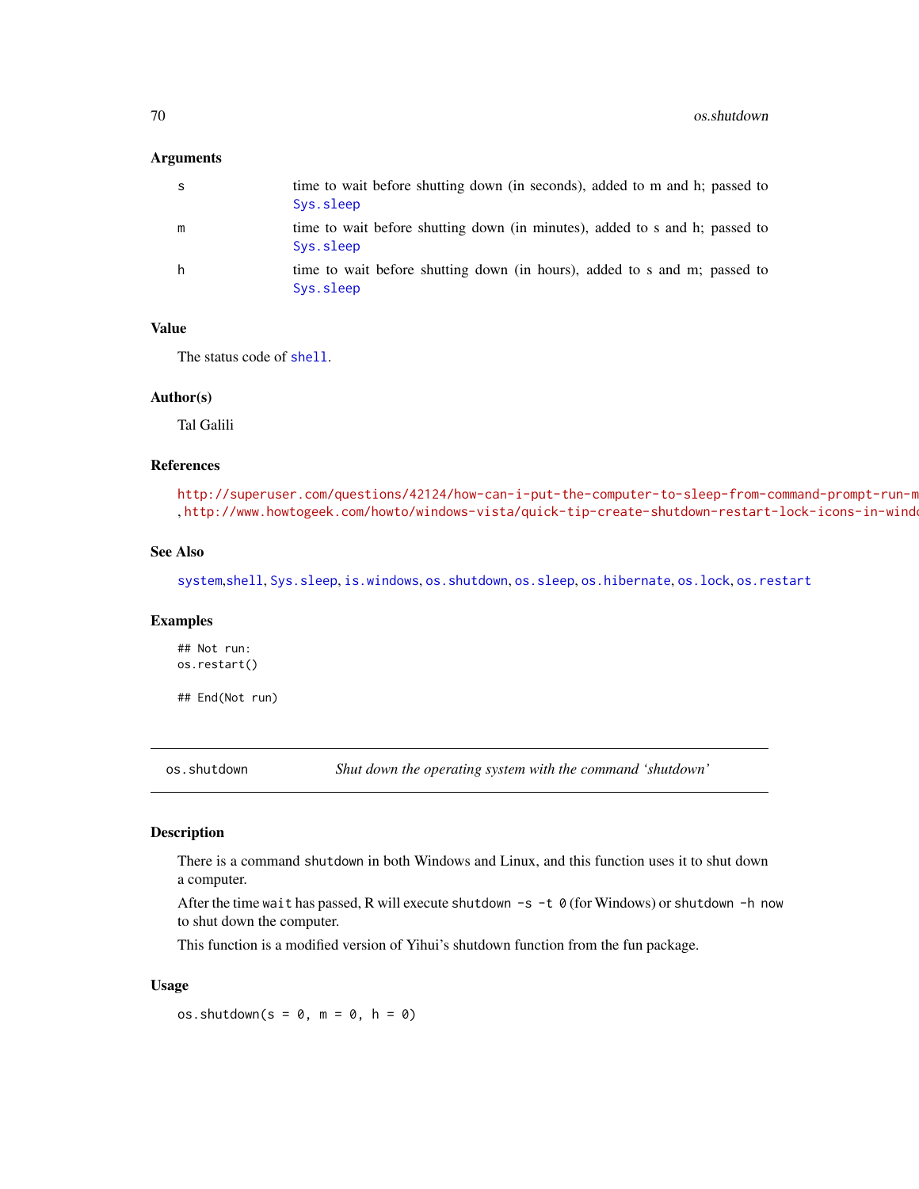### Arguments

| | |
|---|---|
| s | time to wait before shutting down (in seconds), added to m and h; passed to `Sys.sleep` |
| m | time to wait before shutting down (in minutes), added to s and h; passed to `Sys.sleep` |
| h | time to wait before shutting down (in hours), added to s and m; passed to `Sys.sleep` |

### Value

The status code of `shell`.

### Author(s)

Tal Galili

### References

http://superuser.com/questions/42124/how-can-i-put-the-computer-to-sleep-from-command-prompt-run-m , http://www.howtogeek.com/howto/windows-vista/quick-tip-create-shutdown-restart-lock-icons-in-windo

### See Also

`system`, `shell`, `Sys.sleep`, `is.windows`, `os.shutdown`, `os.sleep`, `os.hibernate`, `os.lock`, `os.restart`

### Examples

```
## Not run:
os.restart()

## End(Not run)
```

---

## os.shutdown — *Shut down the operating system with the command 'shutdown'*

---

### Description

There is a command `shutdown` in both Windows and Linux, and this function uses it to shut down a computer.

After the time `wait` has passed, R will execute `shutdown -s -t 0` (for Windows) or `shutdown -h now` to shut down the computer.

This function is a modified version of Yihui's shutdown function from the fun package.

### Usage

```
os.shutdown(s = 0, m = 0, h = 0)
```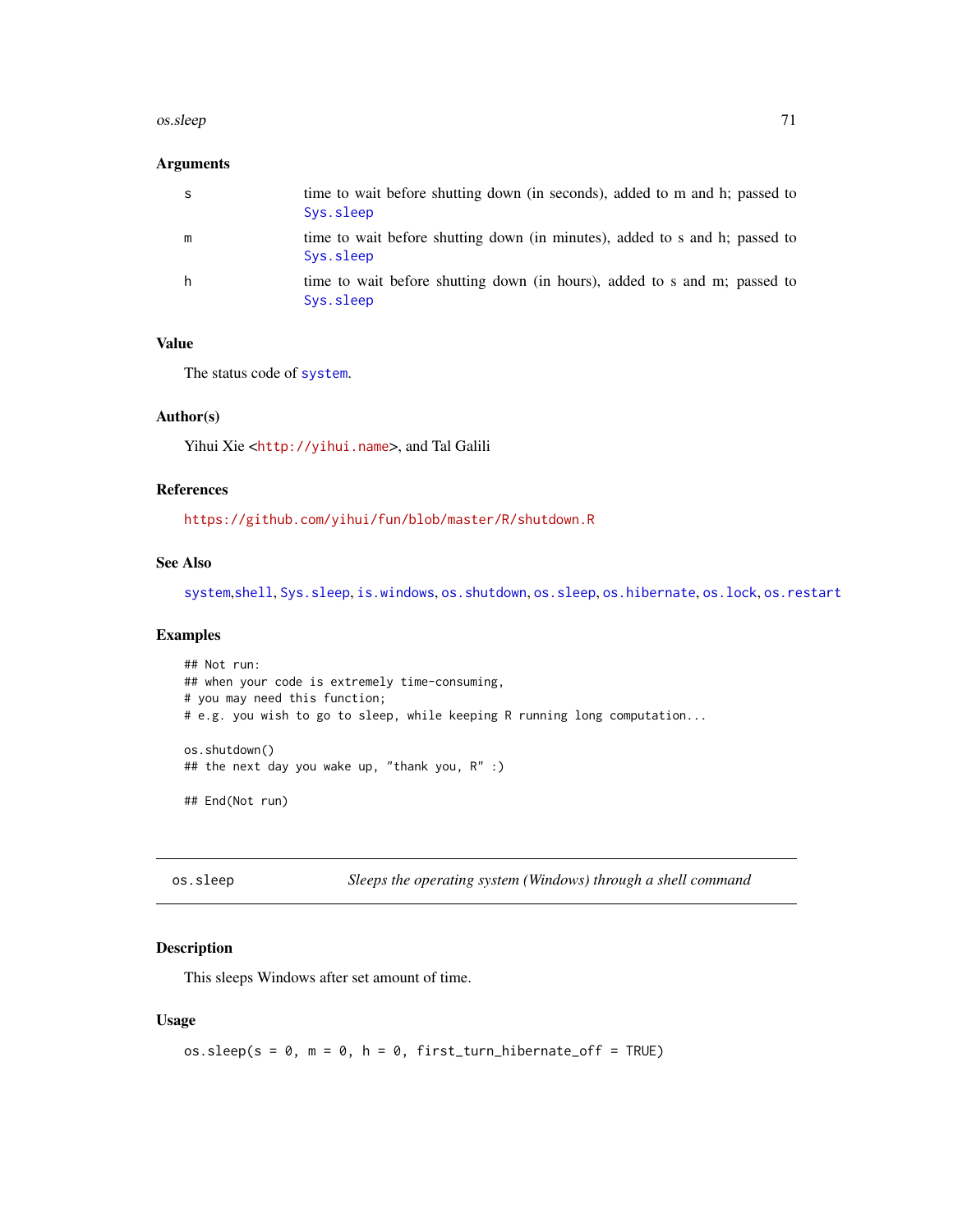### Arguments

| | |
|---|---|
| s | time to wait before shutting down (in seconds), added to m and h; passed to Sys.sleep |
| m | time to wait before shutting down (in minutes), added to s and h; passed to Sys.sleep |
| h | time to wait before shutting down (in hours), added to s and m; passed to Sys.sleep |

### Value

The status code of system.

### Author(s)

Yihui Xie <http://yihui.name>, and Tal Galili

### References

https://github.com/yihui/fun/blob/master/R/shutdown.R

### See Also

system,shell, Sys.sleep, is.windows, os.shutdown, os.sleep, os.hibernate, os.lock, os.restart

### Examples

```
## Not run:
## when your code is extremely time-consuming,
# you may need this function;
# e.g. you wish to go to sleep, while keeping R running long computation...

os.shutdown()
## the next day you wake up, "thank you, R" :)

## End(Not run)
```

---

## os.sleep — *Sleeps the operating system (Windows) through a shell command*

### Description

This sleeps Windows after set amount of time.

### Usage

```
os.sleep(s = 0, m = 0, h = 0, first_turn_hibernate_off = TRUE)
```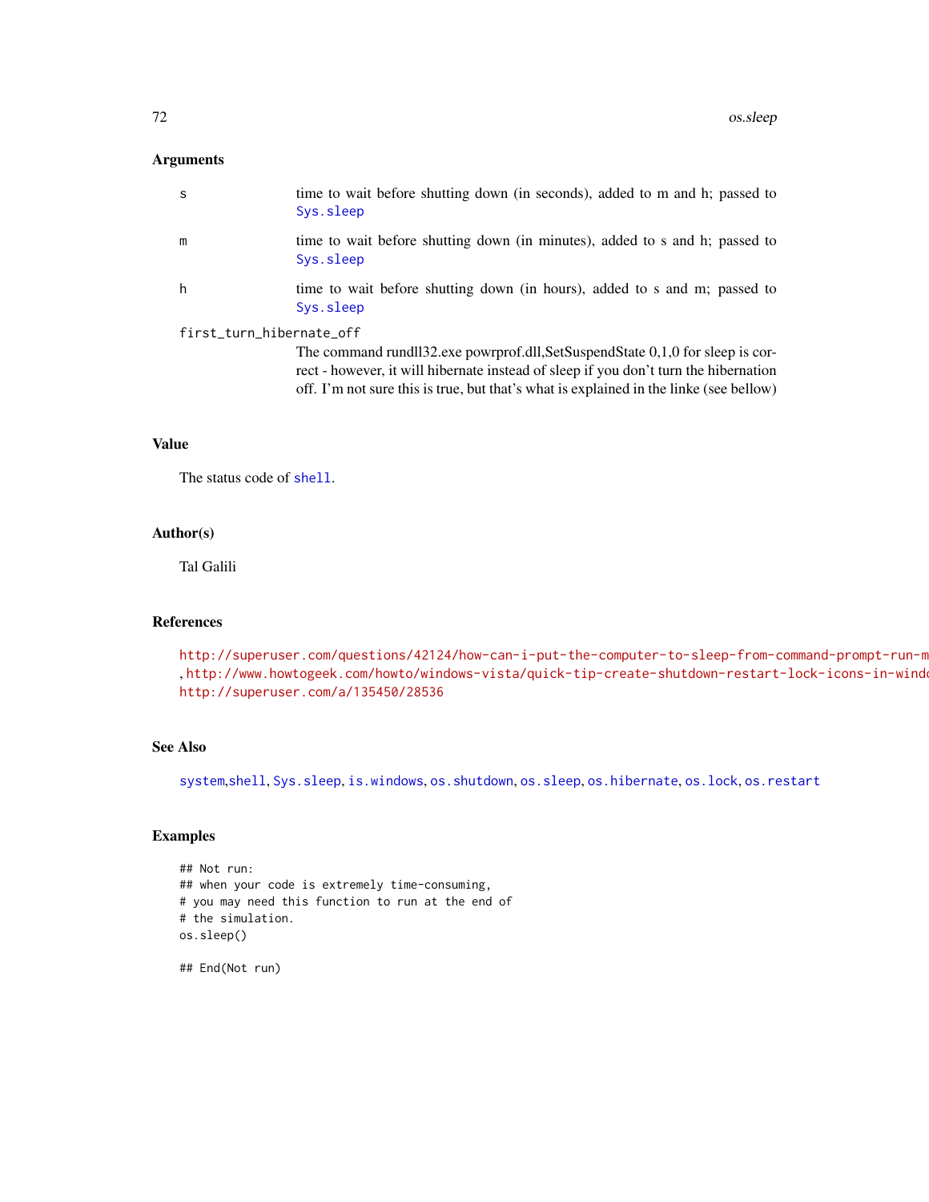## Arguments

- **s** — time to wait before shutting down (in seconds), added to m and h; passed to `Sys.sleep`
- **m** — time to wait before shutting down (in minutes), added to s and h; passed to `Sys.sleep`
- **h** — time to wait before shutting down (in hours), added to s and m; passed to `Sys.sleep`
- **first_turn_hibernate_off** — The command rundll32.exe powrprof.dll,SetSuspendState 0,1,0 for sleep is correct - however, it will hibernate instead of sleep if you don't turn the hibernation off. I'm not sure this is true, but that's what is explained in the linke (see bellow)

## Value

The status code of `shell`.

## Author(s)

Tal Galili

## References

http://superuser.com/questions/42124/how-can-i-put-the-computer-to-sleep-from-command-prompt-run-m
, http://www.howtogeek.com/howto/windows-vista/quick-tip-create-shutdown-restart-lock-icons-in-windo
http://superuser.com/a/135450/28536

## See Also

`system`, `shell`, `Sys.sleep`, `is.windows`, `os.shutdown`, `os.sleep`, `os.hibernate`, `os.lock`, `os.restart`

## Examples

```
## Not run:
## when your code is extremely time-consuming,
# you may need this function to run at the end of
# the simulation.
os.sleep()

## End(Not run)
```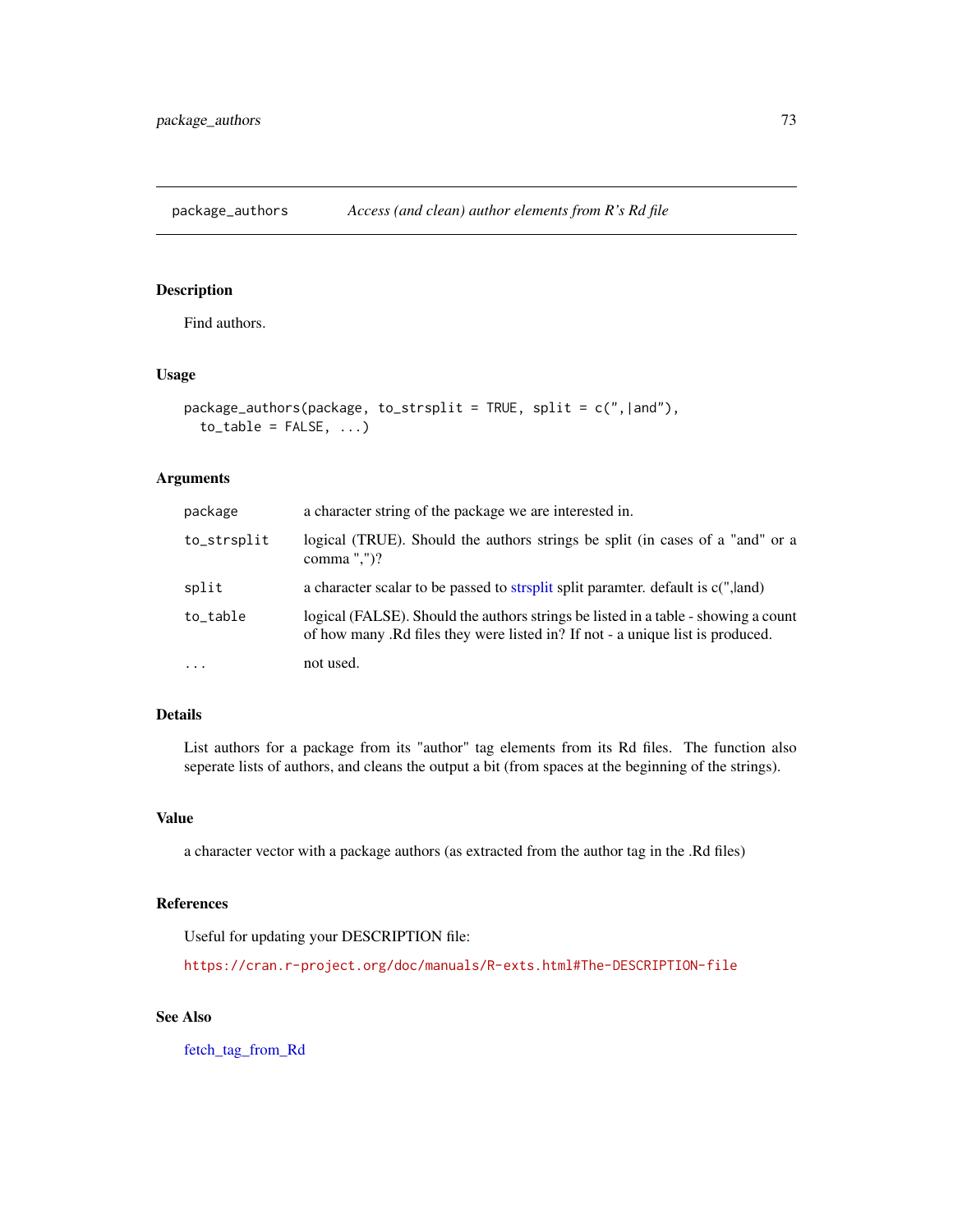package_authors *Access (and clean) author elements from R's Rd file*

## Description

Find authors.

## Usage

```
package_authors(package, to_strsplit = TRUE, split = c(",|and"),
  to_table = FALSE, ...)
```

## Arguments

| | |
|---|---|
| package | a character string of the package we are interested in. |
| to_strsplit | logical (TRUE). Should the authors strings be split (in cases of a "and" or a comma ",")? |
| split | a character scalar to be passed to strsplit split paramter. default is c(",\|and) |
| to_table | logical (FALSE). Should the authors strings be listed in a table - showing a count of how many .Rd files they were listed in? If not - a unique list is produced. |
| ... | not used. |

## Details

List authors for a package from its "author" tag elements from its Rd files. The function also seperate lists of authors, and cleans the output a bit (from spaces at the beginning of the strings).

## Value

a character vector with a package authors (as extracted from the author tag in the .Rd files)

## References

Useful for updating your DESCRIPTION file:

https://cran.r-project.org/doc/manuals/R-exts.html#The-DESCRIPTION-file

## See Also

fetch_tag_from_Rd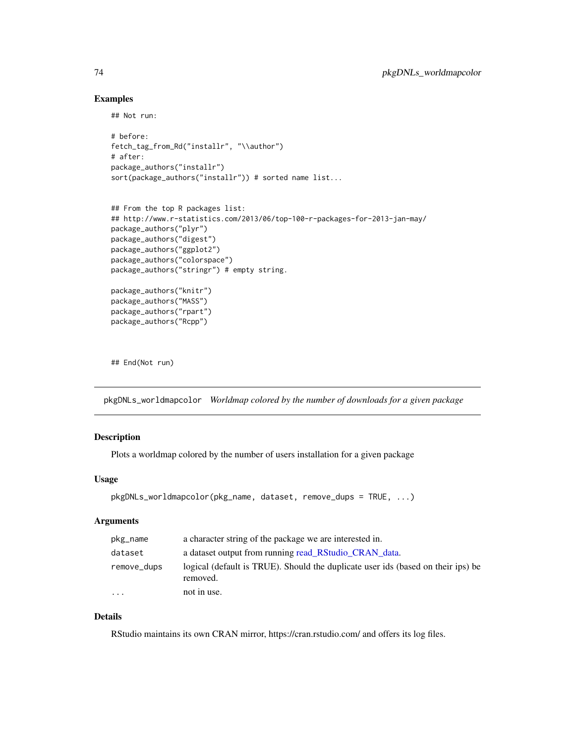### Examples

```
## Not run:

# before:
fetch_tag_from_Rd("installr", "\\author")
# after:
package_authors("installr")
sort(package_authors("installr")) # sorted name list...


## From the top R packages list:
## http://www.r-statistics.com/2013/06/top-100-r-packages-for-2013-jan-may/
package_authors("plyr")
package_authors("digest")
package_authors("ggplot2")
package_authors("colorspace")
package_authors("stringr") # empty string.

package_authors("knitr")
package_authors("MASS")
package_authors("rpart")
package_authors("Rcpp")



## End(Not run)
```

---

## pkgDNLs_worldmapcolor    *Worldmap colored by the number of downloads for a given package*

---

### Description

Plots a worldmap colored by the number of users installation for a given package

### Usage

```
pkgDNLs_worldmapcolor(pkg_name, dataset, remove_dups = TRUE, ...)
```

### Arguments

| | |
|---|---|
| pkg_name | a character string of the package we are interested in. |
| dataset | a dataset output from running read_RStudio_CRAN_data. |
| remove_dups | logical (default is TRUE). Should the duplicate user ids (based on their ips) be removed. |
| ... | not in use. |

### Details

RStudio maintains its own CRAN mirror, https://cran.rstudio.com/ and offers its log files.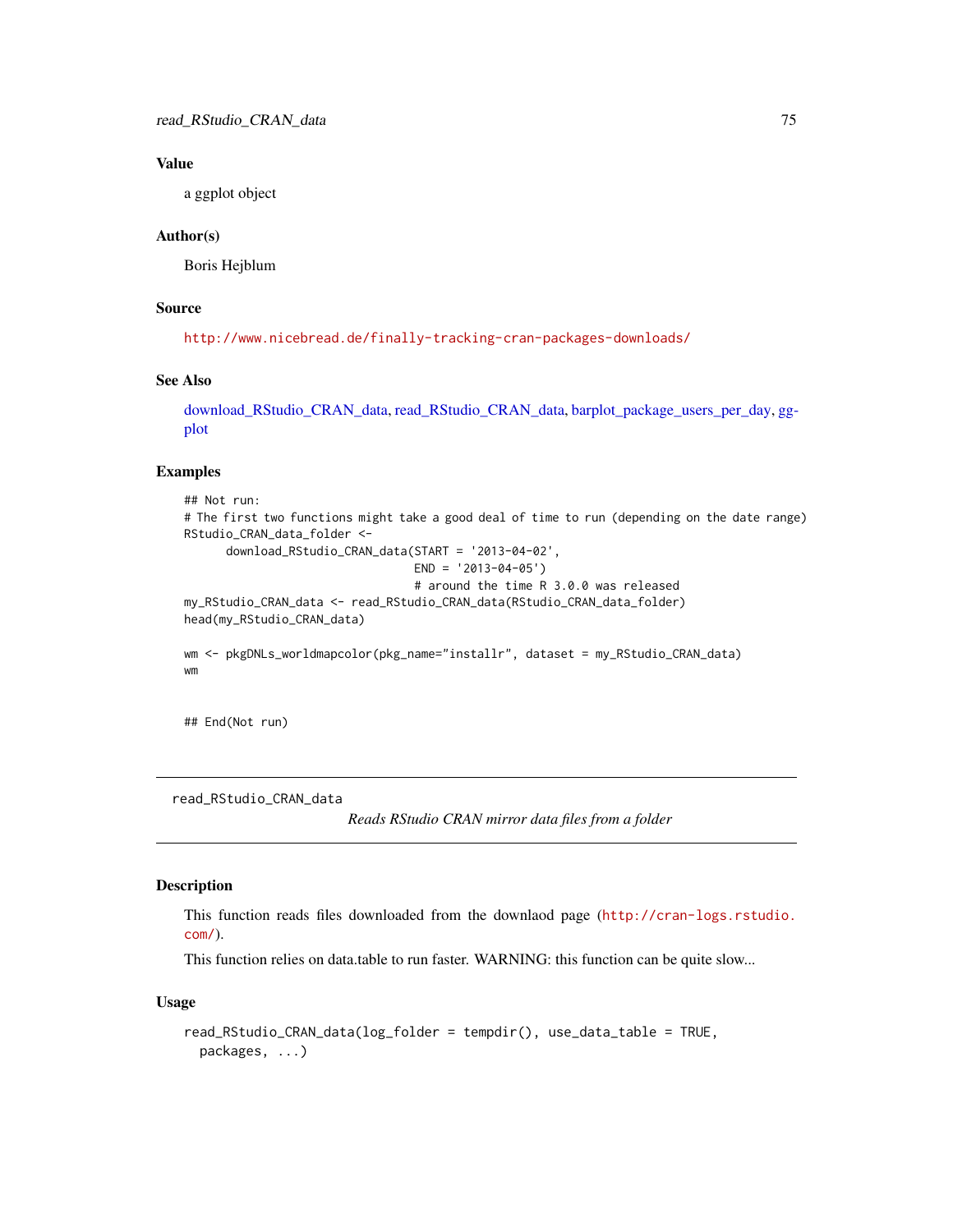### Value

a ggplot object

### Author(s)

Boris Hejblum

### Source

http://www.nicebread.de/finally-tracking-cran-packages-downloads/

### See Also

download_RStudio_CRAN_data, read_RStudio_CRAN_data, barplot_package_users_per_day, ggplot

### Examples

```
## Not run:
# The first two functions might take a good deal of time to run (depending on the date range)
RStudio_CRAN_data_folder <-
      download_RStudio_CRAN_data(START = '2013-04-02',
                                 END = '2013-04-05')
                                 # around the time R 3.0.0 was released
my_RStudio_CRAN_data <- read_RStudio_CRAN_data(RStudio_CRAN_data_folder)
head(my_RStudio_CRAN_data)

wm <- pkgDNLs_worldmapcolor(pkg_name="installr", dataset = my_RStudio_CRAN_data)
wm


## End(Not run)
```

---

## read_RStudio_CRAN_data

*Reads RStudio CRAN mirror data files from a folder*

### Description

This function reads files downloaded from the downlaod page (http://cran-logs.rstudio.com/).

This function relies on data.table to run faster. WARNING: this function can be quite slow...

### Usage

```
read_RStudio_CRAN_data(log_folder = tempdir(), use_data_table = TRUE,
  packages, ...)
```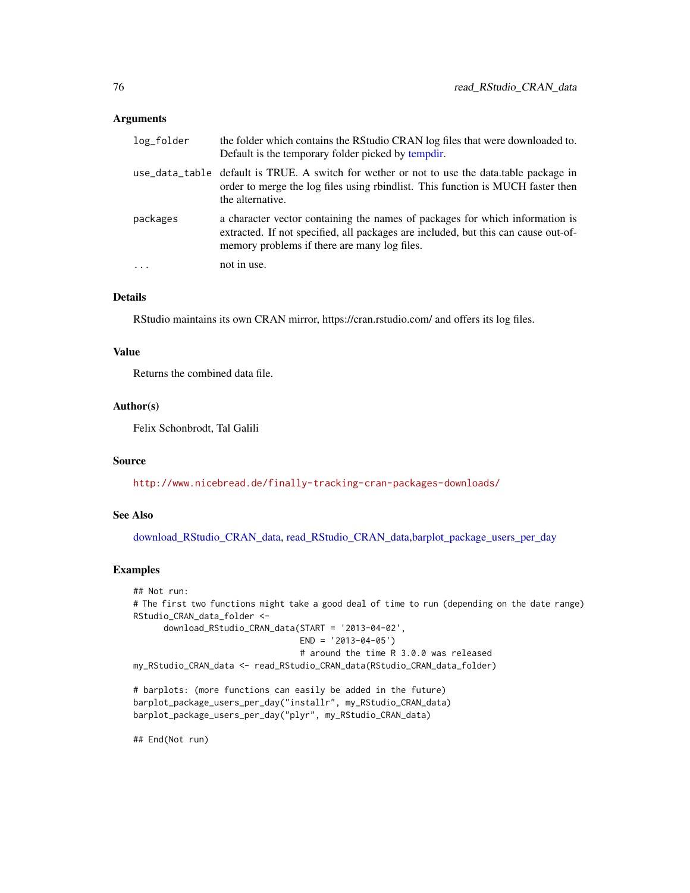### Arguments

| | |
|---|---|
| log_folder | the folder which contains the RStudio CRAN log files that were downloaded to. Default is the temporary folder picked by tempdir. |
| use_data_table | default is TRUE. A switch for wether or not to use the data.table package in order to merge the log files using rbindlist. This function is MUCH faster then the alternative. |
| packages | a character vector containing the names of packages for which information is extracted. If not specified, all packages are included, but this can cause out-of-memory problems if there are many log files. |
| ... | not in use. |

### Details

RStudio maintains its own CRAN mirror, https://cran.rstudio.com/ and offers its log files.

### Value

Returns the combined data file.

### Author(s)

Felix Schonbrodt, Tal Galili

### Source

http://www.nicebread.de/finally-tracking-cran-packages-downloads/

### See Also

download_RStudio_CRAN_data, read_RStudio_CRAN_data,barplot_package_users_per_day

### Examples

```
## Not run:
# The first two functions might take a good deal of time to run (depending on the date range)
RStudio_CRAN_data_folder <-
      download_RStudio_CRAN_data(START = '2013-04-02',
                                 END = '2013-04-05')
                                 # around the time R 3.0.0 was released
my_RStudio_CRAN_data <- read_RStudio_CRAN_data(RStudio_CRAN_data_folder)

# barplots: (more functions can easily be added in the future)
barplot_package_users_per_day("installr", my_RStudio_CRAN_data)
barplot_package_users_per_day("plyr", my_RStudio_CRAN_data)

## End(Not run)
```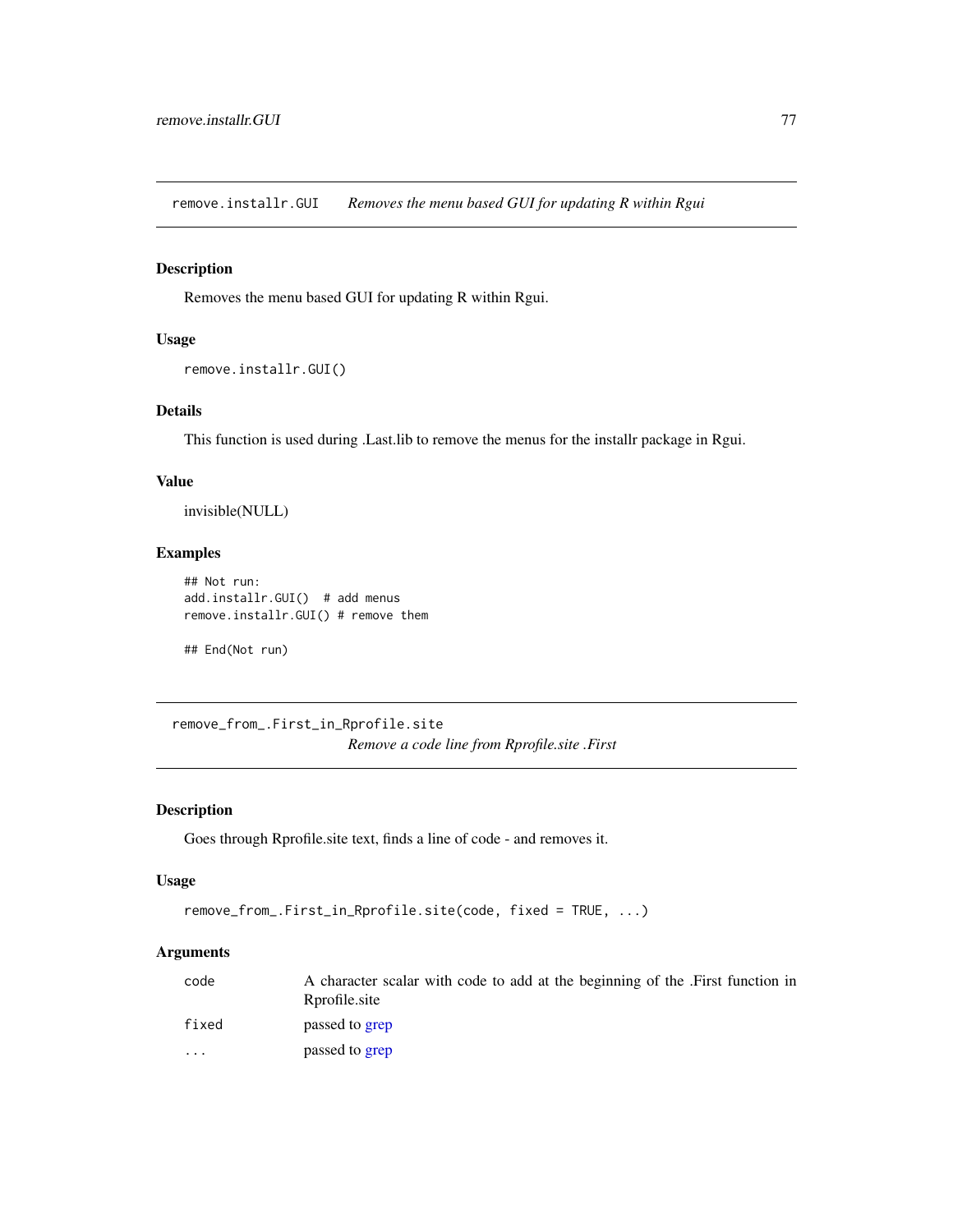## remove.installr.GUI — *Removes the menu based GUI for updating R within Rgui*

### Description

Removes the menu based GUI for updating R within Rgui.

### Usage

```
remove.installr.GUI()
```

### Details

This function is used during .Last.lib to remove the menus for the installr package in Rgui.

### Value

invisible(NULL)

### Examples

```
## Not run:
add.installr.GUI()  # add menus
remove.installr.GUI() # remove them

## End(Not run)
```

## remove_from_.First_in_Rprofile.site — *Remove a code line from Rprofile.site .First*

### Description

Goes through Rprofile.site text, finds a line of code - and removes it.

### Usage

```
remove_from_.First_in_Rprofile.site(code, fixed = TRUE, ...)
```

### Arguments

| | |
|---|---|
| code | A character scalar with code to add at the beginning of the .First function in Rprofile.site |
| fixed | passed to grep |
| ... | passed to grep |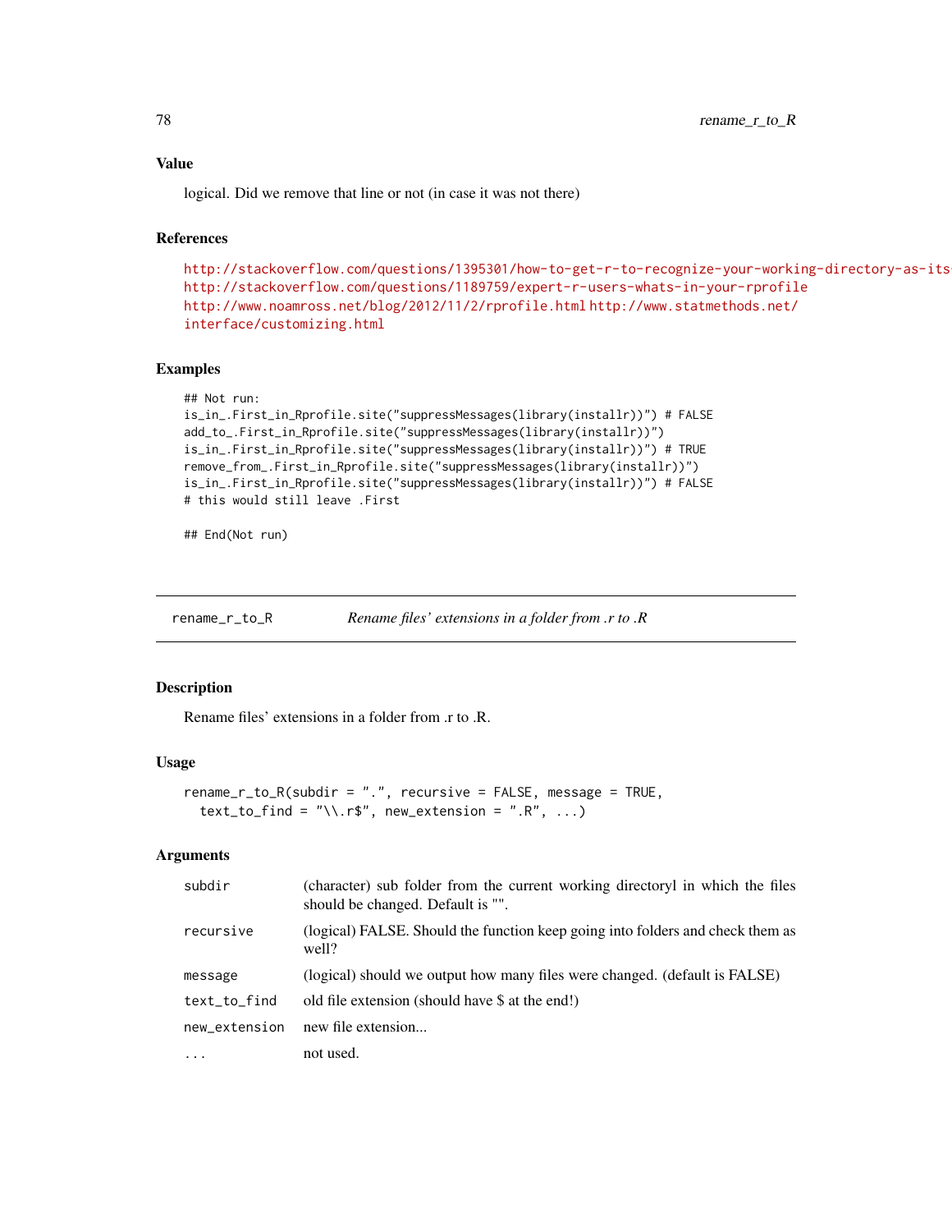### Value

logical. Did we remove that line or not (in case it was not there)

### References

http://stackoverflow.com/questions/1395301/how-to-get-r-to-recognize-your-working-directory-as-its
http://stackoverflow.com/questions/1189759/expert-r-users-whats-in-your-rprofile
http://www.noamross.net/blog/2012/11/2/rprofile.html http://www.statmethods.net/interface/customizing.html

### Examples

```
## Not run:
is_in_.First_in_Rprofile.site("suppressMessages(library(installr))") # FALSE
add_to_.First_in_Rprofile.site("suppressMessages(library(installr))")
is_in_.First_in_Rprofile.site("suppressMessages(library(installr))") # TRUE
remove_from_.First_in_Rprofile.site("suppressMessages(library(installr))")
is_in_.First_in_Rprofile.site("suppressMessages(library(installr))") # FALSE
# this would still leave .First

## End(Not run)
```

---

## rename_r_to_R — *Rename files' extensions in a folder from .r to .R*

### Description

Rename files' extensions in a folder from .r to .R.

### Usage

```
rename_r_to_R(subdir = ".", recursive = FALSE, message = TRUE,
  text_to_find = "\\.r$", new_extension = ".R", ...)
```

### Arguments

| | |
|---|---|
| subdir | (character) sub folder from the current working directoryl in which the files should be changed. Default is "". |
| recursive | (logical) FALSE. Should the function keep going into folders and check them as well? |
| message | (logical) should we output how many files were changed. (default is FALSE) |
| text_to_find | old file extension (should have $ at the end!) |
| new_extension | new file extension... |
| ... | not used. |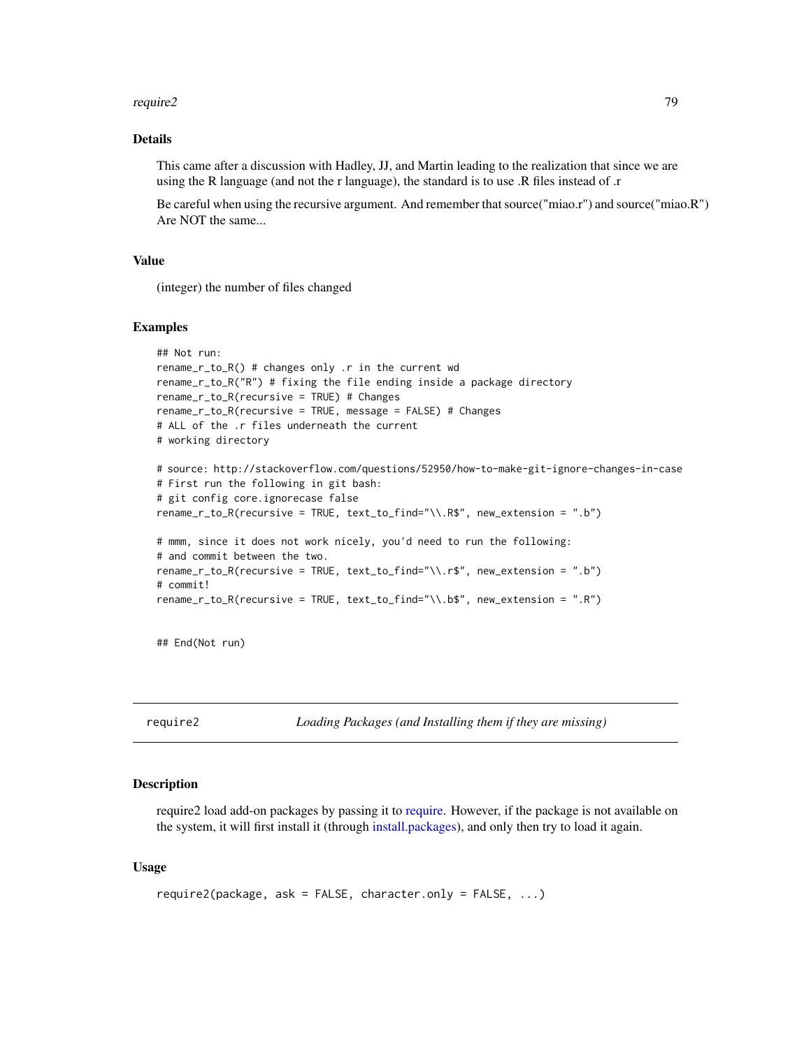### Details

This came after a discussion with Hadley, JJ, and Martin leading to the realization that since we are using the R language (and not the r language), the standard is to use .R files instead of .r

Be careful when using the recursive argument. And remember that source("miao.r") and source("miao.R") Are NOT the same...

### Value

(integer) the number of files changed

### Examples

```
## Not run:
rename_r_to_R() # changes only .r in the current wd
rename_r_to_R("R") # fixing the file ending inside a package directory
rename_r_to_R(recursive = TRUE) # Changes
rename_r_to_R(recursive = TRUE, message = FALSE) # Changes
# ALL of the .r files underneath the current
# working directory

# source: http://stackoverflow.com/questions/52950/how-to-make-git-ignore-changes-in-case
# First run the following in git bash:
# git config core.ignorecase false
rename_r_to_R(recursive = TRUE, text_to_find="\\.R$", new_extension = ".b")

# mmm, since it does not work nicely, you'd need to run the following:
# and commit between the two.
rename_r_to_R(recursive = TRUE, text_to_find="\\.r$", new_extension = ".b")
# commit!
rename_r_to_R(recursive = TRUE, text_to_find="\\.b$", new_extension = ".R")


## End(Not run)
```

---

## require2 — *Loading Packages (and Installing them if they are missing)*

---

### Description

require2 load add-on packages by passing it to require. However, if the package is not available on the system, it will first install it (through install.packages), and only then try to load it again.

### Usage

```
require2(package, ask = FALSE, character.only = FALSE, ...)
```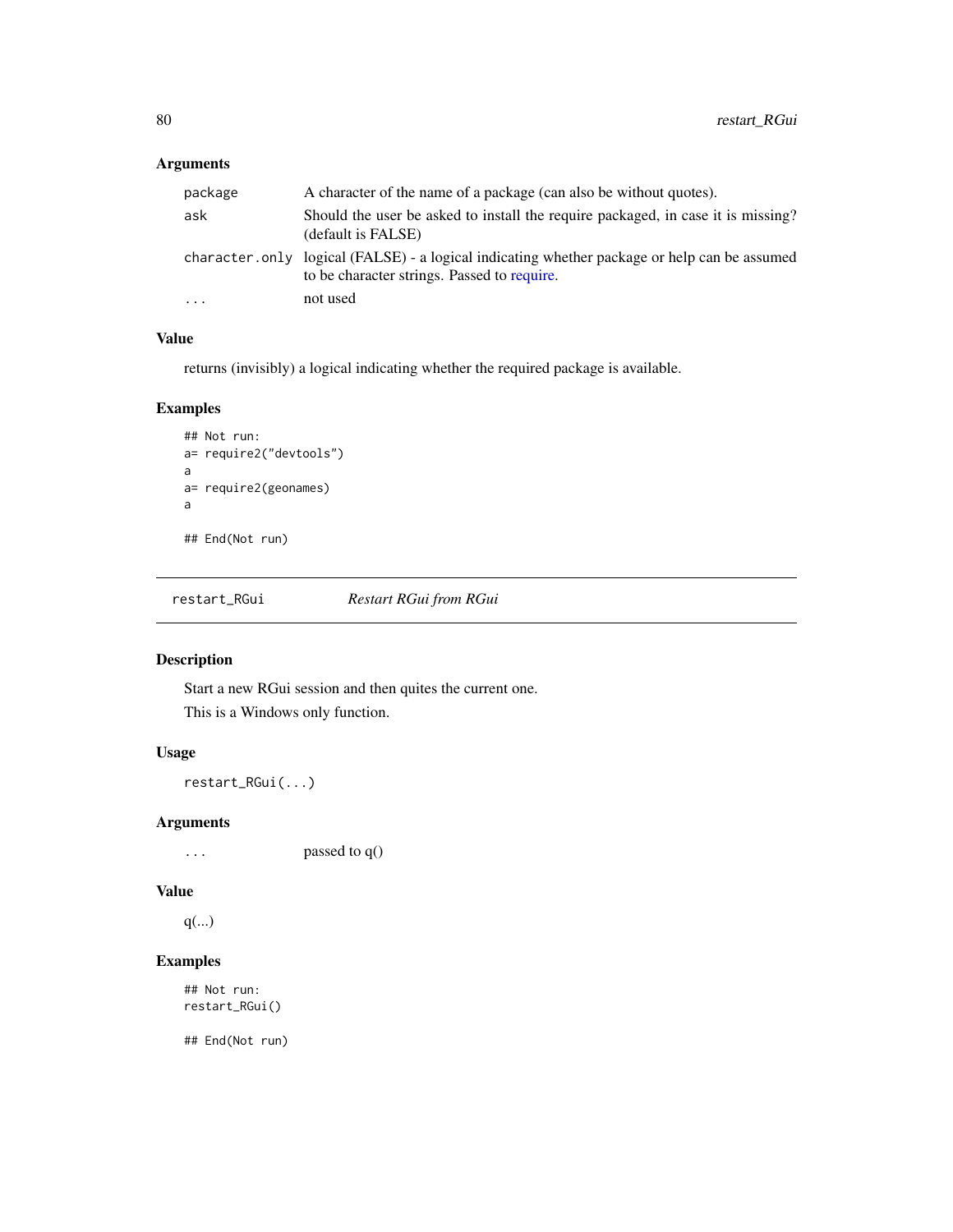### Arguments

| | |
|---|---|
| package | A character of the name of a package (can also be without quotes). |
| ask | Should the user be asked to install the require packaged, in case it is missing? (default is FALSE) |
| character.only | logical (FALSE) - a logical indicating whether package or help can be assumed to be character strings. Passed to require. |
| ... | not used |

### Value

returns (invisibly) a logical indicating whether the required package is available.

### Examples

```
## Not run:
a= require2("devtools")
a
a= require2(geonames)
a

## End(Not run)
```

---

## restart_RGui — *Restart RGui from RGui*

### Description

Start a new RGui session and then quites the current one.

This is a Windows only function.

### Usage

```
restart_RGui(...)
```

### Arguments

| | |
|---|---|
| ... | passed to q() |

### Value

q(...)

### Examples

```
## Not run:
restart_RGui()

## End(Not run)
```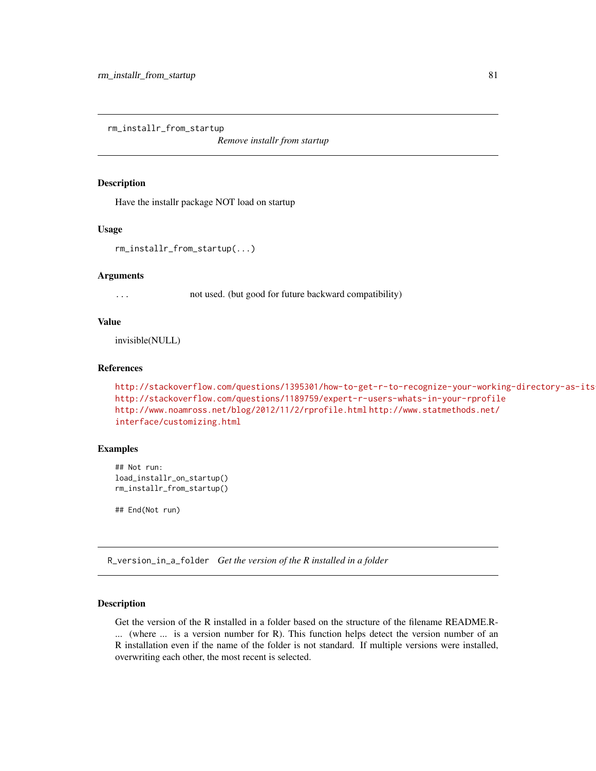## rm_installr_from_startup

*Remove installr from startup*

### Description

Have the installr package NOT load on startup

### Usage

```
rm_installr_from_startup(...)
```

### Arguments

| | |
|---|---|
| ... | not used. (but good for future backward compatibility) |

### Value

invisible(NULL)

### References

http://stackoverflow.com/questions/1395301/how-to-get-r-to-recognize-your-working-directory-as-its
http://stackoverflow.com/questions/1189759/expert-r-users-whats-in-your-rprofile
http://www.noamross.net/blog/2012/11/2/rprofile.html http://www.statmethods.net/interface/customizing.html

### Examples

```
## Not run:
load_installr_on_startup()
rm_installr_from_startup()

## End(Not run)
```

## R_version_in_a_folder

*Get the version of the R installed in a folder*

### Description

Get the version of the R installed in a folder based on the structure of the filename README.R-... (where ... is a version number for R). This function helps detect the version number of an R installation even if the name of the folder is not standard. If multiple versions were installed, overwriting each other, the most recent is selected.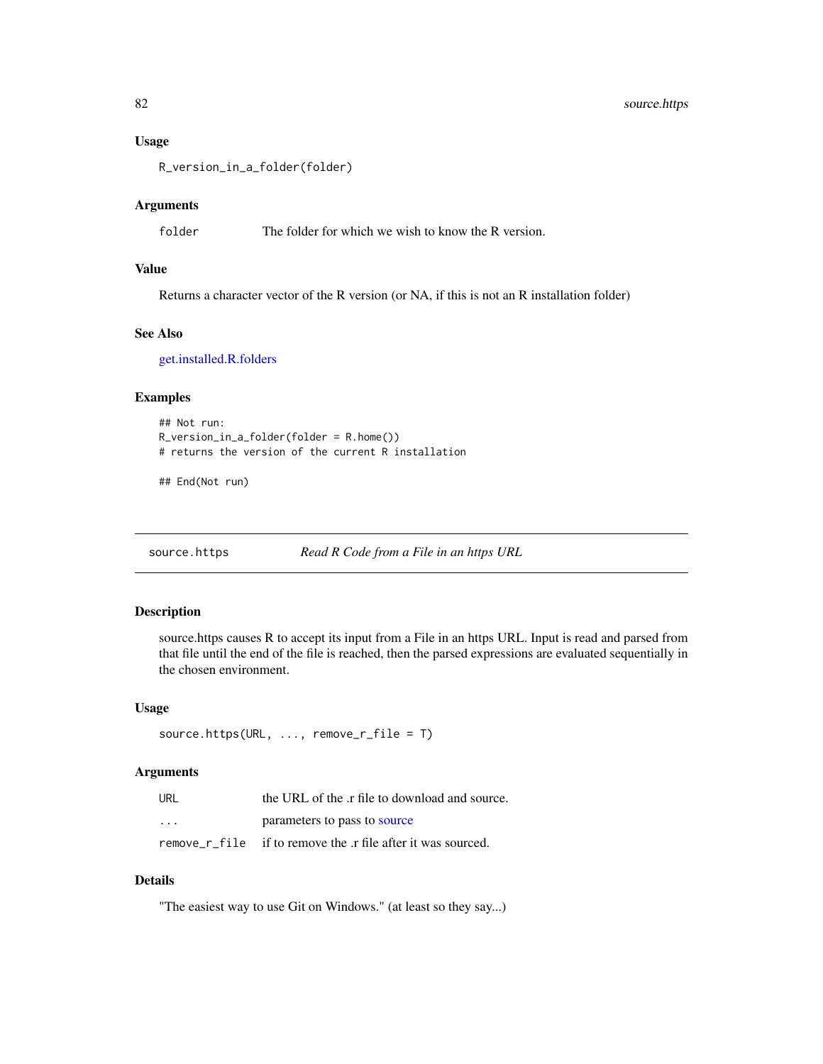### Usage

```
R_version_in_a_folder(folder)
```

### Arguments

| | |
|---|---|
| folder | The folder for which we wish to know the R version. |

### Value

Returns a character vector of the R version (or NA, if this is not an R installation folder)

### See Also

get.installed.R.folders

### Examples

```
## Not run:
R_version_in_a_folder(folder = R.home())
# returns the version of the current R installation

## End(Not run)
```

---

## source.https — *Read R Code from a File in an https URL*

### Description

source.https causes R to accept its input from a File in an https URL. Input is read and parsed from that file until the end of the file is reached, then the parsed expressions are evaluated sequentially in the chosen environment.

### Usage

```
source.https(URL, ..., remove_r_file = T)
```

### Arguments

| | |
|---|---|
| URL | the URL of the .r file to download and source. |
| ... | parameters to pass to source |
| remove_r_file | if to remove the .r file after it was sourced. |

### Details

"The easiest way to use Git on Windows." (at least so they say...)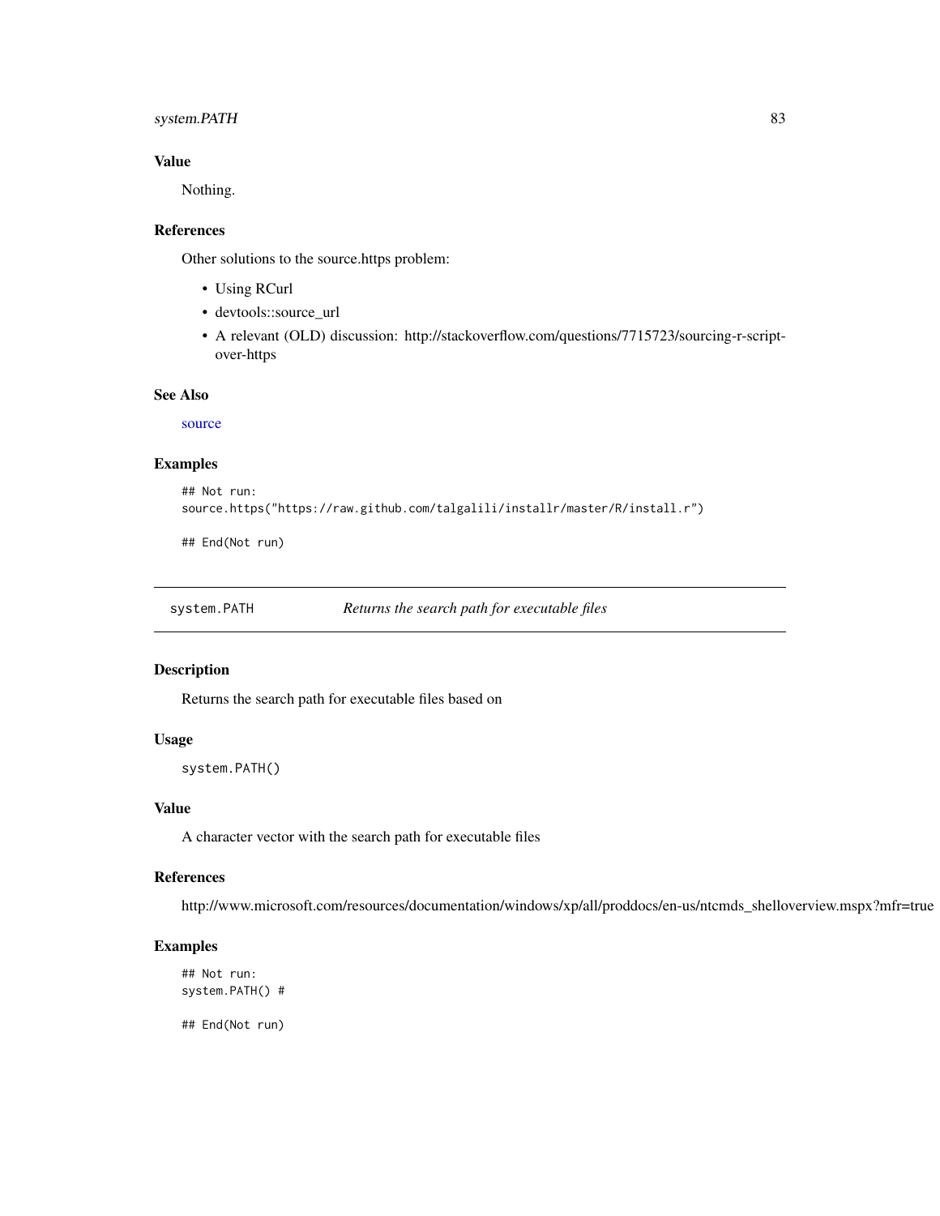### Value

Nothing.

### References

Other solutions to the source.https problem:

- Using RCurl
- devtools::source_url
- A relevant (OLD) discussion: http://stackoverflow.com/questions/7715723/sourcing-r-script-over-https

### See Also

source

### Examples

```
## Not run:
source.https("https://raw.github.com/talgalili/installr/master/R/install.r")

## End(Not run)
```

---

## system.PATH &nbsp;&nbsp;&nbsp;&nbsp; *Returns the search path for executable files*

---

### Description

Returns the search path for executable files based on

### Usage

```
system.PATH()
```

### Value

A character vector with the search path for executable files

### References

http://www.microsoft.com/resources/documentation/windows/xp/all/proddocs/en-us/ntcmds_shelloverview.mspx?mfr=true

### Examples

```
## Not run:
system.PATH() #

## End(Not run)
```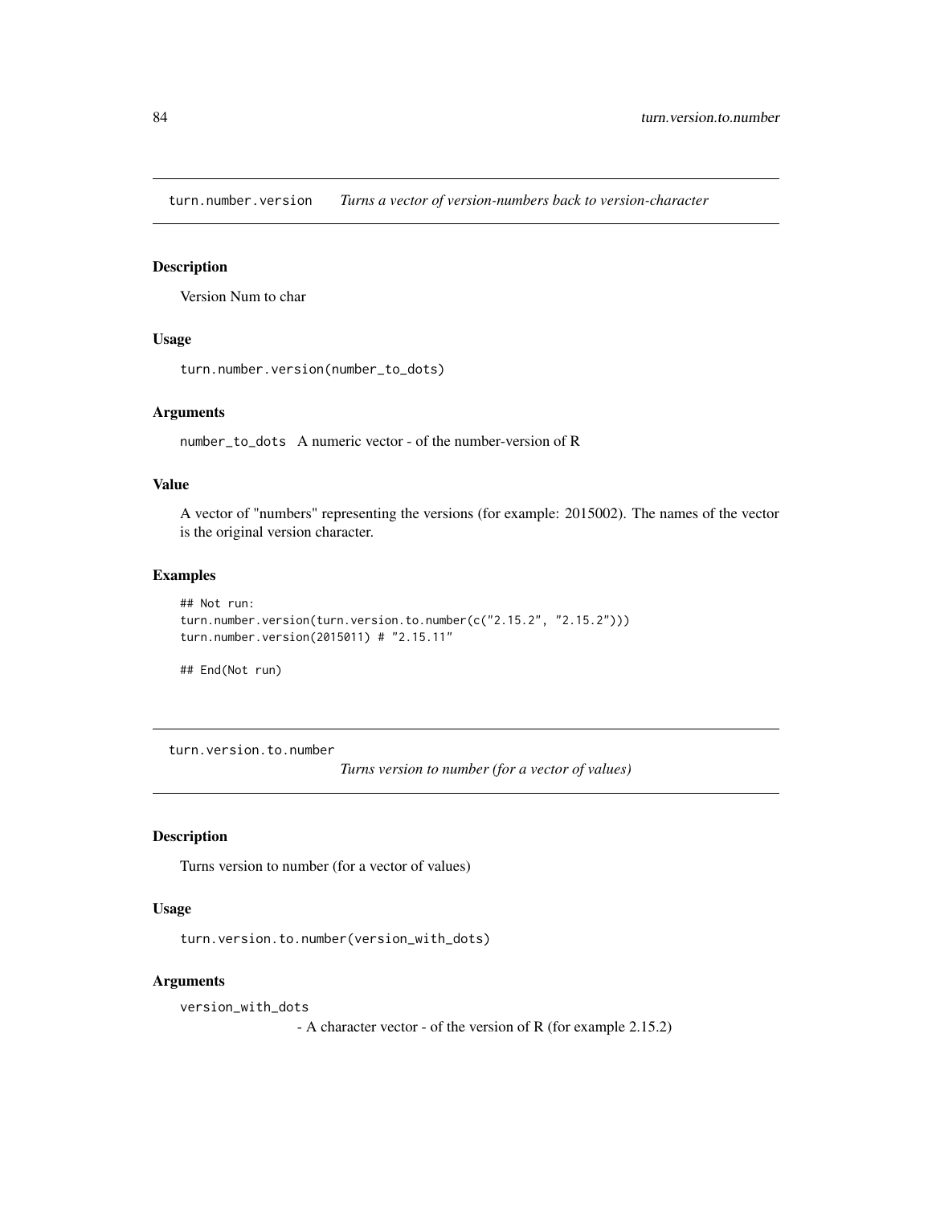## turn.number.version *Turns a vector of version-numbers back to version-character*

### Description

Version Num to char

### Usage

```
turn.number.version(number_to_dots)
```

### Arguments

`number_to_dots` A numeric vector - of the number-version of R

### Value

A vector of "numbers" representing the versions (for example: 2015002). The names of the vector is the original version character.

### Examples

```
## Not run:
turn.number.version(turn.version.to.number(c("2.15.2", "2.15.2")))
turn.number.version(2015011) # "2.15.11"

## End(Not run)
```

## turn.version.to.number *Turns version to number (for a vector of values)*

### Description

Turns version to number (for a vector of values)

### Usage

```
turn.version.to.number(version_with_dots)
```

### Arguments

`version_with_dots`
- A character vector - of the version of R (for example 2.15.2)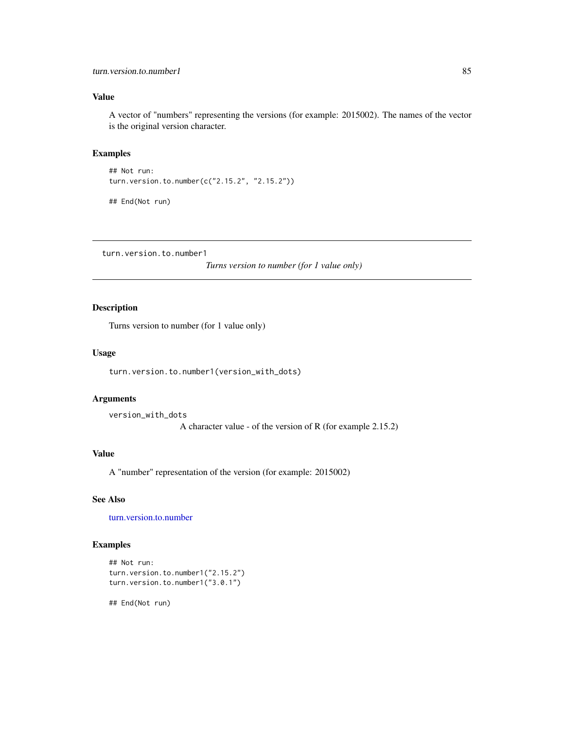## Value

A vector of "numbers" representing the versions (for example: 2015002). The names of the vector is the original version character.

## Examples

```
## Not run:
turn.version.to.number(c("2.15.2", "2.15.2"))

## End(Not run)
```

---

# turn.version.to.number1

*Turns version to number (for 1 value only)*

---

## Description

Turns version to number (for 1 value only)

## Usage

```
turn.version.to.number1(version_with_dots)
```

## Arguments

`version_with_dots`
A character value - of the version of R (for example 2.15.2)

## Value

A "number" representation of the version (for example: 2015002)

## See Also

turn.version.to.number

## Examples

```
## Not run:
turn.version.to.number1("2.15.2")
turn.version.to.number1("3.0.1")

## End(Not run)
```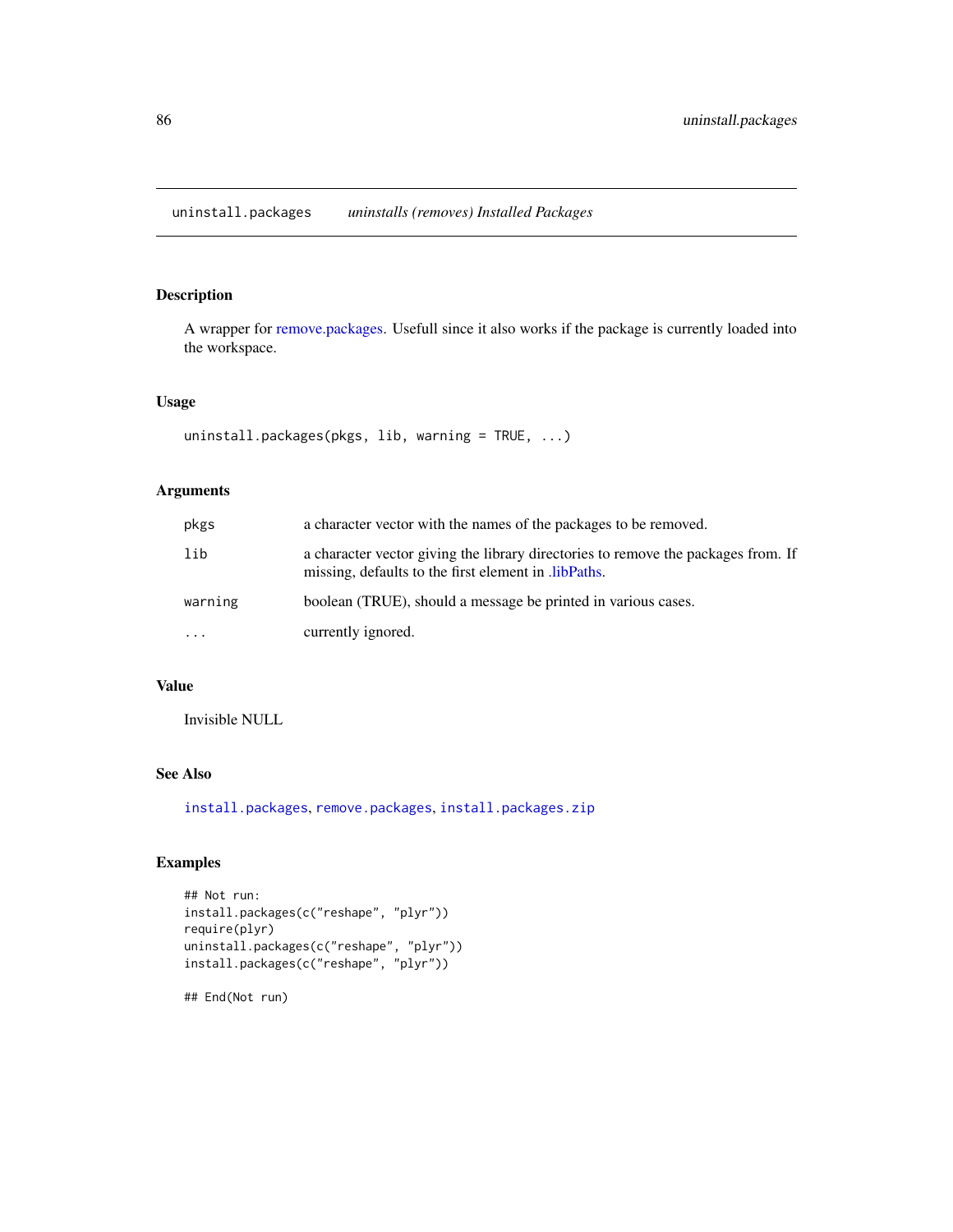## uninstall.packages *uninstalls (removes) Installed Packages*

### Description

A wrapper for remove.packages. Usefull since it also works if the package is currently loaded into the workspace.

### Usage

```
uninstall.packages(pkgs, lib, warning = TRUE, ...)
```

### Arguments

| | |
|---|---|
| pkgs | a character vector with the names of the packages to be removed. |
| lib | a character vector giving the library directories to remove the packages from. If missing, defaults to the first element in .libPaths. |
| warning | boolean (TRUE), should a message be printed in various cases. |
| ... | currently ignored. |

### Value

Invisible NULL

### See Also

`install.packages`, `remove.packages`, `install.packages.zip`

### Examples

```
## Not run:
install.packages(c("reshape", "plyr"))
require(plyr)
uninstall.packages(c("reshape", "plyr"))
install.packages(c("reshape", "plyr"))

## End(Not run)
```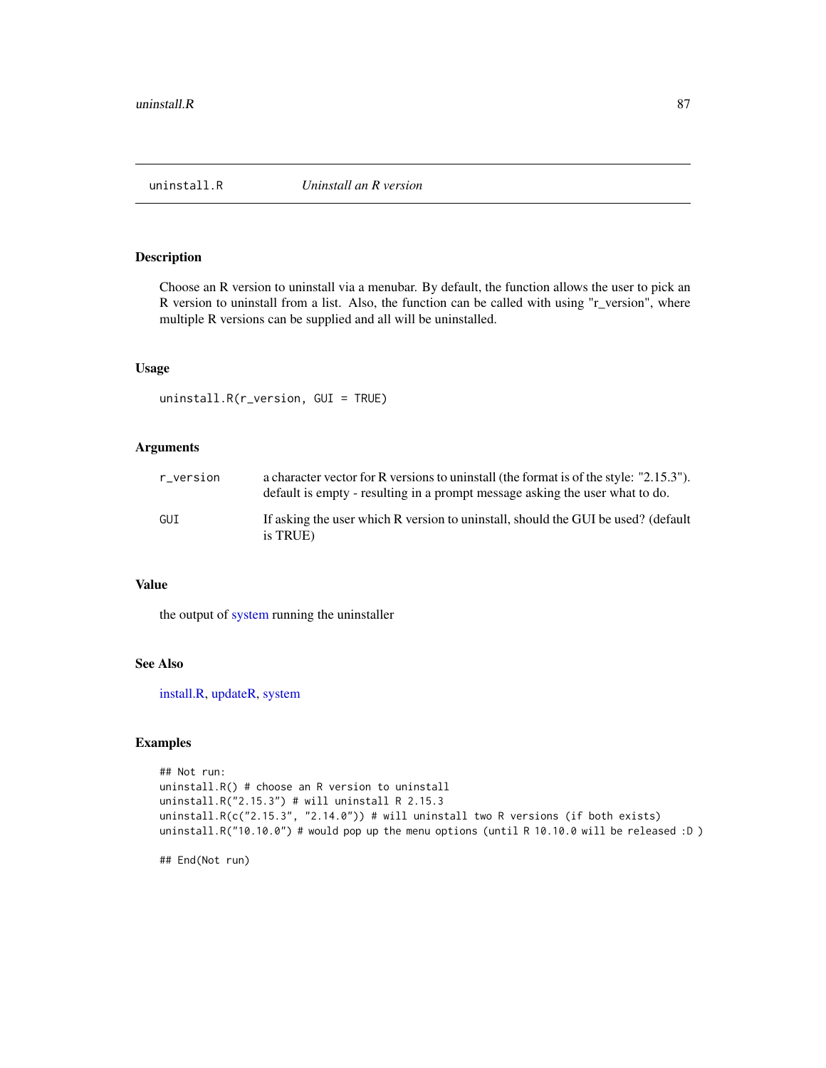uninstall.R *Uninstall an R version*

### Description

Choose an R version to uninstall via a menubar. By default, the function allows the user to pick an R version to uninstall from a list. Also, the function can be called with using "r_version", where multiple R versions can be supplied and all will be uninstalled.

### Usage

```
uninstall.R(r_version, GUI = TRUE)
```

### Arguments

| | |
|---|---|
| r_version | a character vector for R versions to uninstall (the format is of the style: "2.15.3"). default is empty - resulting in a prompt message asking the user what to do. |
| GUI | If asking the user which R version to uninstall, should the GUI be used? (default is TRUE) |

### Value

the output of system running the uninstaller

### See Also

install.R, updateR, system

### Examples

```
## Not run:
uninstall.R() # choose an R version to uninstall
uninstall.R("2.15.3") # will uninstall R 2.15.3
uninstall.R(c("2.15.3", "2.14.0")) # will uninstall two R versions (if both exists)
uninstall.R("10.10.0") # would pop up the menu options (until R 10.10.0 will be released :D )

## End(Not run)
```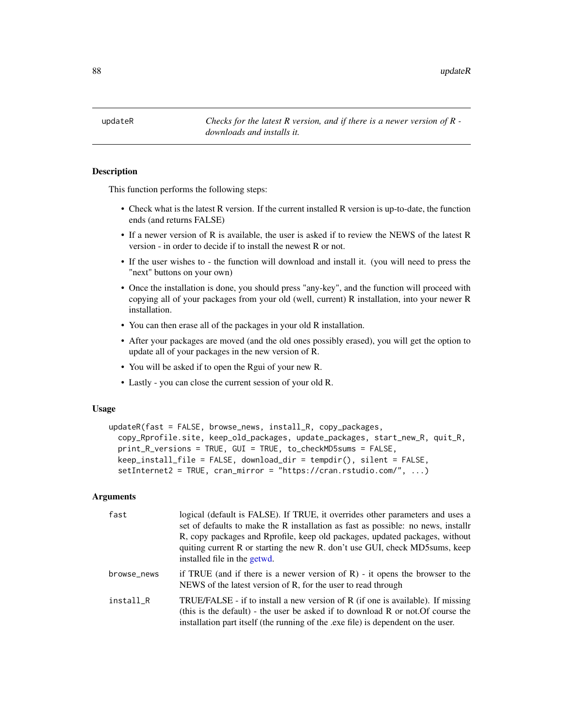## updateR — *Checks for the latest R version, and if there is a newer version of R - downloads and installs it.*

### Description

This function performs the following steps:

- Check what is the latest R version. If the current installed R version is up-to-date, the function ends (and returns FALSE)
- If a newer version of R is available, the user is asked if to review the NEWS of the latest R version - in order to decide if to install the newest R or not.
- If the user wishes to - the function will download and install it. (you will need to press the "next" buttons on your own)
- Once the installation is done, you should press "any-key", and the function will proceed with copying all of your packages from your old (well, current) R installation, into your newer R installation.
- You can then erase all of the packages in your old R installation.
- After your packages are moved (and the old ones possibly erased), you will get the option to update all of your packages in the new version of R.
- You will be asked if to open the Rgui of your new R.
- Lastly - you can close the current session of your old R.

### Usage

```
updateR(fast = FALSE, browse_news, install_R, copy_packages,
  copy_Rprofile.site, keep_old_packages, update_packages, start_new_R, quit_R,
  print_R_versions = TRUE, GUI = TRUE, to_checkMD5sums = FALSE,
  keep_install_file = FALSE, download_dir = tempdir(), silent = FALSE,
  setInternet2 = TRUE, cran_mirror = "https://cran.rstudio.com/", ...)
```

### Arguments

| | |
|---|---|
| `fast` | logical (default is FALSE). If TRUE, it overrides other parameters and uses a set of defaults to make the R installation as fast as possible: no news, installr R, copy packages and Rprofile, keep old packages, updated packages, without quiting current R or starting the new R. don't use GUI, check MD5sums, keep installed file in the getwd. |
| `browse_news` | if TRUE (and if there is a newer version of R) - it opens the browser to the NEWS of the latest version of R, for the user to read through |
| `install_R` | TRUE/FALSE - if to install a new version of R (if one is available). If missing (this is the default) - the user be asked if to download R or not.Of course the installation part itself (the running of the .exe file) is dependent on the user. |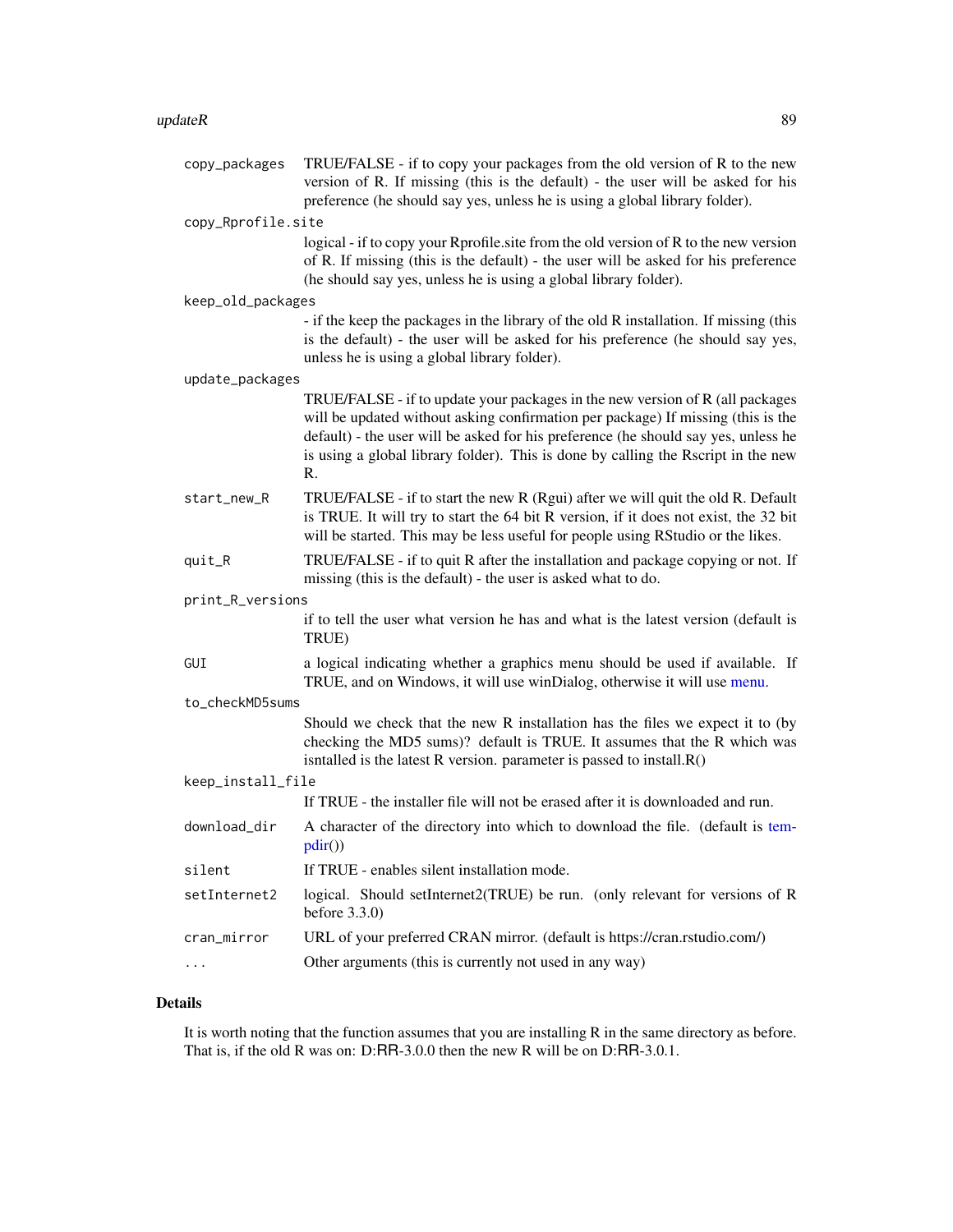| | |
|---|---|
| `copy_packages` | TRUE/FALSE - if to copy your packages from the old version of R to the new version of R. If missing (this is the default) - the user will be asked for his preference (he should say yes, unless he is using a global library folder). |
| `copy_Rprofile.site` | logical - if to copy your Rprofile.site from the old version of R to the new version of R. If missing (this is the default) - the user will be asked for his preference (he should say yes, unless he is using a global library folder). |
| `keep_old_packages` | - if the keep the packages in the library of the old R installation. If missing (this is the default) - the user will be asked for his preference (he should say yes, unless he is using a global library folder). |
| `update_packages` | TRUE/FALSE - if to update your packages in the new version of R (all packages will be updated without asking confirmation per package) If missing (this is the default) - the user will be asked for his preference (he should say yes, unless he is using a global library folder). This is done by calling the Rscript in the new R. |
| `start_new_R` | TRUE/FALSE - if to start the new R (Rgui) after we will quit the old R. Default is TRUE. It will try to start the 64 bit R version, if it does not exist, the 32 bit will be started. This may be less useful for people using RStudio or the likes. |
| `quit_R` | TRUE/FALSE - if to quit R after the installation and package copying or not. If missing (this is the default) - the user is asked what to do. |
| `print_R_versions` | if to tell the user what version he has and what is the latest version (default is TRUE) |
| `GUI` | a logical indicating whether a graphics menu should be used if available. If TRUE, and on Windows, it will use winDialog, otherwise it will use menu. |
| `to_checkMD5sums` | Should we check that the new R installation has the files we expect it to (by checking the MD5 sums)? default is TRUE. It assumes that the R which was isntalled is the latest R version. parameter is passed to install.R() |
| `keep_install_file` | If TRUE - the installer file will not be erased after it is downloaded and run. |
| `download_dir` | A character of the directory into which to download the file. (default is tempdir()) |
| `silent` | If TRUE - enables silent installation mode. |
| `setInternet2` | logical. Should setInternet2(TRUE) be run. (only relevant for versions of R before 3.3.0) |
| `cran_mirror` | URL of your preferred CRAN mirror. (default is https://cran.rstudio.com/) |
| `...` | Other arguments (this is currently not used in any way) |

## Details

It is worth noting that the function assumes that you are installing R in the same directory as before. That is, if the old R was on: D:RR-3.0.0 then the new R will be on D:RR-3.0.1.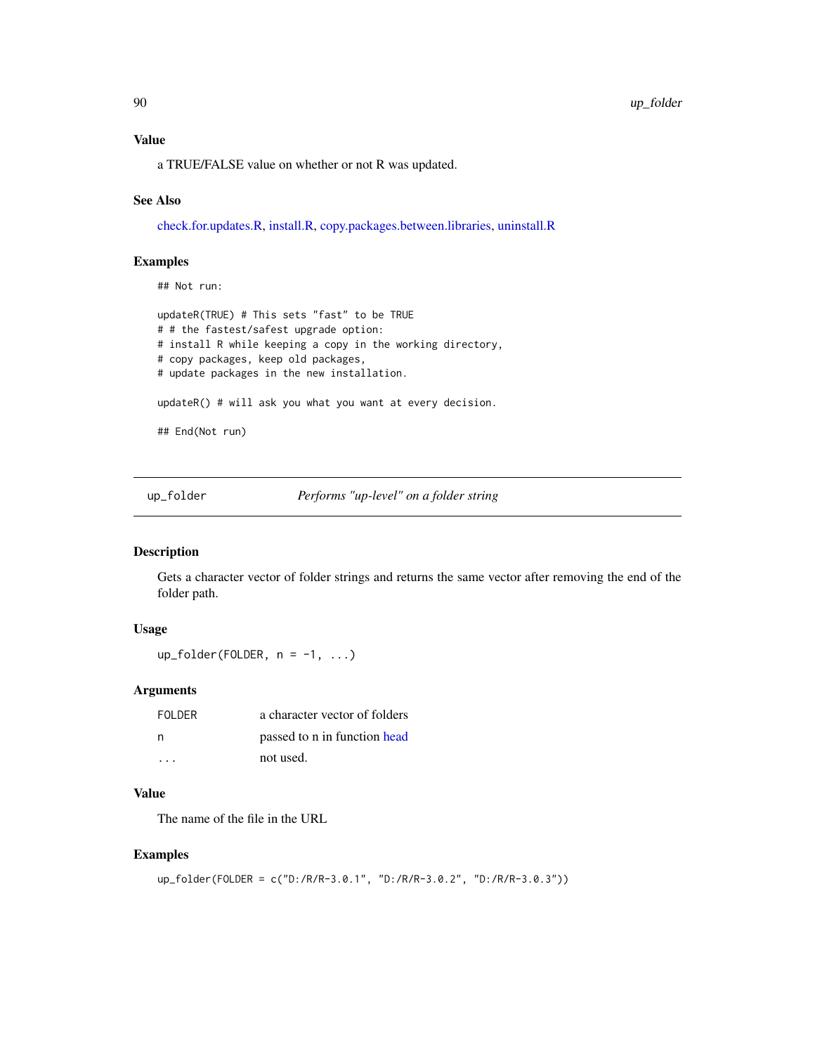### Value

a TRUE/FALSE value on whether or not R was updated.

### See Also

check.for.updates.R, install.R, copy.packages.between.libraries, uninstall.R

### Examples

```
## Not run:

updateR(TRUE) # This sets "fast" to be TRUE
# # the fastest/safest upgrade option:
# install R while keeping a copy in the working directory,
# copy packages, keep old packages,
# update packages in the new installation.

updateR() # will ask you what you want at every decision.

## End(Not run)
```

---

## up_folder — *Performs "up-level" on a folder string*

---

### Description

Gets a character vector of folder strings and returns the same vector after removing the end of the folder path.

### Usage

```
up_folder(FOLDER, n = -1, ...)
```

### Arguments

| | |
|---|---|
| FOLDER | a character vector of folders |
| n | passed to n in function head |
| ... | not used. |

### Value

The name of the file in the URL

### Examples

```
up_folder(FOLDER = c("D:/R/R-3.0.1", "D:/R/R-3.0.2", "D:/R/R-3.0.3"))
```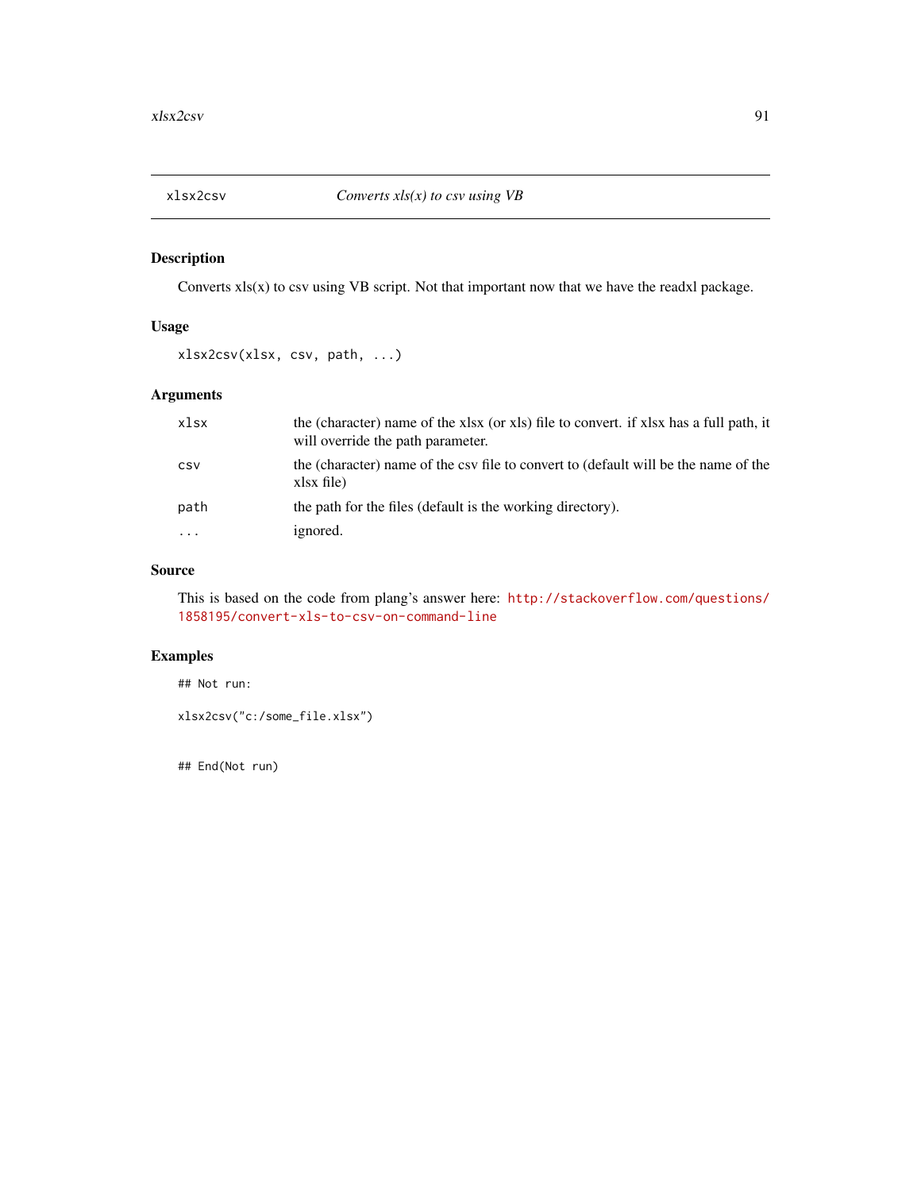## xlsx2csv *Converts xls(x) to csv using VB*

### Description

Converts xls(x) to csv using VB script. Not that important now that we have the readxl package.

### Usage

```
xlsx2csv(xlsx, csv, path, ...)
```

### Arguments

| | |
|---|---|
| xlsx | the (character) name of the xlsx (or xls) file to convert. if xlsx has a full path, it will override the path parameter. |
| csv | the (character) name of the csv file to convert to (default will be the name of the xlsx file) |
| path | the path for the files (default is the working directory). |
| ... | ignored. |

### Source

This is based on the code from plang's answer here: http://stackoverflow.com/questions/1858195/convert-xls-to-csv-on-command-line

### Examples

```
## Not run:

xlsx2csv("c:/some_file.xlsx")


## End(Not run)
```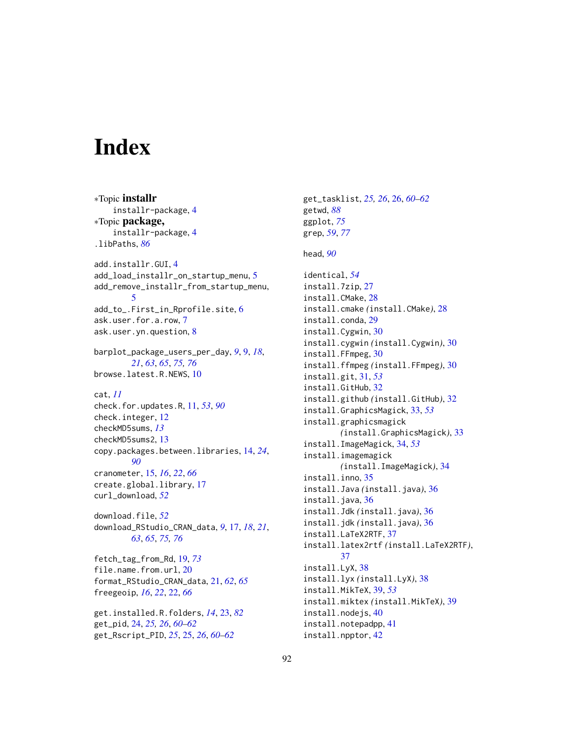# Index

*Topic **installr**
  installr-package, 4
*Topic **package,**
  installr-package, 4
.libPaths, *86*

add.installr.GUI, 4
add_load_installr_on_startup_menu, 5
add_remove_installr_from_startup_menu, 5
add_to_.First_in_Rprofile.site, 6
ask.user.for.a.row, 7
ask.user.yn.question, 8

barplot_package_users_per_day, *9*, 9, *18*, *21*, *63*, *65*, *75*, *76*
browse.latest.R.NEWS, 10

cat, *11*
check.for.updates.R, 11, *53*, *90*
check.integer, 12
checkMD5sums, *13*
checkMD5sums2, 13
copy.packages.between.libraries, 14, *24*, *90*
cranometer, 15, *16*, *22*, *66*
create.global.library, 17
curl_download, *52*

download.file, *52*
download_RStudio_CRAN_data, *9*, 17, *18*, *21*, *63*, *65*, *75*, *76*

fetch_tag_from_Rd, 19, *73*
file.name.from.url, 20
format_RStudio_CRAN_data, 21, *62*, *65*
freegeoip, *16*, *22*, 22, *66*

get.installed.R.folders, *14*, 23, *82*
get_pid, 24, *25*, *26*, *60–62*
get_Rscript_PID, *25*, 25, *26*, *60–62*
get_tasklist, *25*, *26*, 26, *60–62*
getwd, *88*
ggplot, *75*
grep, *59*, *77*

head, *90*

identical, *54*
install.7zip, 27
install.CMake, 28
install.cmake *(*install.CMake*)*, 28
install.conda, 29
install.Cygwin, 30
install.cygwin *(*install.Cygwin*)*, 30
install.FFmpeg, 30
install.ffmpeg *(*install.FFmpeg*)*, 30
install.git, 31, *53*
install.GitHub, 32
install.github *(*install.GitHub*)*, 32
install.GraphicsMagick, 33, *53*
install.graphicsmagick *(*install.GraphicsMagick*)*, 33
install.ImageMagick, 34, *53*
install.imagemagick *(*install.ImageMagick*)*, 34
install.inno, 35
install.Java *(*install.java*)*, 36
install.java, 36
install.Jdk *(*install.java*)*, 36
install.jdk *(*install.java*)*, 36
install.LaTeX2RTF, 37
install.latex2rtf *(*install.LaTeX2RTF*)*, 37
install.LyX, 38
install.lyx *(*install.LyX*)*, 38
install.MikTeX, 39, *53*
install.miktex *(*install.MikTeX*)*, 39
install.nodejs, 40
install.notepadpp, 41
install.npptor, 42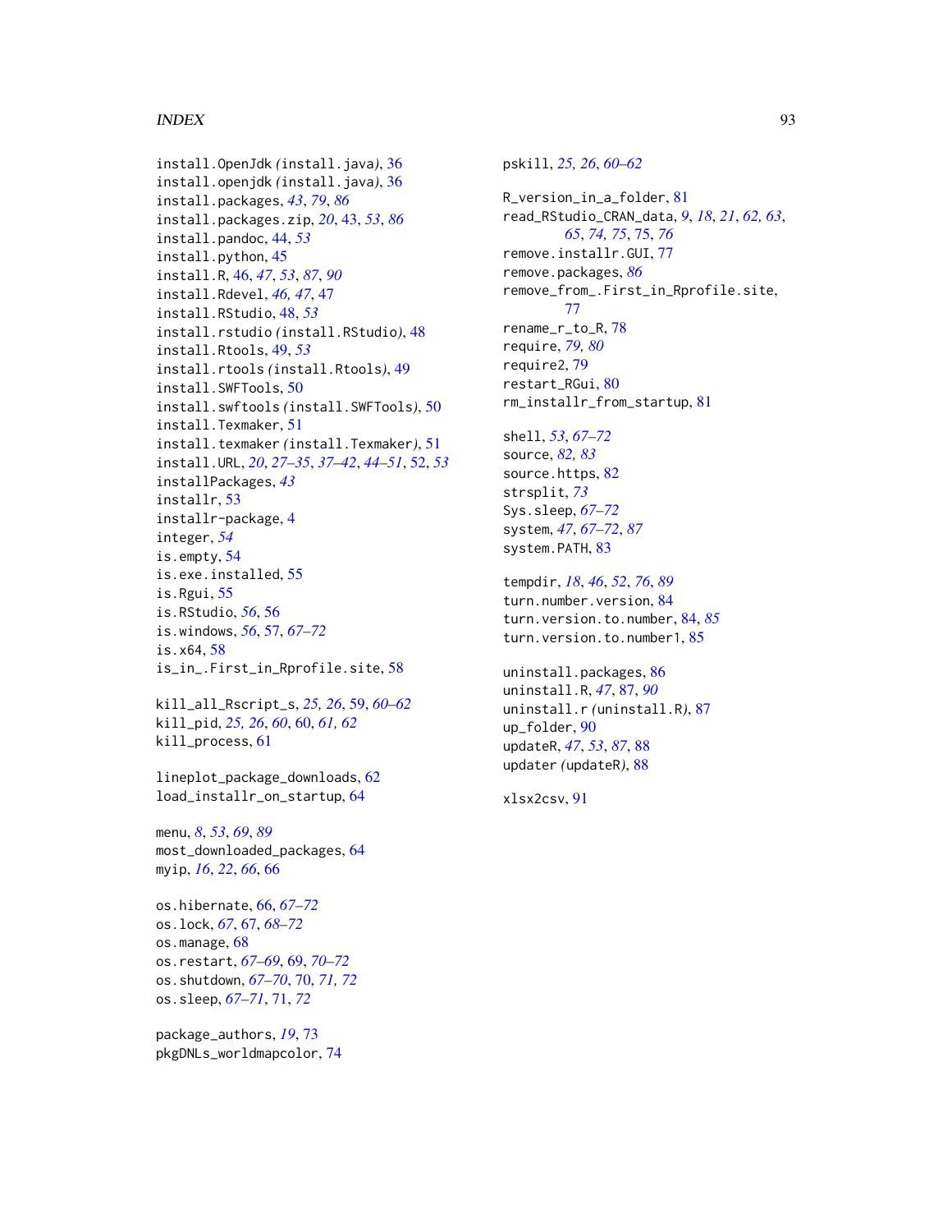install.OpenJdk *(install.java)*, 36
install.openjdk *(install.java)*, 36
install.packages, *43*, *79*, *86*
install.packages.zip, *20*, 43, *53*, *86*
install.pandoc, 44, *53*
install.python, 45
install.R, 46, *47*, *53*, *87*, *90*
install.Rdevel, *46, 47*, 47
install.RStudio, 48, *53*
install.rstudio *(install.RStudio)*, 48
install.Rtools, 49, *53*
install.rtools *(install.Rtools)*, 49
install.SWFTools, 50
install.swftools *(install.SWFTools)*, 50
install.Texmaker, 51
install.texmaker *(install.Texmaker)*, 51
install.URL, *20*, *27–35*, *37–42*, *44–51*, 52, *53*
installPackages, *43*
installr, 53
installr-package, 4
integer, *54*
is.empty, 54
is.exe.installed, 55
is.Rgui, 55
is.RStudio, *56*, 56
is.windows, *56*, 57, *67–72*
is.x64, 58
is_in_.First_in_Rprofile.site, 58

kill_all_Rscript_s, *25, 26*, 59, *60–62*
kill_pid, *25, 26*, *60*, 60, *61, 62*
kill_process, 61

lineplot_package_downloads, 62
load_installr_on_startup, 64

menu, *8*, *53*, *69*, *89*
most_downloaded_packages, 64
myip, *16*, *22*, *66*, 66

os.hibernate, 66, *67–72*
os.lock, *67*, 67, *68–72*
os.manage, 68
os.restart, *67–69*, 69, *70–72*
os.shutdown, *67–70*, 70, *71, 72*
os.sleep, *67–71*, 71, *72*

package_authors, *19*, 73
pkgDNLs_worldmapcolor, 74

pskill, *25, 26*, *60–62*

R_version_in_a_folder, 81
read_RStudio_CRAN_data, *9*, *18*, *21*, *62, 63*, *65*, *74, 75*, 75, *76*
remove.installr.GUI, 77
remove.packages, *86*
remove_from_.First_in_Rprofile.site, 77
rename_r_to_R, 78
require, *79, 80*
require2, 79
restart_RGui, 80
rm_installr_from_startup, 81

shell, *53*, *67–72*
source, *82, 83*
source.https, 82
strsplit, *73*
Sys.sleep, *67–72*
system, *47*, *67–72*, *87*
system.PATH, 83

tempdir, *18*, *46*, *52*, *76*, *89*
turn.number.version, 84
turn.version.to.number, 84, *85*
turn.version.to.number1, 85

uninstall.packages, 86
uninstall.R, *47*, 87, *90*
uninstall.r *(uninstall.R)*, 87
up_folder, 90
updateR, *47*, *53*, *87*, 88
updater *(updateR)*, 88

xlsx2csv, 91